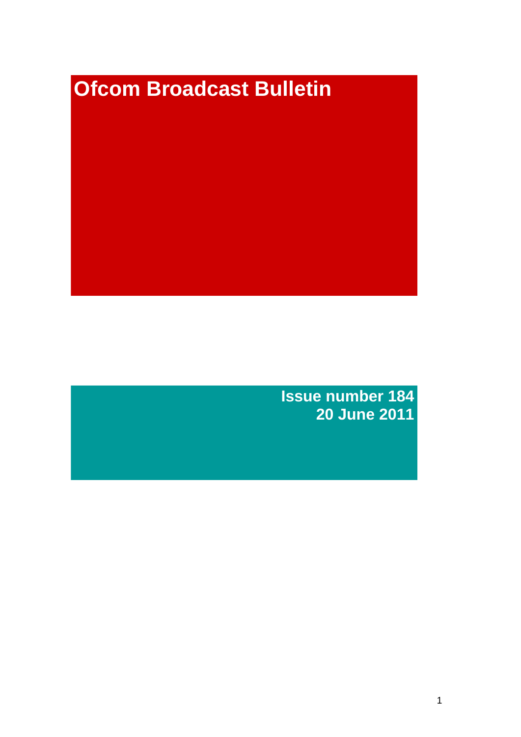# Ofcom Broadcast Bulletin

**Issue number 184**
**20 June 2011**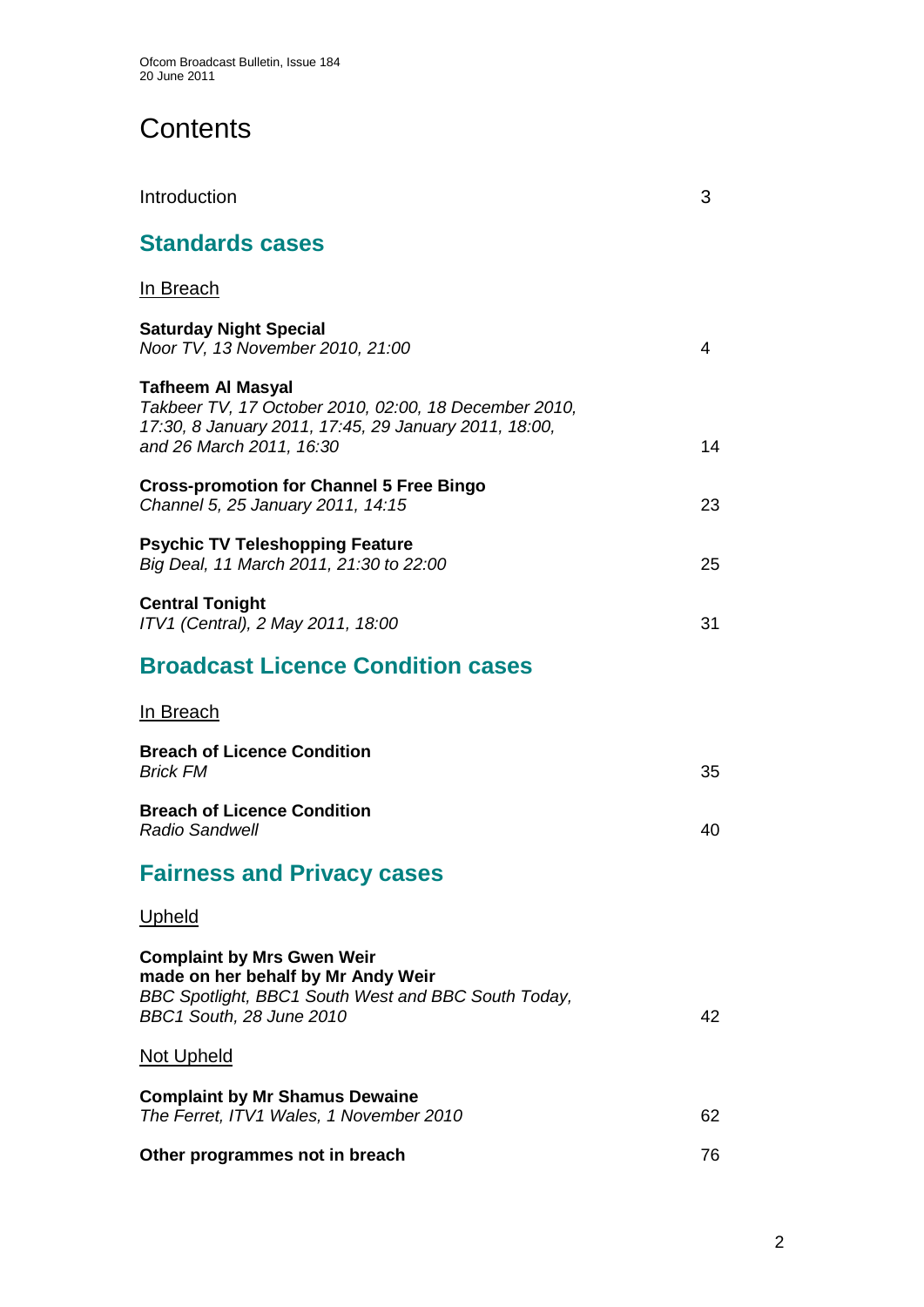# Contents

Introduction 3

## Standards cases

In Breach

**Saturday Night Special**
*Noor TV, 13 November 2010, 21:00* 4

**Tafheem Al Masyal**
*Takbeer TV, 17 October 2010, 02:00, 18 December 2010, 17:30, 8 January 2011, 17:45, 29 January 2011, 18:00, and 26 March 2011, 16:30* 14

**Cross-promotion for Channel 5 Free Bingo**
*Channel 5, 25 January 2011, 14:15* 23

**Psychic TV Teleshopping Feature**
*Big Deal, 11 March 2011, 21:30 to 22:00* 25

**Central Tonight**
*ITV1 (Central), 2 May 2011, 18:00* 31

## Broadcast Licence Condition cases

In Breach

**Breach of Licence Condition**
*Brick FM* 35

**Breach of Licence Condition**
*Radio Sandwell* 40

## Fairness and Privacy cases

Upheld

**Complaint by Mrs Gwen Weir made on her behalf by Mr Andy Weir**
*BBC Spotlight, BBC1 South West and BBC South Today, BBC1 South, 28 June 2010* 42

Not Upheld

**Complaint by Mr Shamus Dewaine**
*The Ferret, ITV1 Wales, 1 November 2010* 62

**Other programmes not in breach** 76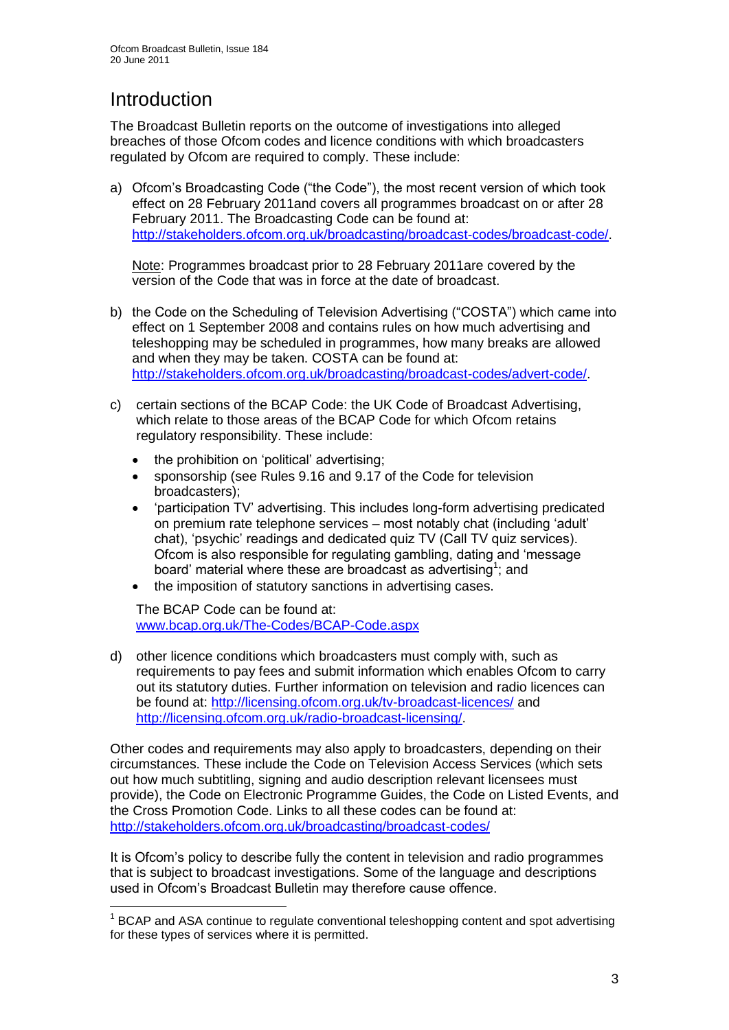# Introduction

The Broadcast Bulletin reports on the outcome of investigations into alleged breaches of those Ofcom codes and licence conditions with which broadcasters regulated by Ofcom are required to comply. These include:

a) Ofcom's Broadcasting Code ("the Code"), the most recent version of which took effect on 28 February 2011and covers all programmes broadcast on or after 28 February 2011. The Broadcasting Code can be found at: http://stakeholders.ofcom.org.uk/broadcasting/broadcast-codes/broadcast-code/.

   Note: Programmes broadcast prior to 28 February 2011are covered by the version of the Code that was in force at the date of broadcast.

b) the Code on the Scheduling of Television Advertising ("COSTA") which came into effect on 1 September 2008 and contains rules on how much advertising and teleshopping may be scheduled in programmes, how many breaks are allowed and when they may be taken. COSTA can be found at: http://stakeholders.ofcom.org.uk/broadcasting/broadcast-codes/advert-code/.

c) certain sections of the BCAP Code: the UK Code of Broadcast Advertising, which relate to those areas of the BCAP Code for which Ofcom retains regulatory responsibility. These include:

   - the prohibition on 'political' advertising;
   - sponsorship (see Rules 9.16 and 9.17 of the Code for television broadcasters);
   - 'participation TV' advertising. This includes long-form advertising predicated on premium rate telephone services – most notably chat (including 'adult' chat), 'psychic' readings and dedicated quiz TV (Call TV quiz services). Ofcom is also responsible for regulating gambling, dating and 'message board' material where these are broadcast as advertising[1]; and
   - the imposition of statutory sanctions in advertising cases.

   The BCAP Code can be found at: www.bcap.org.uk/The-Codes/BCAP-Code.aspx

d) other licence conditions which broadcasters must comply with, such as requirements to pay fees and submit information which enables Ofcom to carry out its statutory duties. Further information on television and radio licences can be found at: http://licensing.ofcom.org.uk/tv-broadcast-licences/ and http://licensing.ofcom.org.uk/radio-broadcast-licensing/.

Other codes and requirements may also apply to broadcasters, depending on their circumstances. These include the Code on Television Access Services (which sets out how much subtitling, signing and audio description relevant licensees must provide), the Code on Electronic Programme Guides, the Code on Listed Events, and the Cross Promotion Code. Links to all these codes can be found at: http://stakeholders.ofcom.org.uk/broadcasting/broadcast-codes/

It is Ofcom's policy to describe fully the content in television and radio programmes that is subject to broadcast investigations. Some of the language and descriptions used in Ofcom's Broadcast Bulletin may therefore cause offence.

---

[1] BCAP and ASA continue to regulate conventional teleshopping content and spot advertising for these types of services where it is permitted.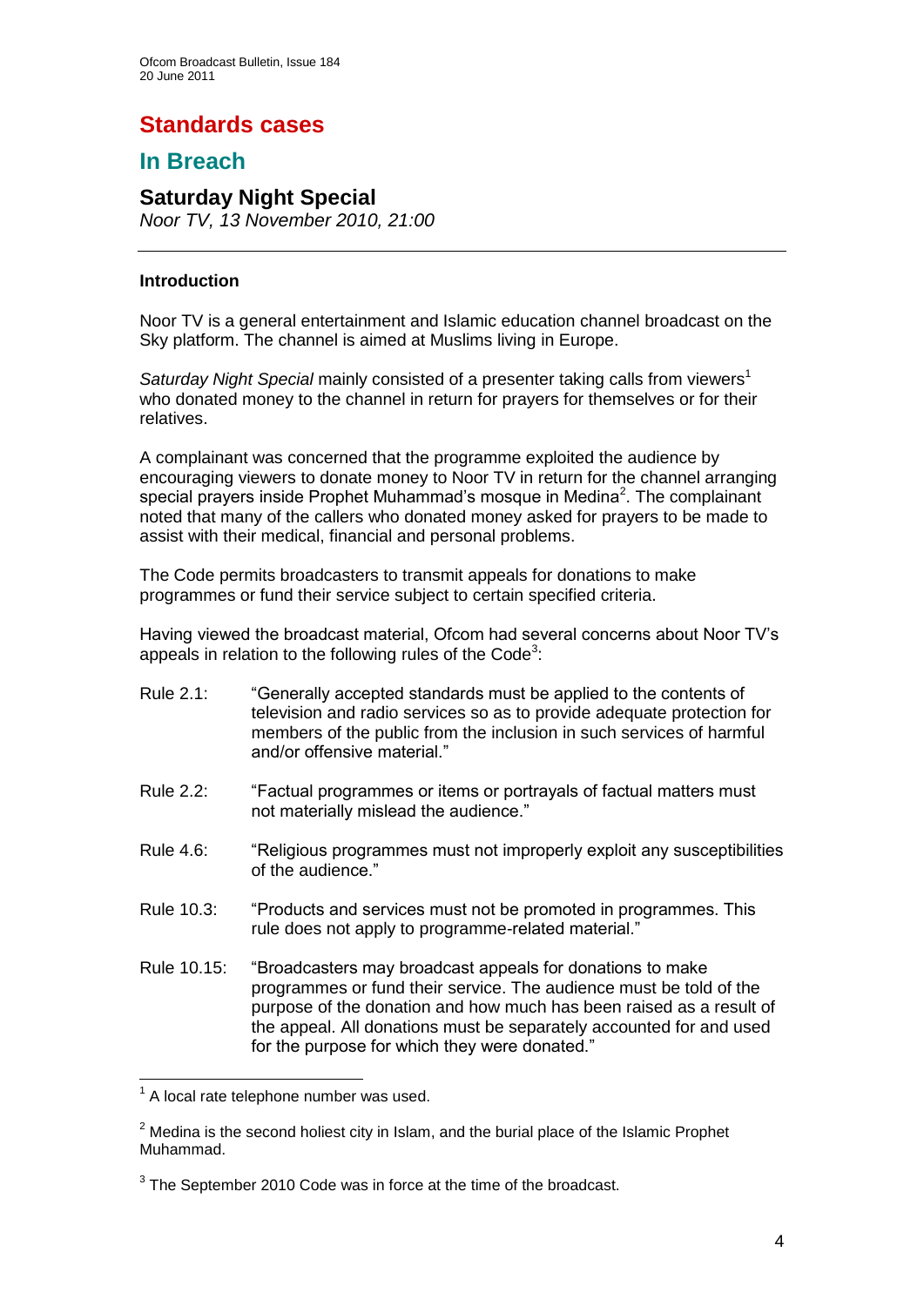# Standards cases

## In Breach

### Saturday Night Special

*Noor TV, 13 November 2010, 21:00*

---

**Introduction**

Noor TV is a general entertainment and Islamic education channel broadcast on the Sky platform. The channel is aimed at Muslims living in Europe.

*Saturday Night Special* mainly consisted of a presenter taking calls from viewers[1] who donated money to the channel in return for prayers for themselves or for their relatives.

A complainant was concerned that the programme exploited the audience by encouraging viewers to donate money to Noor TV in return for the channel arranging special prayers inside Prophet Muhammad's mosque in Medina[2]. The complainant noted that many of the callers who donated money asked for prayers to be made to assist with their medical, financial and personal problems.

The Code permits broadcasters to transmit appeals for donations to make programmes or fund their service subject to certain specified criteria.

Having viewed the broadcast material, Ofcom had several concerns about Noor TV's appeals in relation to the following rules of the Code[3]:

Rule 2.1: "Generally accepted standards must be applied to the contents of television and radio services so as to provide adequate protection for members of the public from the inclusion in such services of harmful and/or offensive material."

Rule 2.2: "Factual programmes or items or portrayals of factual matters must not materially mislead the audience."

Rule 4.6: "Religious programmes must not improperly exploit any susceptibilities of the audience."

Rule 10.3: "Products and services must not be promoted in programmes. This rule does not apply to programme-related material."

Rule 10.15: "Broadcasters may broadcast appeals for donations to make programmes or fund their service. The audience must be told of the purpose of the donation and how much has been raised as a result of the appeal. All donations must be separately accounted for and used for the purpose for which they were donated."

---

[1] A local rate telephone number was used.

[2] Medina is the second holiest city in Islam, and the burial place of the Islamic Prophet Muhammad.

[3] The September 2010 Code was in force at the time of the broadcast.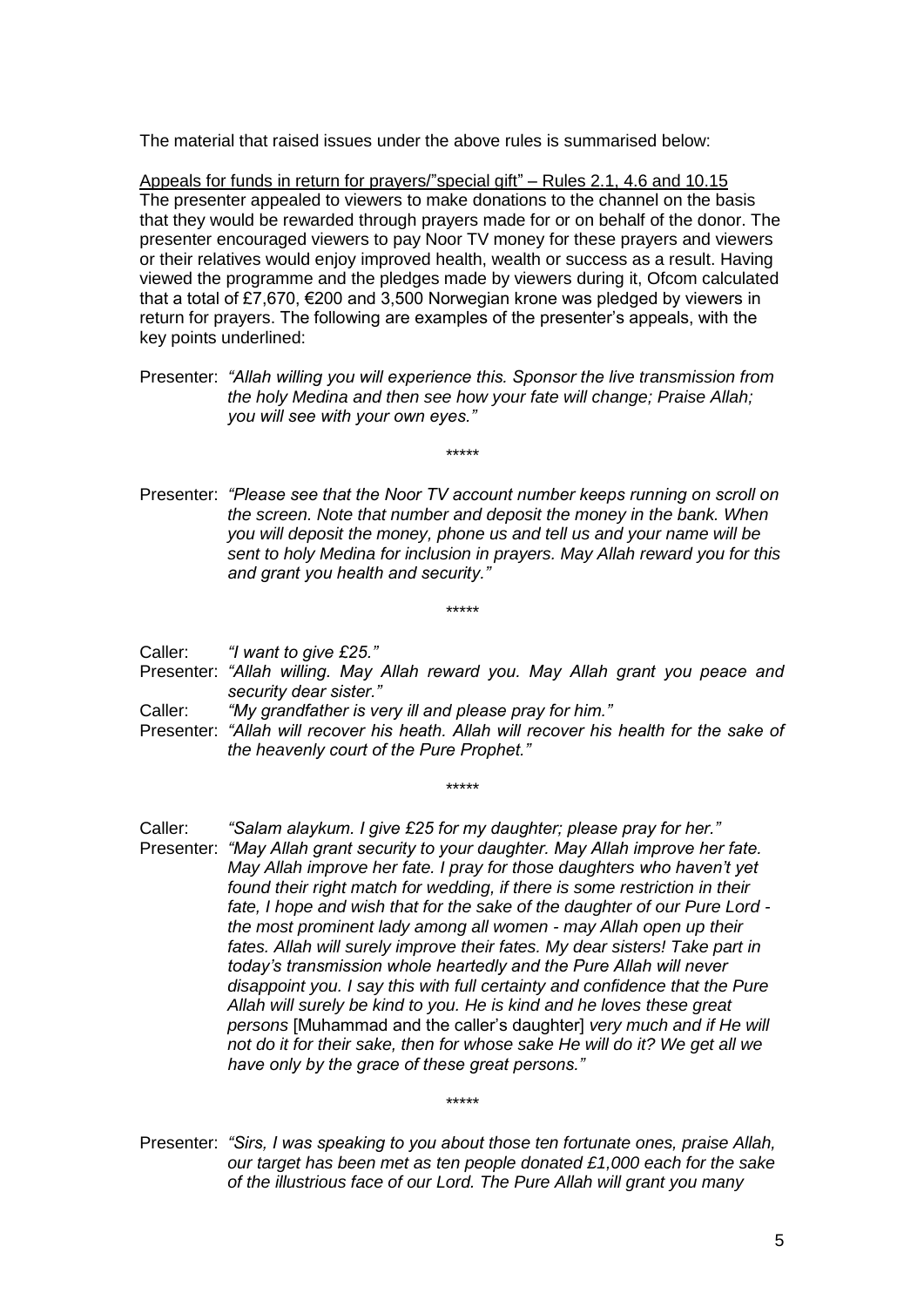The material that raised issues under the above rules is summarised below:

<u>Appeals for funds in return for prayers/"special gift" – Rules 2.1, 4.6 and 10.15</u>

The presenter appealed to viewers to make donations to the channel on the basis that they would be rewarded through prayers made for or on behalf of the donor. The presenter encouraged viewers to pay Noor TV money for these prayers and viewers or their relatives would enjoy improved health, wealth or success as a result. Having viewed the programme and the pledges made by viewers during it, Ofcom calculated that a total of £7,670, €200 and 3,500 Norwegian krone was pledged by viewers in return for prayers. The following are examples of the presenter's appeals, with the key points underlined:

Presenter: *"Allah willing you will experience this. Sponsor the live transmission from the holy Medina and then see how your fate will change; Praise Allah; you will see with your own eyes."*

*****

Presenter: *"Please see that the Noor TV account number keeps running on scroll on the screen. Note that number and deposit the money in the bank. When you will deposit the money, phone us and tell us and your name will be sent to holy Medina for inclusion in prayers. May Allah reward you for this and grant you health and security."*

*****

Caller: *"I want to give £25."*

Presenter: *"Allah willing. May Allah reward you. May Allah grant you peace and security dear sister."*

Caller: *"My grandfather is very ill and please pray for him."*

Presenter: *"Allah will recover his heath. Allah will recover his health for the sake of the heavenly court of the Pure Prophet."*

*****

Caller: *"Salam alaykum. I give £25 for my daughter; please pray for her."*

Presenter: *"May Allah grant security to your daughter. May Allah improve her fate. May Allah improve her fate. I pray for those daughters who haven't yet found their right match for wedding, if there is some restriction in their fate, I hope and wish that for the sake of the daughter of our Pure Lord - the most prominent lady among all women - may Allah open up their fates. Allah will surely improve their fates. My dear sisters! Take part in today's transmission whole heartedly and the Pure Allah will never disappoint you. I say this with full certainty and confidence that the Pure Allah will surely be kind to you. He is kind and he loves these great persons* [Muhammad and the caller's daughter] *very much and if He will not do it for their sake, then for whose sake He will do it? We get all we have only by the grace of these great persons."*

*****

Presenter: *"Sirs, I was speaking to you about those ten fortunate ones, praise Allah, our target has been met as ten people donated £1,000 each for the sake of the illustrious face of our Lord. The Pure Allah will grant you many*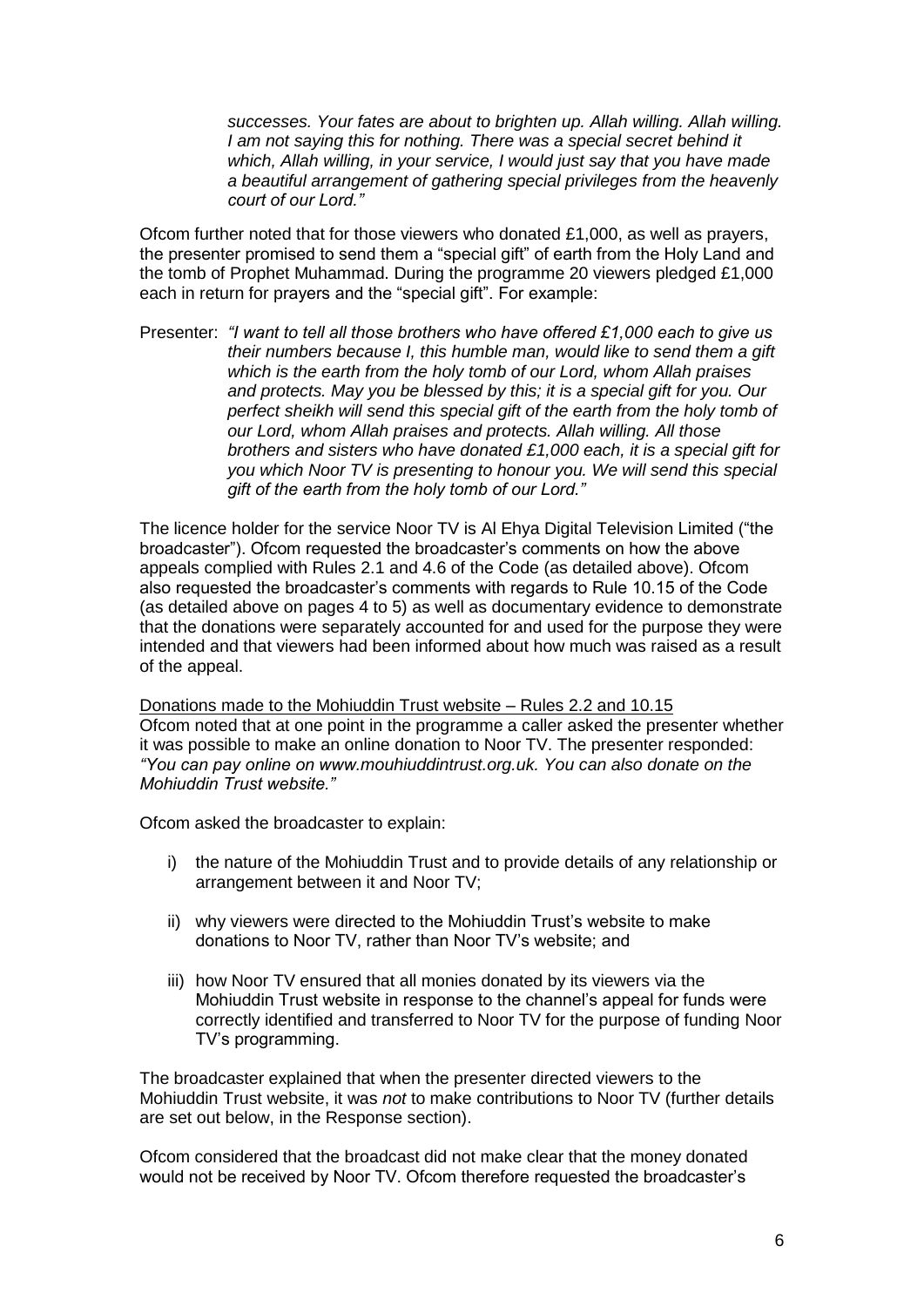> *successes. Your fates are about to brighten up. Allah willing. Allah willing. I am not saying this for nothing. There was a special secret behind it which, Allah willing, in your service, I would just say that you have made a beautiful arrangement of gathering special privileges from the heavenly court of our Lord."*

Ofcom further noted that for those viewers who donated £1,000, as well as prayers, the presenter promised to send them a "special gift" of earth from the Holy Land and the tomb of Prophet Muhammad. During the programme 20 viewers pledged £1,000 each in return for prayers and the "special gift". For example:

Presenter: *"I want to tell all those brothers who have offered £1,000 each to give us their numbers because I, this humble man, would like to send them a gift which is the earth from the holy tomb of our Lord, whom Allah praises and protects. May you be blessed by this; it is a special gift for you. Our perfect sheikh will send this special gift of the earth from the holy tomb of our Lord, whom Allah praises and protects. Allah willing. All those brothers and sisters who have donated £1,000 each, it is a special gift for you which Noor TV is presenting to honour you. We will send this special gift of the earth from the holy tomb of our Lord."*

The licence holder for the service Noor TV is Al Ehya Digital Television Limited ("the broadcaster"). Ofcom requested the broadcaster's comments on how the above appeals complied with Rules 2.1 and 4.6 of the Code (as detailed above). Ofcom also requested the broadcaster's comments with regards to Rule 10.15 of the Code (as detailed above on pages 4 to 5) as well as documentary evidence to demonstrate that the donations were separately accounted for and used for the purpose they were intended and that viewers had been informed about how much was raised as a result of the appeal.

<u>Donations made to the Mohiuddin Trust website – Rules 2.2 and 10.15</u>

Ofcom noted that at one point in the programme a caller asked the presenter whether it was possible to make an online donation to Noor TV. The presenter responded: *"You can pay online on www.mouhiuddintrust.org.uk. You can also donate on the Mohiuddin Trust website."*

Ofcom asked the broadcaster to explain:

i) the nature of the Mohiuddin Trust and to provide details of any relationship or arrangement between it and Noor TV;

ii) why viewers were directed to the Mohiuddin Trust's website to make donations to Noor TV, rather than Noor TV's website; and

iii) how Noor TV ensured that all monies donated by its viewers via the Mohiuddin Trust website in response to the channel's appeal for funds were correctly identified and transferred to Noor TV for the purpose of funding Noor TV's programming.

The broadcaster explained that when the presenter directed viewers to the Mohiuddin Trust website, it was *not* to make contributions to Noor TV (further details are set out below, in the Response section).

Ofcom considered that the broadcast did not make clear that the money donated would not be received by Noor TV. Ofcom therefore requested the broadcaster's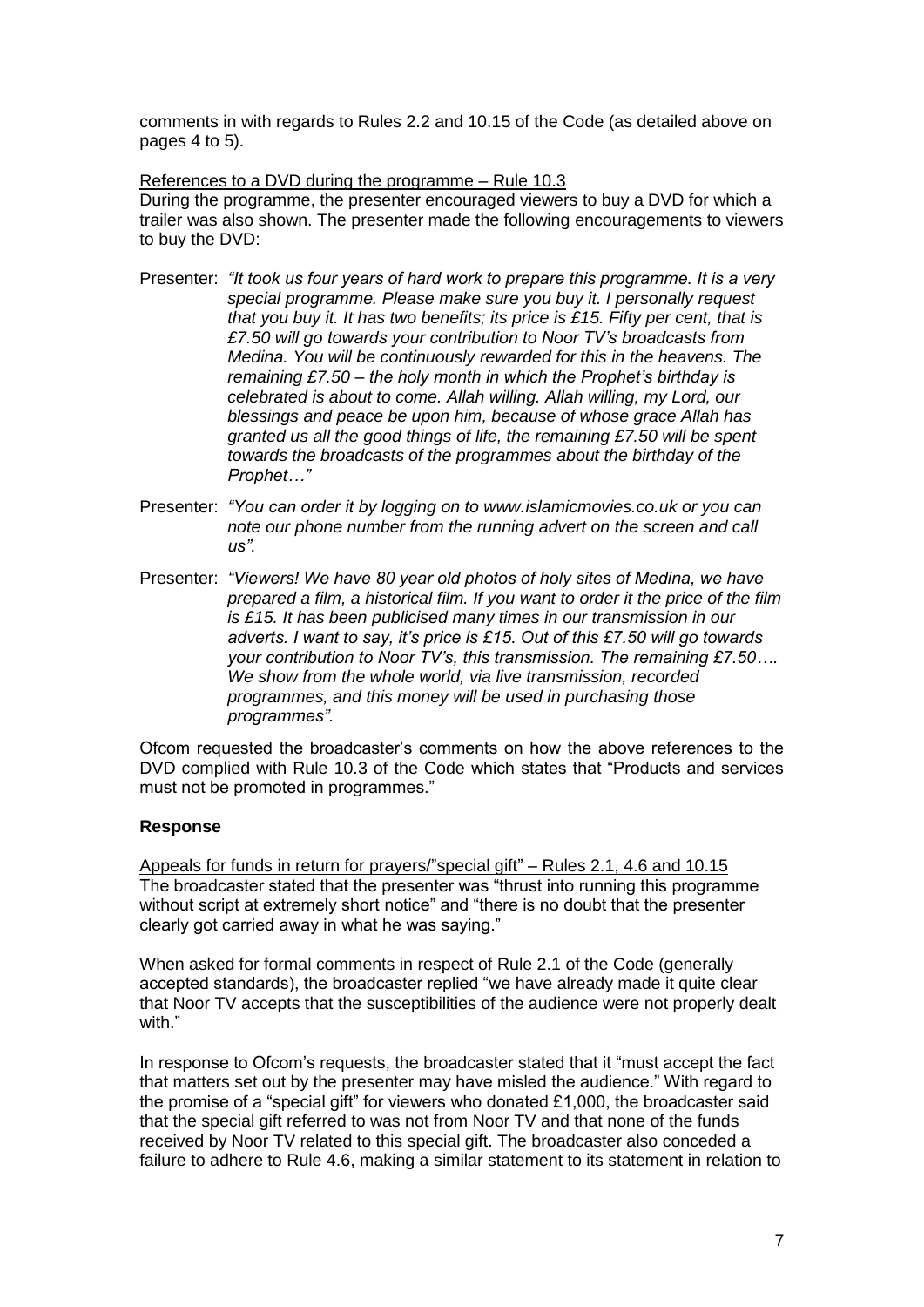comments in with regards to Rules 2.2 and 10.15 of the Code (as detailed above on pages 4 to 5).

References to a DVD during the programme – Rule 10.3

During the programme, the presenter encouraged viewers to buy a DVD for which a trailer was also shown. The presenter made the following encouragements to viewers to buy the DVD:

Presenter: *"It took us four years of hard work to prepare this programme. It is a very special programme. Please make sure you buy it. I personally request that you buy it. It has two benefits; its price is £15. Fifty per cent, that is £7.50 will go towards your contribution to Noor TV's broadcasts from Medina. You will be continuously rewarded for this in the heavens. The remaining £7.50 – the holy month in which the Prophet's birthday is celebrated is about to come. Allah willing. Allah willing, my Lord, our blessings and peace be upon him, because of whose grace Allah has granted us all the good things of life, the remaining £7.50 will be spent towards the broadcasts of the programmes about the birthday of the Prophet…"*

Presenter: *"You can order it by logging on to www.islamicmovies.co.uk or you can note our phone number from the running advert on the screen and call us".*

Presenter: *"Viewers! We have 80 year old photos of holy sites of Medina, we have prepared a film, a historical film. If you want to order it the price of the film is £15. It has been publicised many times in our transmission in our adverts. I want to say, it's price is £15. Out of this £7.50 will go towards your contribution to Noor TV's, this transmission. The remaining £7.50…. We show from the whole world, via live transmission, recorded programmes, and this money will be used in purchasing those programmes".*

Ofcom requested the broadcaster's comments on how the above references to the DVD complied with Rule 10.3 of the Code which states that "Products and services must not be promoted in programmes."

**Response**

Appeals for funds in return for prayers/"special gift" – Rules 2.1, 4.6 and 10.15

The broadcaster stated that the presenter was "thrust into running this programme without script at extremely short notice" and "there is no doubt that the presenter clearly got carried away in what he was saying."

When asked for formal comments in respect of Rule 2.1 of the Code (generally accepted standards), the broadcaster replied "we have already made it quite clear that Noor TV accepts that the susceptibilities of the audience were not properly dealt with."

In response to Ofcom's requests, the broadcaster stated that it "must accept the fact that matters set out by the presenter may have misled the audience." With regard to the promise of a "special gift" for viewers who donated £1,000, the broadcaster said that the special gift referred to was not from Noor TV and that none of the funds received by Noor TV related to this special gift. The broadcaster also conceded a failure to adhere to Rule 4.6, making a similar statement to its statement in relation to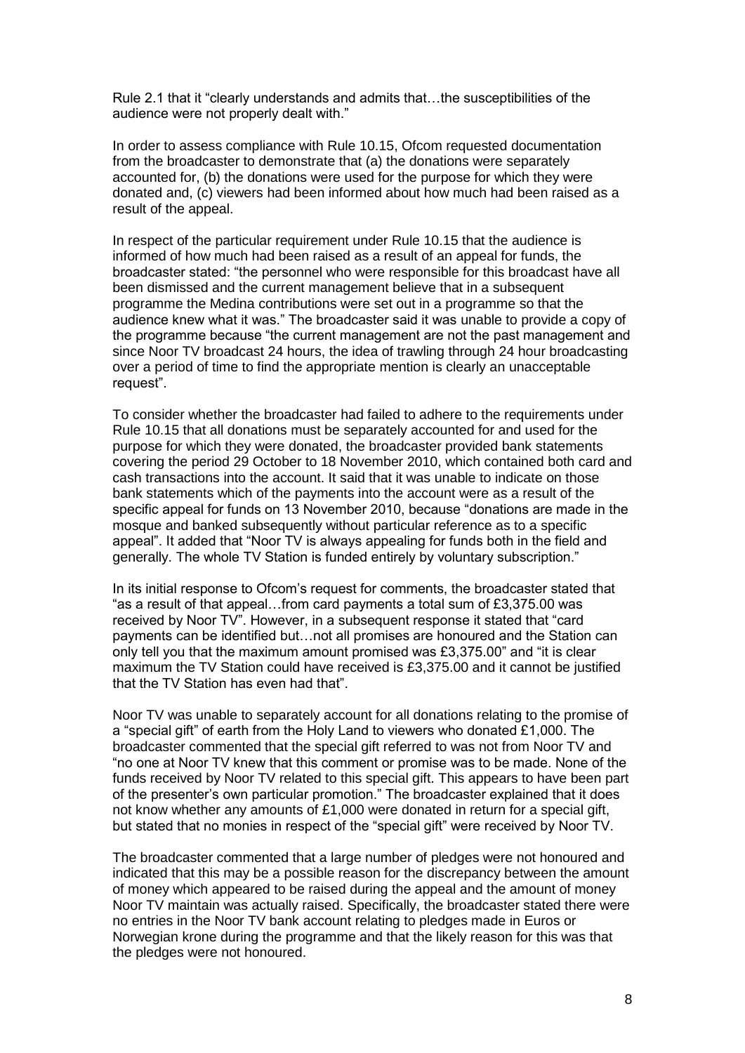Rule 2.1 that it "clearly understands and admits that…the susceptibilities of the audience were not properly dealt with."

In order to assess compliance with Rule 10.15, Ofcom requested documentation from the broadcaster to demonstrate that (a) the donations were separately accounted for, (b) the donations were used for the purpose for which they were donated and, (c) viewers had been informed about how much had been raised as a result of the appeal.

In respect of the particular requirement under Rule 10.15 that the audience is informed of how much had been raised as a result of an appeal for funds, the broadcaster stated: "the personnel who were responsible for this broadcast have all been dismissed and the current management believe that in a subsequent programme the Medina contributions were set out in a programme so that the audience knew what it was." The broadcaster said it was unable to provide a copy of the programme because "the current management are not the past management and since Noor TV broadcast 24 hours, the idea of trawling through 24 hour broadcasting over a period of time to find the appropriate mention is clearly an unacceptable request".

To consider whether the broadcaster had failed to adhere to the requirements under Rule 10.15 that all donations must be separately accounted for and used for the purpose for which they were donated, the broadcaster provided bank statements covering the period 29 October to 18 November 2010, which contained both card and cash transactions into the account. It said that it was unable to indicate on those bank statements which of the payments into the account were as a result of the specific appeal for funds on 13 November 2010, because "donations are made in the mosque and banked subsequently without particular reference as to a specific appeal". It added that "Noor TV is always appealing for funds both in the field and generally. The whole TV Station is funded entirely by voluntary subscription."

In its initial response to Ofcom's request for comments, the broadcaster stated that "as a result of that appeal…from card payments a total sum of £3,375.00 was received by Noor TV". However, in a subsequent response it stated that "card payments can be identified but…not all promises are honoured and the Station can only tell you that the maximum amount promised was £3,375.00" and "it is clear maximum the TV Station could have received is £3,375.00 and it cannot be justified that the TV Station has even had that".

Noor TV was unable to separately account for all donations relating to the promise of a "special gift" of earth from the Holy Land to viewers who donated £1,000. The broadcaster commented that the special gift referred to was not from Noor TV and "no one at Noor TV knew that this comment or promise was to be made. None of the funds received by Noor TV related to this special gift. This appears to have been part of the presenter's own particular promotion." The broadcaster explained that it does not know whether any amounts of £1,000 were donated in return for a special gift, but stated that no monies in respect of the "special gift" were received by Noor TV.

The broadcaster commented that a large number of pledges were not honoured and indicated that this may be a possible reason for the discrepancy between the amount of money which appeared to be raised during the appeal and the amount of money Noor TV maintain was actually raised. Specifically, the broadcaster stated there were no entries in the Noor TV bank account relating to pledges made in Euros or Norwegian krone during the programme and that the likely reason for this was that the pledges were not honoured.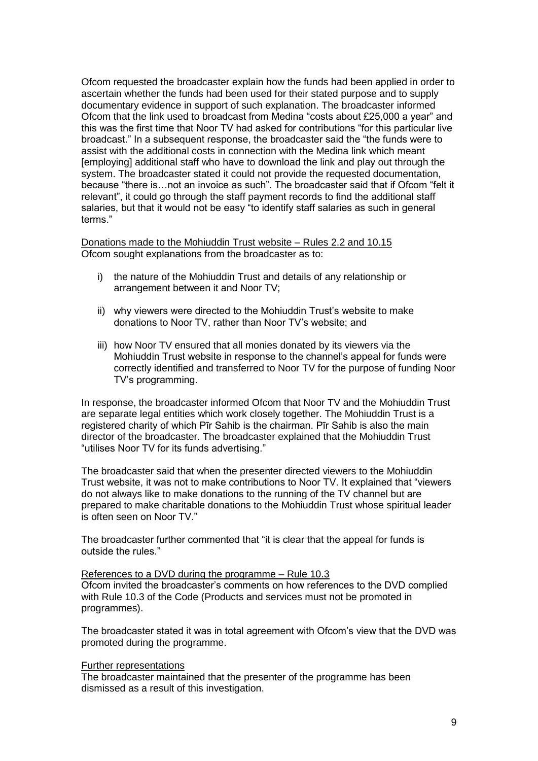Ofcom requested the broadcaster explain how the funds had been applied in order to ascertain whether the funds had been used for their stated purpose and to supply documentary evidence in support of such explanation. The broadcaster informed Ofcom that the link used to broadcast from Medina "costs about £25,000 a year" and this was the first time that Noor TV had asked for contributions "for this particular live broadcast." In a subsequent response, the broadcaster said the "the funds were to assist with the additional costs in connection with the Medina link which meant [employing] additional staff who have to download the link and play out through the system. The broadcaster stated it could not provide the requested documentation, because "there is…not an invoice as such". The broadcaster said that if Ofcom "felt it relevant", it could go through the staff payment records to find the additional staff salaries, but that it would not be easy "to identify staff salaries as such in general terms."

<u>Donations made to the Mohiuddin Trust website – Rules 2.2 and 10.15</u>
Ofcom sought explanations from the broadcaster as to:

i) the nature of the Mohiuddin Trust and details of any relationship or arrangement between it and Noor TV;

ii) why viewers were directed to the Mohiuddin Trust's website to make donations to Noor TV, rather than Noor TV's website; and

iii) how Noor TV ensured that all monies donated by its viewers via the Mohiuddin Trust website in response to the channel's appeal for funds were correctly identified and transferred to Noor TV for the purpose of funding Noor TV's programming.

In response, the broadcaster informed Ofcom that Noor TV and the Mohiuddin Trust are separate legal entities which work closely together. The Mohiuddin Trust is a registered charity of which Pīr Sahib is the chairman. Pīr Sahib is also the main director of the broadcaster. The broadcaster explained that the Mohiuddin Trust "utilises Noor TV for its funds advertising."

The broadcaster said that when the presenter directed viewers to the Mohiuddin Trust website, it was not to make contributions to Noor TV. It explained that "viewers do not always like to make donations to the running of the TV channel but are prepared to make charitable donations to the Mohiuddin Trust whose spiritual leader is often seen on Noor TV."

The broadcaster further commented that "it is clear that the appeal for funds is outside the rules."

<u>References to a DVD during the programme – Rule 10.3</u>
Ofcom invited the broadcaster's comments on how references to the DVD complied with Rule 10.3 of the Code (Products and services must not be promoted in programmes).

The broadcaster stated it was in total agreement with Ofcom's view that the DVD was promoted during the programme.

<u>Further representations</u>
The broadcaster maintained that the presenter of the programme has been dismissed as a result of this investigation.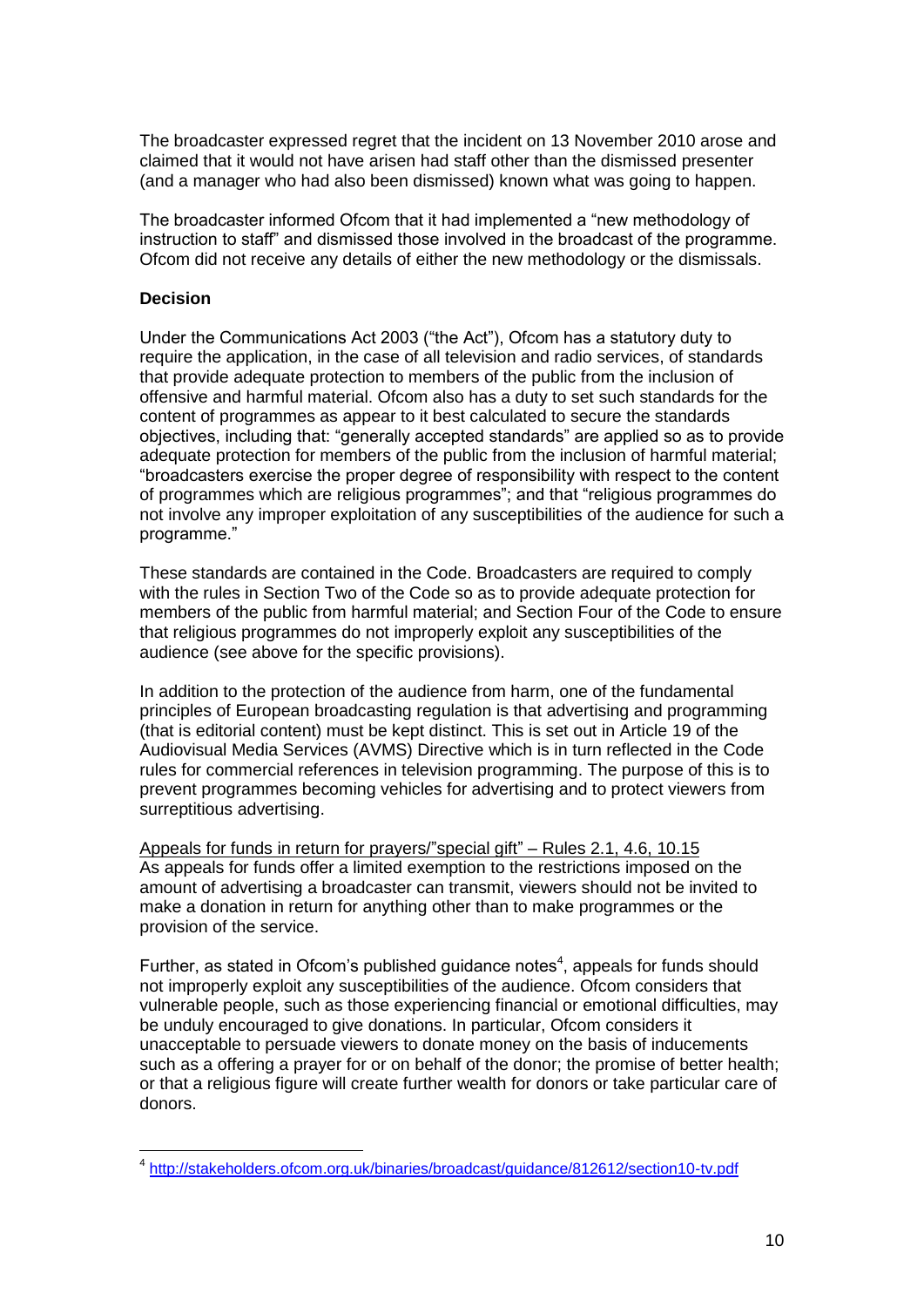The broadcaster expressed regret that the incident on 13 November 2010 arose and claimed that it would not have arisen had staff other than the dismissed presenter (and a manager who had also been dismissed) known what was going to happen.

The broadcaster informed Ofcom that it had implemented a "new methodology of instruction to staff" and dismissed those involved in the broadcast of the programme. Ofcom did not receive any details of either the new methodology or the dismissals.

**Decision**

Under the Communications Act 2003 ("the Act"), Ofcom has a statutory duty to require the application, in the case of all television and radio services, of standards that provide adequate protection to members of the public from the inclusion of offensive and harmful material. Ofcom also has a duty to set such standards for the content of programmes as appear to it best calculated to secure the standards objectives, including that: "generally accepted standards" are applied so as to provide adequate protection for members of the public from the inclusion of harmful material; "broadcasters exercise the proper degree of responsibility with respect to the content of programmes which are religious programmes"; and that "religious programmes do not involve any improper exploitation of any susceptibilities of the audience for such a programme."

These standards are contained in the Code. Broadcasters are required to comply with the rules in Section Two of the Code so as to provide adequate protection for members of the public from harmful material; and Section Four of the Code to ensure that religious programmes do not improperly exploit any susceptibilities of the audience (see above for the specific provisions).

In addition to the protection of the audience from harm, one of the fundamental principles of European broadcasting regulation is that advertising and programming (that is editorial content) must be kept distinct. This is set out in Article 19 of the Audiovisual Media Services (AVMS) Directive which is in turn reflected in the Code rules for commercial references in television programming. The purpose of this is to prevent programmes becoming vehicles for advertising and to protect viewers from surreptitious advertising.

Appeals for funds in return for prayers/"special gift" – Rules 2.1, 4.6, 10.15

As appeals for funds offer a limited exemption to the restrictions imposed on the amount of advertising a broadcaster can transmit, viewers should not be invited to make a donation in return for anything other than to make programmes or the provision of the service.

Further, as stated in Ofcom's published guidance notes[4], appeals for funds should not improperly exploit any susceptibilities of the audience. Ofcom considers that vulnerable people, such as those experiencing financial or emotional difficulties, may be unduly encouraged to give donations. In particular, Ofcom considers it unacceptable to persuade viewers to donate money on the basis of inducements such as a offering a prayer for or on behalf of the donor; the promise of better health; or that a religious figure will create further wealth for donors or take particular care of donors.

[4] http://stakeholders.ofcom.org.uk/binaries/broadcast/guidance/812612/section10-tv.pdf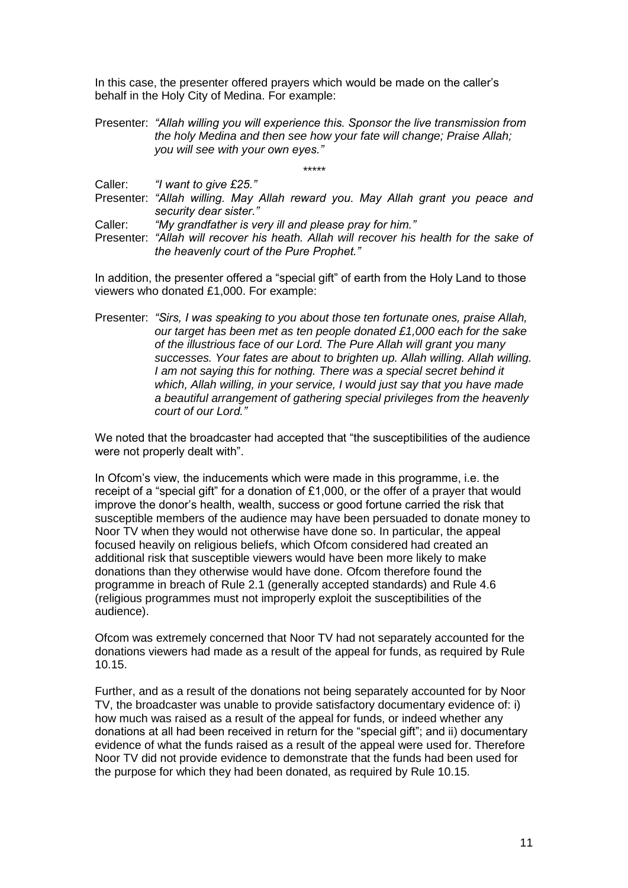In this case, the presenter offered prayers which would be made on the caller's behalf in the Holy City of Medina. For example:

Presenter: *"Allah willing you will experience this. Sponsor the live transmission from the holy Medina and then see how your fate will change; Praise Allah; you will see with your own eyes."*

\*\*\*\*\*

Caller: *"I want to give £25."*

Presenter: *"Allah willing. May Allah reward you. May Allah grant you peace and security dear sister."*

Caller: *"My grandfather is very ill and please pray for him."*

Presenter: *"Allah will recover his heath. Allah will recover his health for the sake of the heavenly court of the Pure Prophet."*

In addition, the presenter offered a "special gift" of earth from the Holy Land to those viewers who donated £1,000. For example:

Presenter: *"Sirs, I was speaking to you about those ten fortunate ones, praise Allah, our target has been met as ten people donated £1,000 each for the sake of the illustrious face of our Lord. The Pure Allah will grant you many successes. Your fates are about to brighten up. Allah willing. Allah willing. I am not saying this for nothing. There was a special secret behind it which, Allah willing, in your service, I would just say that you have made a beautiful arrangement of gathering special privileges from the heavenly court of our Lord."*

We noted that the broadcaster had accepted that "the susceptibilities of the audience were not properly dealt with".

In Ofcom's view, the inducements which were made in this programme, i.e. the receipt of a "special gift" for a donation of £1,000, or the offer of a prayer that would improve the donor's health, wealth, success or good fortune carried the risk that susceptible members of the audience may have been persuaded to donate money to Noor TV when they would not otherwise have done so. In particular, the appeal focused heavily on religious beliefs, which Ofcom considered had created an additional risk that susceptible viewers would have been more likely to make donations than they otherwise would have done. Ofcom therefore found the programme in breach of Rule 2.1 (generally accepted standards) and Rule 4.6 (religious programmes must not improperly exploit the susceptibilities of the audience).

Ofcom was extremely concerned that Noor TV had not separately accounted for the donations viewers had made as a result of the appeal for funds, as required by Rule 10.15.

Further, and as a result of the donations not being separately accounted for by Noor TV, the broadcaster was unable to provide satisfactory documentary evidence of: i) how much was raised as a result of the appeal for funds, or indeed whether any donations at all had been received in return for the "special gift"; and ii) documentary evidence of what the funds raised as a result of the appeal were used for. Therefore Noor TV did not provide evidence to demonstrate that the funds had been used for the purpose for which they had been donated, as required by Rule 10.15.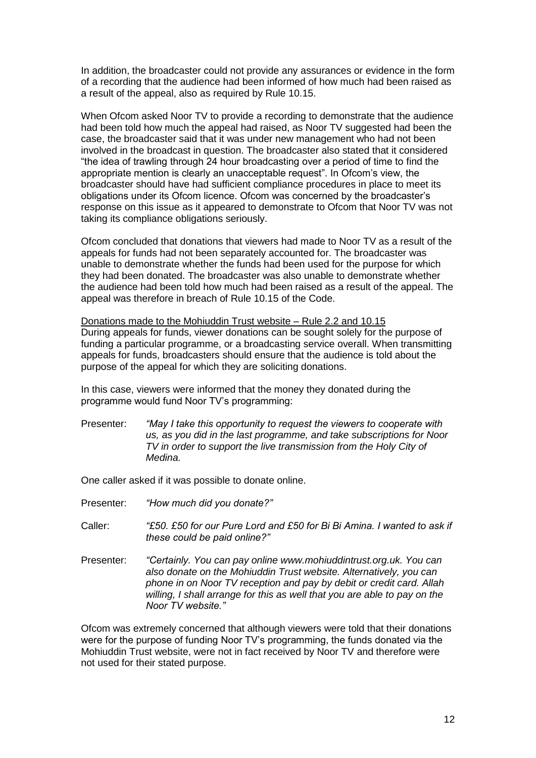In addition, the broadcaster could not provide any assurances or evidence in the form of a recording that the audience had been informed of how much had been raised as a result of the appeal, also as required by Rule 10.15.

When Ofcom asked Noor TV to provide a recording to demonstrate that the audience had been told how much the appeal had raised, as Noor TV suggested had been the case, the broadcaster said that it was under new management who had not been involved in the broadcast in question. The broadcaster also stated that it considered "the idea of trawling through 24 hour broadcasting over a period of time to find the appropriate mention is clearly an unacceptable request". In Ofcom's view, the broadcaster should have had sufficient compliance procedures in place to meet its obligations under its Ofcom licence. Ofcom was concerned by the broadcaster's response on this issue as it appeared to demonstrate to Ofcom that Noor TV was not taking its compliance obligations seriously.

Ofcom concluded that donations that viewers had made to Noor TV as a result of the appeals for funds had not been separately accounted for. The broadcaster was unable to demonstrate whether the funds had been used for the purpose for which they had been donated. The broadcaster was also unable to demonstrate whether the audience had been told how much had been raised as a result of the appeal. The appeal was therefore in breach of Rule 10.15 of the Code.

<u>Donations made to the Mohiuddin Trust website – Rule 2.2 and 10.15</u>

During appeals for funds, viewer donations can be sought solely for the purpose of funding a particular programme, or a broadcasting service overall. When transmitting appeals for funds, broadcasters should ensure that the audience is told about the purpose of the appeal for which they are soliciting donations.

In this case, viewers were informed that the money they donated during the programme would fund Noor TV's programming:

Presenter: *"May I take this opportunity to request the viewers to cooperate with us, as you did in the last programme, and take subscriptions for Noor TV in order to support the live transmission from the Holy City of Medina.*

One caller asked if it was possible to donate online.

Presenter: *"How much did you donate?"*

Caller: *"£50. £50 for our Pure Lord and £50 for Bi Bi Amina. I wanted to ask if these could be paid online?"*

Presenter: *"Certainly. You can pay online www.mohiuddintrust.org.uk. You can also donate on the Mohiuddin Trust website. Alternatively, you can phone in on Noor TV reception and pay by debit or credit card. Allah willing, I shall arrange for this as well that you are able to pay on the Noor TV website."*

Ofcom was extremely concerned that although viewers were told that their donations were for the purpose of funding Noor TV's programming, the funds donated via the Mohiuddin Trust website, were not in fact received by Noor TV and therefore were not used for their stated purpose.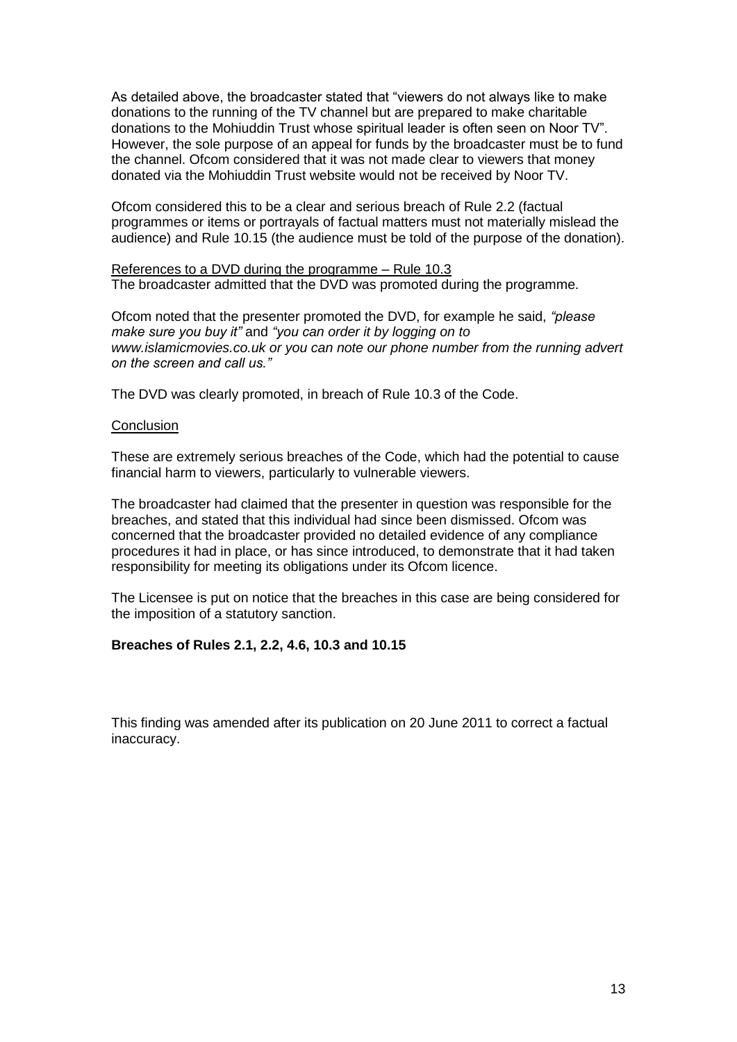As detailed above, the broadcaster stated that "viewers do not always like to make donations to the running of the TV channel but are prepared to make charitable donations to the Mohiuddin Trust whose spiritual leader is often seen on Noor TV". However, the sole purpose of an appeal for funds by the broadcaster must be to fund the channel. Ofcom considered that it was not made clear to viewers that money donated via the Mohiuddin Trust website would not be received by Noor TV.

Ofcom considered this to be a clear and serious breach of Rule 2.2 (factual programmes or items or portrayals of factual matters must not materially mislead the audience) and Rule 10.15 (the audience must be told of the purpose of the donation).

References to a DVD during the programme – Rule 10.3
The broadcaster admitted that the DVD was promoted during the programme.

Ofcom noted that the presenter promoted the DVD, for example he said, *"please make sure you buy it"* and *"you can order it by logging on to www.islamicmovies.co.uk or you can note our phone number from the running advert on the screen and call us."*

The DVD was clearly promoted, in breach of Rule 10.3 of the Code.

Conclusion

These are extremely serious breaches of the Code, which had the potential to cause financial harm to viewers, particularly to vulnerable viewers.

The broadcaster had claimed that the presenter in question was responsible for the breaches, and stated that this individual had since been dismissed. Ofcom was concerned that the broadcaster provided no detailed evidence of any compliance procedures it had in place, or has since introduced, to demonstrate that it had taken responsibility for meeting its obligations under its Ofcom licence.

The Licensee is put on notice that the breaches in this case are being considered for the imposition of a statutory sanction.

**Breaches of Rules 2.1, 2.2, 4.6, 10.3 and 10.15**

This finding was amended after its publication on 20 June 2011 to correct a factual inaccuracy.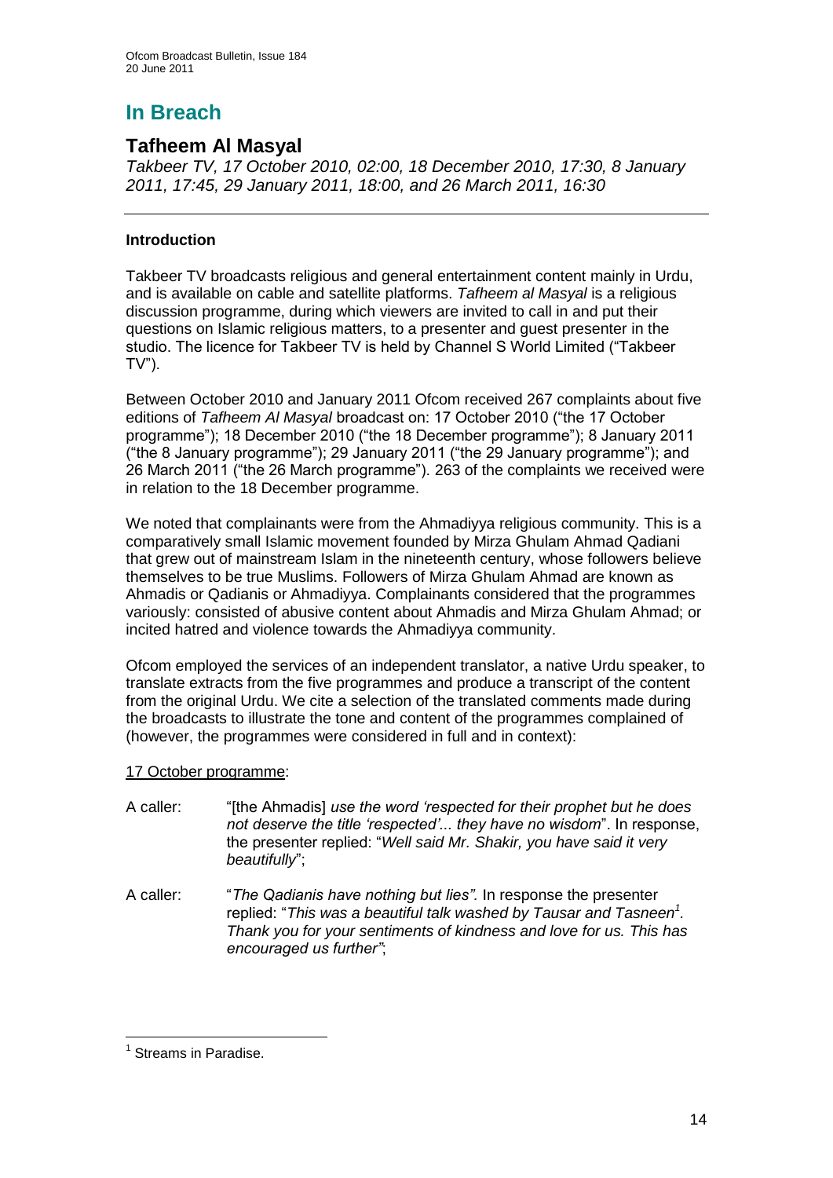# In Breach

## Tafheem Al Masyal

*Takbeer TV, 17 October 2010, 02:00, 18 December 2010, 17:30, 8 January 2011, 17:45, 29 January 2011, 18:00, and 26 March 2011, 16:30*

### Introduction

Takbeer TV broadcasts religious and general entertainment content mainly in Urdu, and is available on cable and satellite platforms. *Tafheem al Masyal* is a religious discussion programme, during which viewers are invited to call in and put their questions on Islamic religious matters, to a presenter and guest presenter in the studio. The licence for Takbeer TV is held by Channel S World Limited ("Takbeer TV").

Between October 2010 and January 2011 Ofcom received 267 complaints about five editions of *Tafheem Al Masyal* broadcast on: 17 October 2010 ("the 17 October programme"); 18 December 2010 ("the 18 December programme"); 8 January 2011 ("the 8 January programme"); 29 January 2011 ("the 29 January programme"); and 26 March 2011 ("the 26 March programme"). 263 of the complaints we received were in relation to the 18 December programme.

We noted that complainants were from the Ahmadiyya religious community. This is a comparatively small Islamic movement founded by Mirza Ghulam Ahmad Qadiani that grew out of mainstream Islam in the nineteenth century, whose followers believe themselves to be true Muslims. Followers of Mirza Ghulam Ahmad are known as Ahmadis or Qadianis or Ahmadiyya. Complainants considered that the programmes variously: consisted of abusive content about Ahmadis and Mirza Ghulam Ahmad; or incited hatred and violence towards the Ahmadiyya community.

Ofcom employed the services of an independent translator, a native Urdu speaker, to translate extracts from the five programmes and produce a transcript of the content from the original Urdu. We cite a selection of the translated comments made during the broadcasts to illustrate the tone and content of the programmes complained of (however, the programmes were considered in full and in context):

<u>17 October programme</u>:

A caller: "[the Ahmadis] *use the word 'respected for their prophet but he does not deserve the title 'respected'... they have no wisdom*". In response, the presenter replied: "*Well said Mr. Shakir, you have said it very beautifully*";

A caller: "*The Qadianis have nothing but lies".* In response the presenter replied: "*This was a beautiful talk washed by Tausar and Tasneen*[1]*. Thank you for your sentiments of kindness and love for us. This has encouraged us further"*;

---

[1] Streams in Paradise.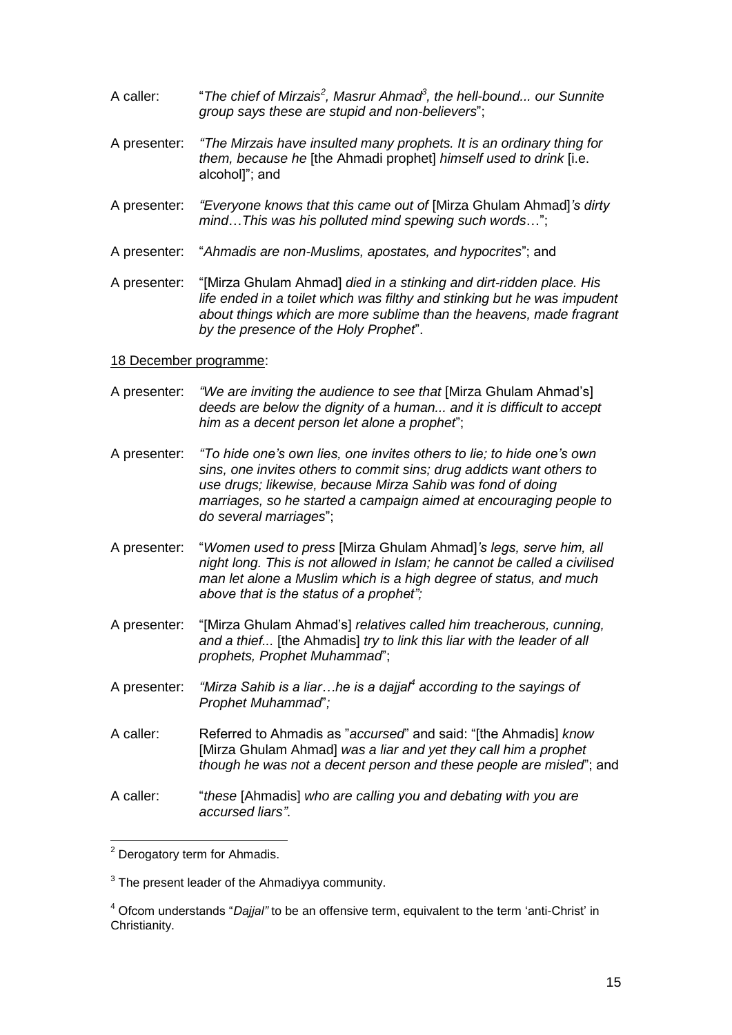A caller: "*The chief of Mirzais*[2]*, Masrur Ahmad*[3]*, the hell-bound... our Sunnite group says these are stupid and non-believers*";

A presenter: *"The Mirzais have insulted many prophets. It is an ordinary thing for them, because he* [the Ahmadi prophet] *himself used to drink* [i.e. alcohol]"; and

A presenter: *"Everyone knows that this came out of* [Mirza Ghulam Ahmad]*'s dirty mind…This was his polluted mind spewing such words…*";

A presenter: "*Ahmadis are non-Muslims, apostates, and hypocrites*"; and

A presenter: "[Mirza Ghulam Ahmad] *died in a stinking and dirt-ridden place. His life ended in a toilet which was filthy and stinking but he was impudent about things which are more sublime than the heavens, made fragrant by the presence of the Holy Prophet*".

<u>18 December programme</u>:

A presenter: *"We are inviting the audience to see that* [Mirza Ghulam Ahmad's] *deeds are below the dignity of a human... and it is difficult to accept him as a decent person let alone a prophet*";

A presenter: *"To hide one's own lies, one invites others to lie; to hide one's own sins, one invites others to commit sins; drug addicts want others to use drugs; likewise, because Mirza Sahib was fond of doing marriages, so he started a campaign aimed at encouraging people to do several marriages*";

A presenter: "*Women used to press* [Mirza Ghulam Ahmad]*'s legs, serve him, all night long. This is not allowed in Islam; he cannot be called a civilised man let alone a Muslim which is a high degree of status, and much above that is the status of a prophet";*

A presenter: "[Mirza Ghulam Ahmad's] *relatives called him treacherous, cunning, and a thief...* [the Ahmadis] *try to link this liar with the leader of all prophets, Prophet Muhammad*";

A presenter: *"Mirza Sahib is a liar…he is a dajjal*[4] *according to the sayings of Prophet Muhammad*"*;*

A caller: Referred to Ahmadis as "*accursed*" and said: "[the Ahmadis] *know* [Mirza Ghulam Ahmad] *was a liar and yet they call him a prophet though he was not a decent person and these people are misled*"; and

A caller: "*these* [Ahmadis] *who are calling you and debating with you are accursed liars"*.

---

[2] Derogatory term for Ahmadis.

[3] The present leader of the Ahmadiyya community.

[4] Ofcom understands "*Dajjal"* to be an offensive term, equivalent to the term 'anti-Christ' in Christianity.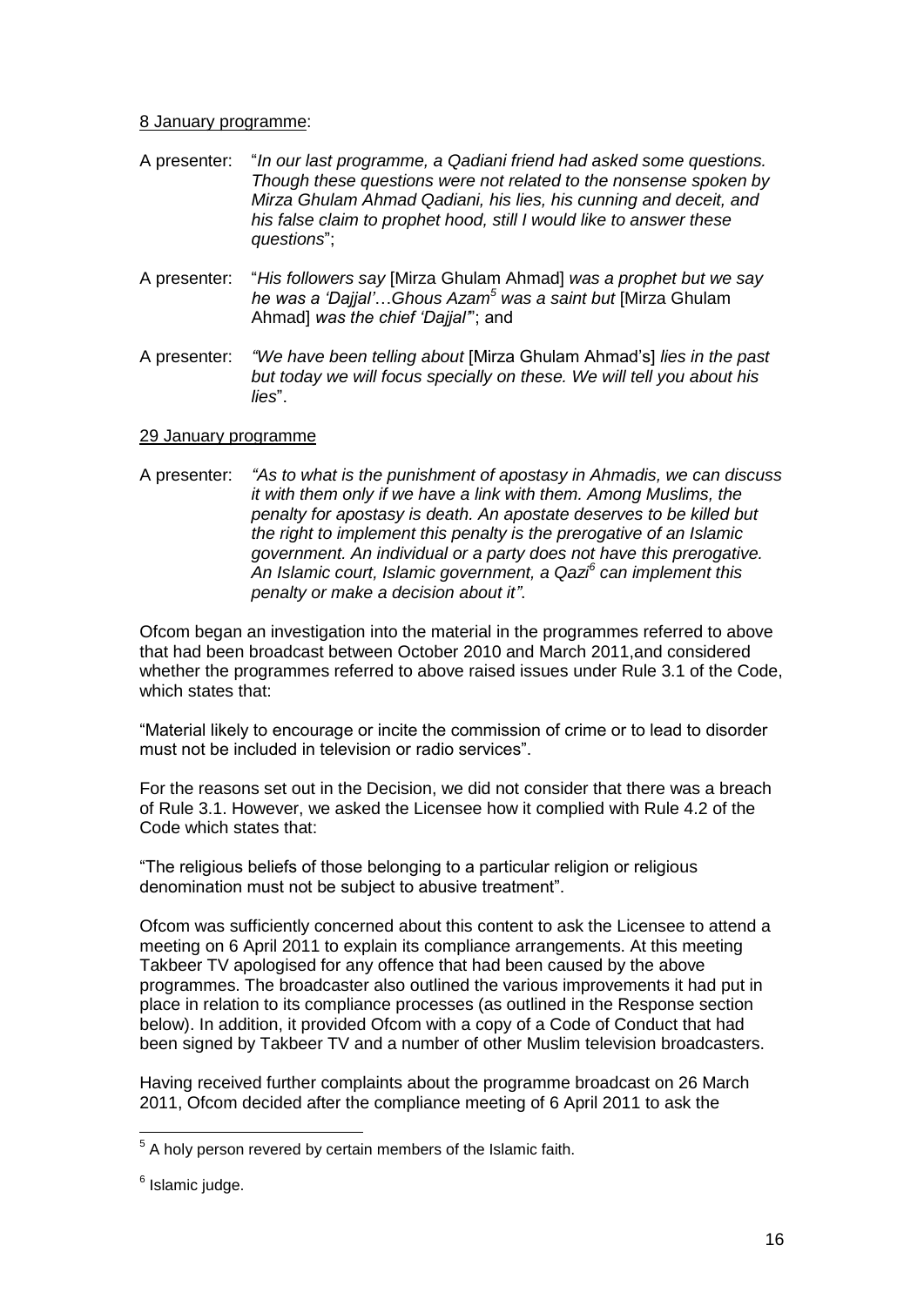8 January programme:

A presenter: "*In our last programme, a Qadiani friend had asked some questions. Though these questions were not related to the nonsense spoken by Mirza Ghulam Ahmad Qadiani, his lies, his cunning and deceit, and his false claim to prophet hood, still I would like to answer these questions*";

A presenter: "*His followers say* [Mirza Ghulam Ahmad] *was a prophet but we say he was a 'Dajjal'…Ghous Azam*[5] *was a saint but* [Mirza Ghulam Ahmad] *was the chief 'Dajjal'*"; and

A presenter: *"We have been telling about* [Mirza Ghulam Ahmad's] *lies in the past but today we will focus specially on these. We will tell you about his lies*".

29 January programme

A presenter: *"As to what is the punishment of apostasy in Ahmadis, we can discuss it with them only if we have a link with them. Among Muslims, the penalty for apostasy is death. An apostate deserves to be killed but the right to implement this penalty is the prerogative of an Islamic government. An individual or a party does not have this prerogative. An Islamic court, Islamic government, a Qazi*[6] *can implement this penalty or make a decision about it"*.

Ofcom began an investigation into the material in the programmes referred to above that had been broadcast between October 2010 and March 2011,and considered whether the programmes referred to above raised issues under Rule 3.1 of the Code, which states that:

"Material likely to encourage or incite the commission of crime or to lead to disorder must not be included in television or radio services".

For the reasons set out in the Decision, we did not consider that there was a breach of Rule 3.1. However, we asked the Licensee how it complied with Rule 4.2 of the Code which states that:

"The religious beliefs of those belonging to a particular religion or religious denomination must not be subject to abusive treatment".

Ofcom was sufficiently concerned about this content to ask the Licensee to attend a meeting on 6 April 2011 to explain its compliance arrangements. At this meeting Takbeer TV apologised for any offence that had been caused by the above programmes. The broadcaster also outlined the various improvements it had put in place in relation to its compliance processes (as outlined in the Response section below). In addition, it provided Ofcom with a copy of a Code of Conduct that had been signed by Takbeer TV and a number of other Muslim television broadcasters.

Having received further complaints about the programme broadcast on 26 March 2011, Ofcom decided after the compliance meeting of 6 April 2011 to ask the

---

[5] A holy person revered by certain members of the Islamic faith.

[6] Islamic judge.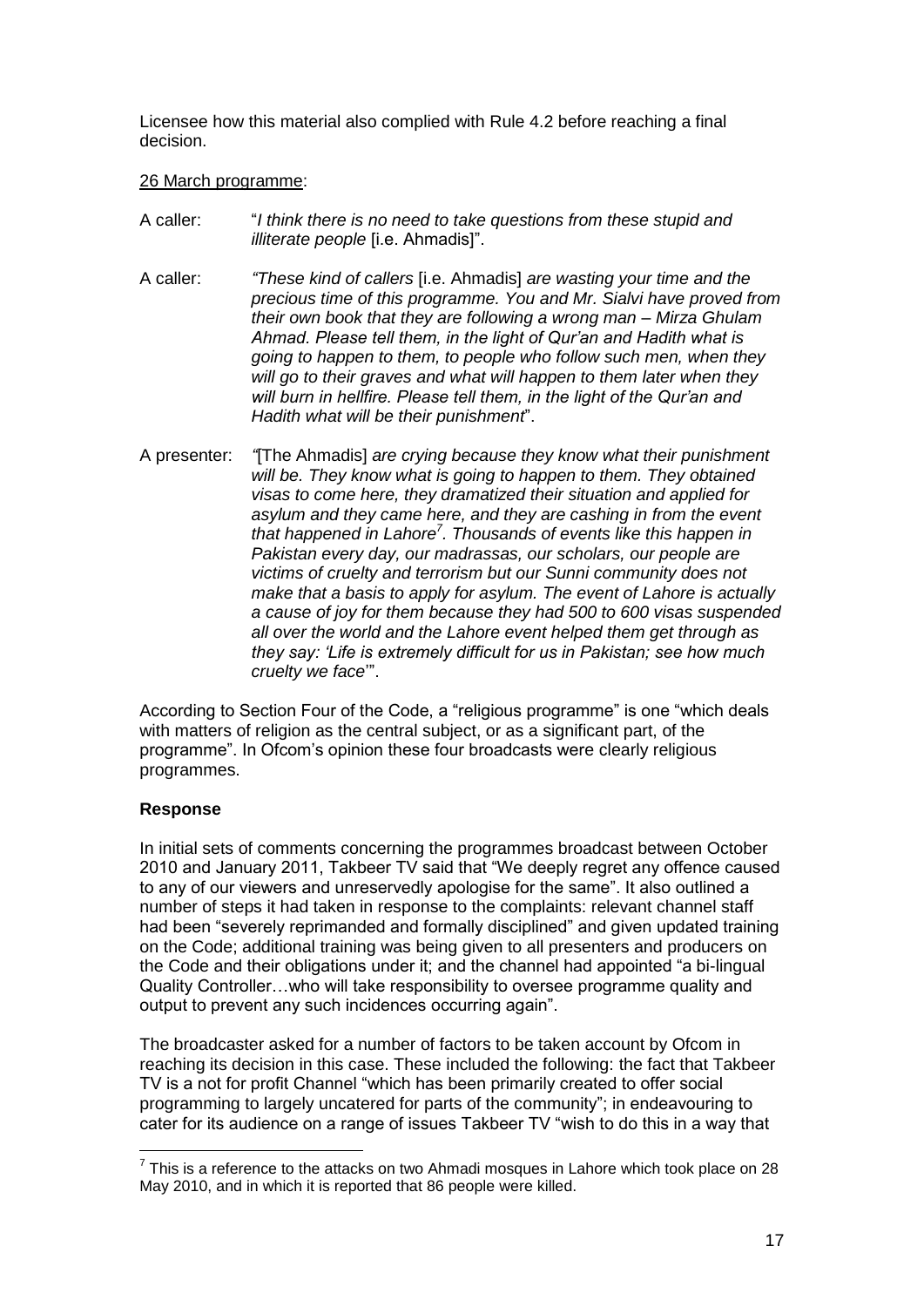Licensee how this material also complied with Rule 4.2 before reaching a final decision.

26 March programme:

A caller: "*I think there is no need to take questions from these stupid and illiterate people* [i.e. Ahmadis]".

A caller: *"These kind of callers* [i.e. Ahmadis] *are wasting your time and the precious time of this programme. You and Mr. Sialvi have proved from their own book that they are following a wrong man – Mirza Ghulam Ahmad. Please tell them, in the light of Qur'an and Hadith what is going to happen to them, to people who follow such men, when they will go to their graves and what will happen to them later when they will burn in hellfire. Please tell them, in the light of the Qur'an and Hadith what will be their punishment*".

A presenter: *"*[The Ahmadis] *are crying because they know what their punishment will be. They know what is going to happen to them. They obtained visas to come here, they dramatized their situation and applied for asylum and they came here, and they are cashing in from the event that happened in Lahore*[7]*. Thousands of events like this happen in Pakistan every day, our madrassas, our scholars, our people are victims of cruelty and terrorism but our Sunni community does not make that a basis to apply for asylum. The event of Lahore is actually a cause of joy for them because they had 500 to 600 visas suspended all over the world and the Lahore event helped them get through as they say: 'Life is extremely difficult for us in Pakistan; see how much cruelty we face'*".

According to Section Four of the Code, a "religious programme" is one "which deals with matters of religion as the central subject, or as a significant part, of the programme". In Ofcom's opinion these four broadcasts were clearly religious programmes.

**Response**

In initial sets of comments concerning the programmes broadcast between October 2010 and January 2011, Takbeer TV said that "We deeply regret any offence caused to any of our viewers and unreservedly apologise for the same". It also outlined a number of steps it had taken in response to the complaints: relevant channel staff had been "severely reprimanded and formally disciplined" and given updated training on the Code; additional training was being given to all presenters and producers on the Code and their obligations under it; and the channel had appointed "a bi-lingual Quality Controller…who will take responsibility to oversee programme quality and output to prevent any such incidences occurring again".

The broadcaster asked for a number of factors to be taken account by Ofcom in reaching its decision in this case. These included the following: the fact that Takbeer TV is a not for profit Channel "which has been primarily created to offer social programming to largely uncatered for parts of the community"; in endeavouring to cater for its audience on a range of issues Takbeer TV "wish to do this in a way that

---

[7] This is a reference to the attacks on two Ahmadi mosques in Lahore which took place on 28 May 2010, and in which it is reported that 86 people were killed.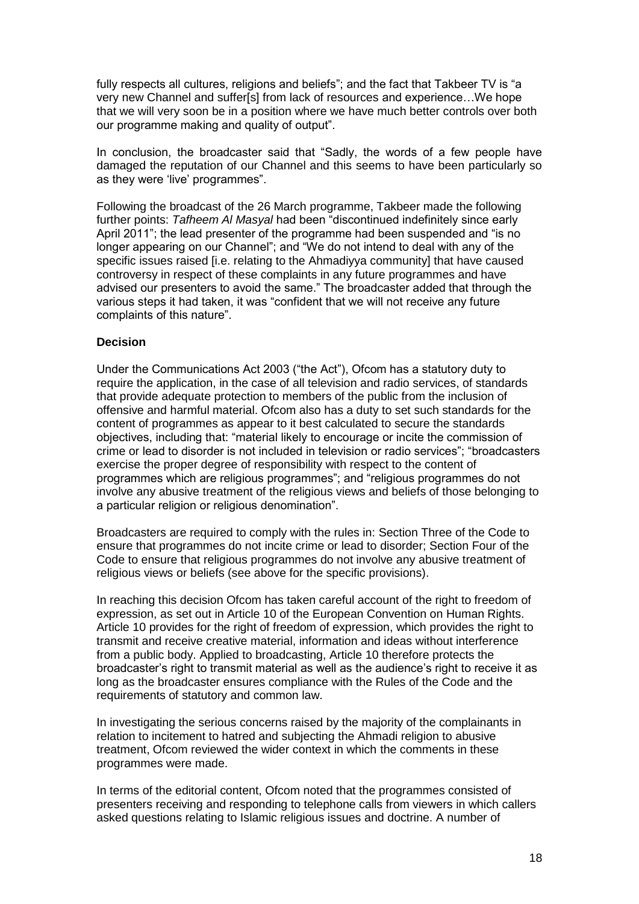fully respects all cultures, religions and beliefs"; and the fact that Takbeer TV is "a very new Channel and suffer[s] from lack of resources and experience…We hope that we will very soon be in a position where we have much better controls over both our programme making and quality of output".

In conclusion, the broadcaster said that "Sadly, the words of a few people have damaged the reputation of our Channel and this seems to have been particularly so as they were 'live' programmes".

Following the broadcast of the 26 March programme, Takbeer made the following further points: *Tafheem Al Masyal* had been "discontinued indefinitely since early April 2011"; the lead presenter of the programme had been suspended and "is no longer appearing on our Channel"; and "We do not intend to deal with any of the specific issues raised [i.e. relating to the Ahmadiyya community] that have caused controversy in respect of these complaints in any future programmes and have advised our presenters to avoid the same." The broadcaster added that through the various steps it had taken, it was "confident that we will not receive any future complaints of this nature".

**Decision**

Under the Communications Act 2003 ("the Act"), Ofcom has a statutory duty to require the application, in the case of all television and radio services, of standards that provide adequate protection to members of the public from the inclusion of offensive and harmful material. Ofcom also has a duty to set such standards for the content of programmes as appear to it best calculated to secure the standards objectives, including that: "material likely to encourage or incite the commission of crime or lead to disorder is not included in television or radio services"; "broadcasters exercise the proper degree of responsibility with respect to the content of programmes which are religious programmes"; and "religious programmes do not involve any abusive treatment of the religious views and beliefs of those belonging to a particular religion or religious denomination".

Broadcasters are required to comply with the rules in: Section Three of the Code to ensure that programmes do not incite crime or lead to disorder; Section Four of the Code to ensure that religious programmes do not involve any abusive treatment of religious views or beliefs (see above for the specific provisions).

In reaching this decision Ofcom has taken careful account of the right to freedom of expression, as set out in Article 10 of the European Convention on Human Rights. Article 10 provides for the right of freedom of expression, which provides the right to transmit and receive creative material, information and ideas without interference from a public body. Applied to broadcasting, Article 10 therefore protects the broadcaster's right to transmit material as well as the audience's right to receive it as long as the broadcaster ensures compliance with the Rules of the Code and the requirements of statutory and common law.

In investigating the serious concerns raised by the majority of the complainants in relation to incitement to hatred and subjecting the Ahmadi religion to abusive treatment, Ofcom reviewed the wider context in which the comments in these programmes were made.

In terms of the editorial content, Ofcom noted that the programmes consisted of presenters receiving and responding to telephone calls from viewers in which callers asked questions relating to Islamic religious issues and doctrine. A number of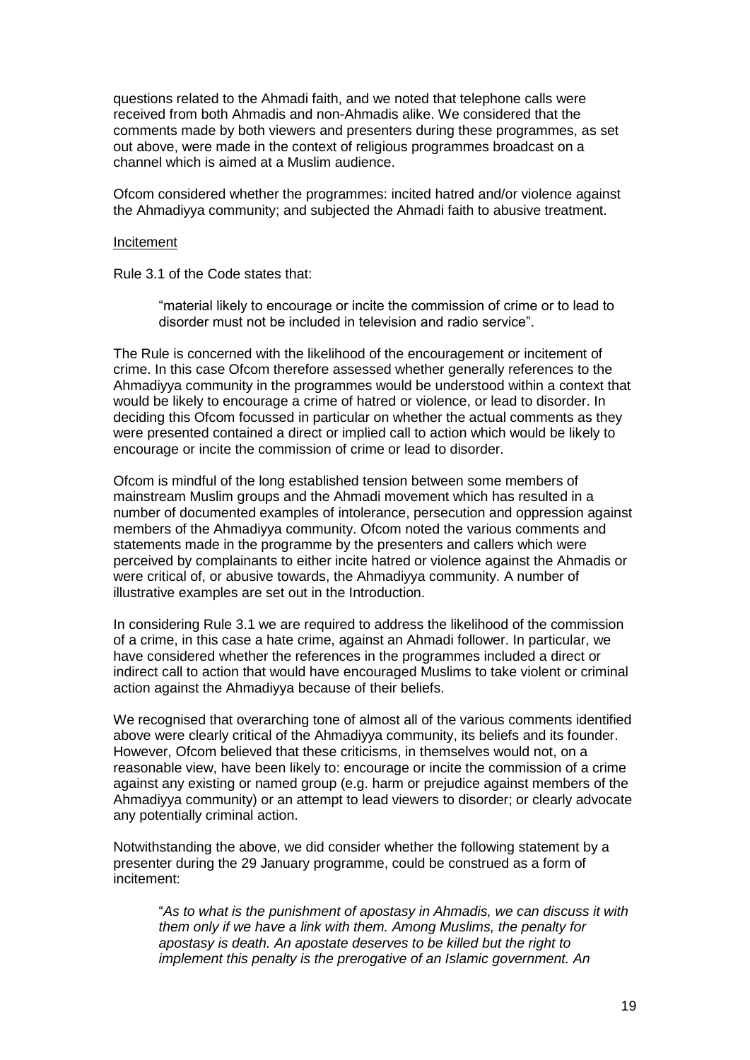questions related to the Ahmadi faith, and we noted that telephone calls were received from both Ahmadis and non-Ahmadis alike. We considered that the comments made by both viewers and presenters during these programmes, as set out above, were made in the context of religious programmes broadcast on a channel which is aimed at a Muslim audience.

Ofcom considered whether the programmes: incited hatred and/or violence against the Ahmadiyya community; and subjected the Ahmadi faith to abusive treatment.

Incitement

Rule 3.1 of the Code states that:

> "material likely to encourage or incite the commission of crime or to lead to disorder must not be included in television and radio service".

The Rule is concerned with the likelihood of the encouragement or incitement of crime. In this case Ofcom therefore assessed whether generally references to the Ahmadiyya community in the programmes would be understood within a context that would be likely to encourage a crime of hatred or violence, or lead to disorder. In deciding this Ofcom focussed in particular on whether the actual comments as they were presented contained a direct or implied call to action which would be likely to encourage or incite the commission of crime or lead to disorder.

Ofcom is mindful of the long established tension between some members of mainstream Muslim groups and the Ahmadi movement which has resulted in a number of documented examples of intolerance, persecution and oppression against members of the Ahmadiyya community. Ofcom noted the various comments and statements made in the programme by the presenters and callers which were perceived by complainants to either incite hatred or violence against the Ahmadis or were critical of, or abusive towards, the Ahmadiyya community. A number of illustrative examples are set out in the Introduction.

In considering Rule 3.1 we are required to address the likelihood of the commission of a crime, in this case a hate crime, against an Ahmadi follower. In particular, we have considered whether the references in the programmes included a direct or indirect call to action that would have encouraged Muslims to take violent or criminal action against the Ahmadiyya because of their beliefs.

We recognised that overarching tone of almost all of the various comments identified above were clearly critical of the Ahmadiyya community, its beliefs and its founder. However, Ofcom believed that these criticisms, in themselves would not, on a reasonable view, have been likely to: encourage or incite the commission of a crime against any existing or named group (e.g. harm or prejudice against members of the Ahmadiyya community) or an attempt to lead viewers to disorder; or clearly advocate any potentially criminal action.

Notwithstanding the above, we did consider whether the following statement by a presenter during the 29 January programme, could be construed as a form of incitement:

> "*As to what is the punishment of apostasy in Ahmadis, we can discuss it with them only if we have a link with them. Among Muslims, the penalty for apostasy is death. An apostate deserves to be killed but the right to implement this penalty is the prerogative of an Islamic government. An*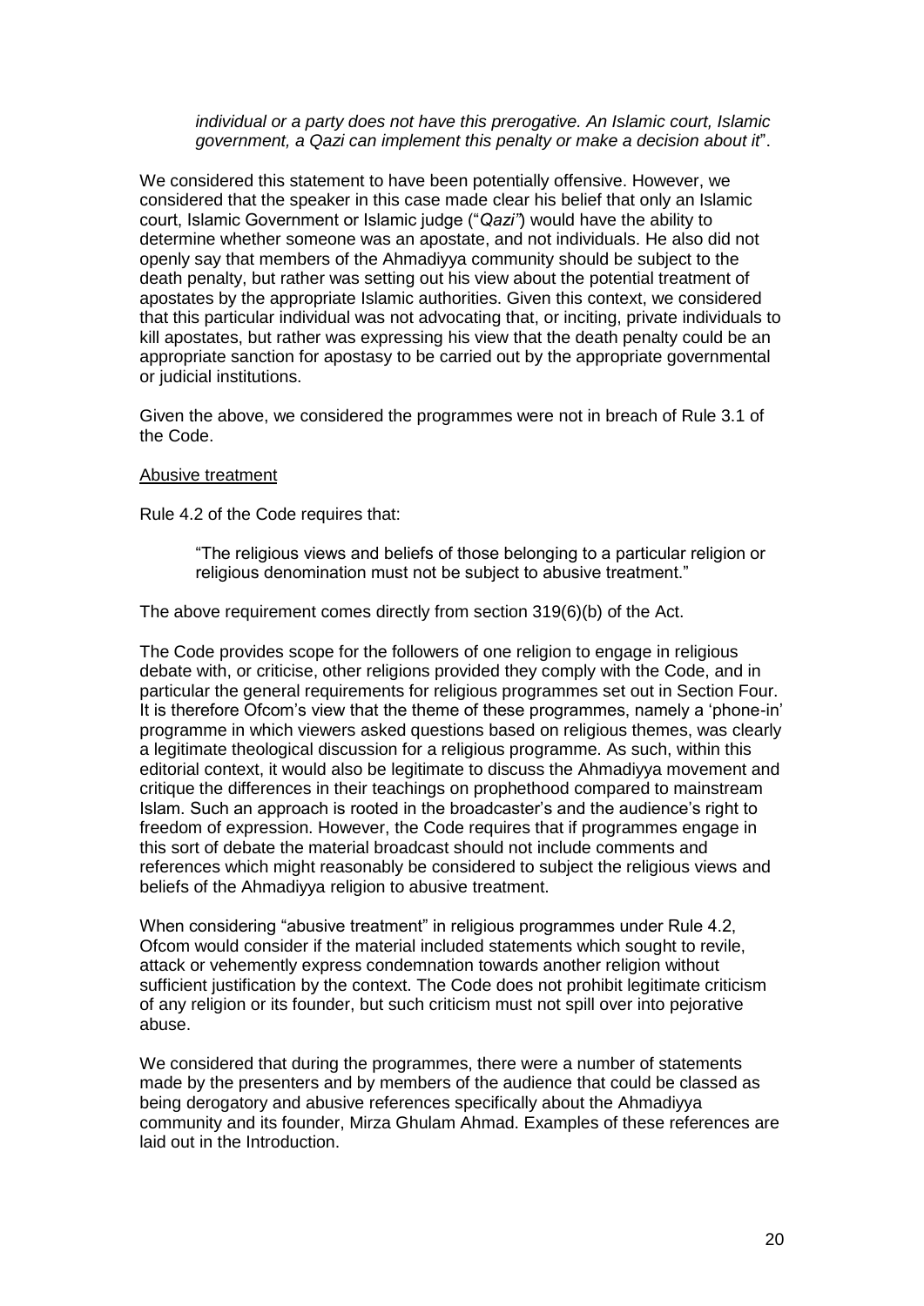*individual or a party does not have this prerogative. An Islamic court, Islamic government, a Qazi can implement this penalty or make a decision about it*".

We considered this statement to have been potentially offensive. However, we considered that the speaker in this case made clear his belief that only an Islamic court, Islamic Government or Islamic judge ("*Qazi"*) would have the ability to determine whether someone was an apostate, and not individuals. He also did not openly say that members of the Ahmadiyya community should be subject to the death penalty, but rather was setting out his view about the potential treatment of apostates by the appropriate Islamic authorities. Given this context, we considered that this particular individual was not advocating that, or inciting, private individuals to kill apostates, but rather was expressing his view that the death penalty could be an appropriate sanction for apostasy to be carried out by the appropriate governmental or judicial institutions.

Given the above, we considered the programmes were not in breach of Rule 3.1 of the Code.

<u>Abusive treatment</u>

Rule 4.2 of the Code requires that:

> "The religious views and beliefs of those belonging to a particular religion or religious denomination must not be subject to abusive treatment."

The above requirement comes directly from section 319(6)(b) of the Act.

The Code provides scope for the followers of one religion to engage in religious debate with, or criticise, other religions provided they comply with the Code, and in particular the general requirements for religious programmes set out in Section Four. It is therefore Ofcom's view that the theme of these programmes, namely a 'phone-in' programme in which viewers asked questions based on religious themes, was clearly a legitimate theological discussion for a religious programme. As such, within this editorial context, it would also be legitimate to discuss the Ahmadiyya movement and critique the differences in their teachings on prophethood compared to mainstream Islam. Such an approach is rooted in the broadcaster's and the audience's right to freedom of expression. However, the Code requires that if programmes engage in this sort of debate the material broadcast should not include comments and references which might reasonably be considered to subject the religious views and beliefs of the Ahmadiyya religion to abusive treatment.

When considering "abusive treatment" in religious programmes under Rule 4.2, Ofcom would consider if the material included statements which sought to revile, attack or vehemently express condemnation towards another religion without sufficient justification by the context. The Code does not prohibit legitimate criticism of any religion or its founder, but such criticism must not spill over into pejorative abuse.

We considered that during the programmes, there were a number of statements made by the presenters and by members of the audience that could be classed as being derogatory and abusive references specifically about the Ahmadiyya community and its founder, Mirza Ghulam Ahmad. Examples of these references are laid out in the Introduction.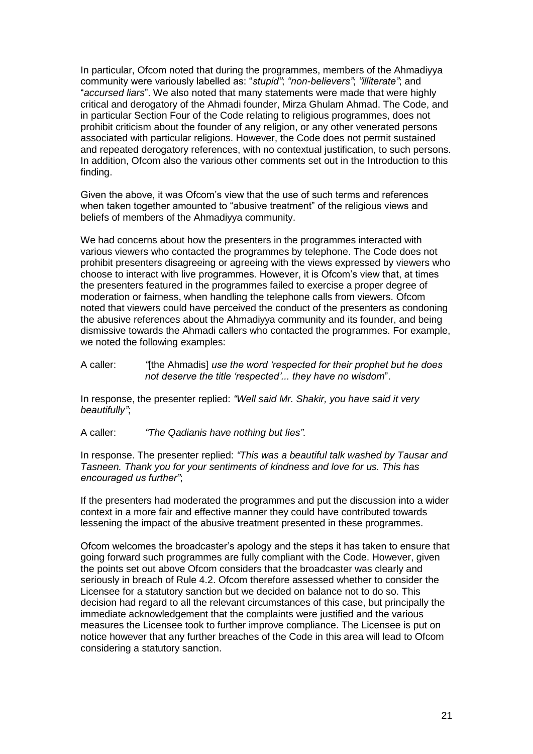In particular, Ofcom noted that during the programmes, members of the Ahmadiyya community were variously labelled as: "*stupid"*; *"non-believers"*; *"illiterate"*; and "*accursed liars*". We also noted that many statements were made that were highly critical and derogatory of the Ahmadi founder, Mirza Ghulam Ahmad. The Code, and in particular Section Four of the Code relating to religious programmes, does not prohibit criticism about the founder of any religion, or any other venerated persons associated with particular religions. However, the Code does not permit sustained and repeated derogatory references, with no contextual justification, to such persons. In addition, Ofcom also the various other comments set out in the Introduction to this finding.

Given the above, it was Ofcom's view that the use of such terms and references when taken together amounted to "abusive treatment" of the religious views and beliefs of members of the Ahmadiyya community.

We had concerns about how the presenters in the programmes interacted with various viewers who contacted the programmes by telephone. The Code does not prohibit presenters disagreeing or agreeing with the views expressed by viewers who choose to interact with live programmes. However, it is Ofcom's view that, at times the presenters featured in the programmes failed to exercise a proper degree of moderation or fairness, when handling the telephone calls from viewers. Ofcom noted that viewers could have perceived the conduct of the presenters as condoning the abusive references about the Ahmadiyya community and its founder, and being dismissive towards the Ahmadi callers who contacted the programmes. For example, we noted the following examples:

A caller: *"*[the Ahmadis] *use the word 'respected for their prophet but he does not deserve the title 'respected'... they have no wisdom*".

In response, the presenter replied: *"Well said Mr. Shakir, you have said it very beautifully"*;

A caller: *"The Qadianis have nothing but lies"*.

In response. The presenter replied: *"This was a beautiful talk washed by Tausar and Tasneen. Thank you for your sentiments of kindness and love for us. This has encouraged us further"*;

If the presenters had moderated the programmes and put the discussion into a wider context in a more fair and effective manner they could have contributed towards lessening the impact of the abusive treatment presented in these programmes.

Ofcom welcomes the broadcaster's apology and the steps it has taken to ensure that going forward such programmes are fully compliant with the Code. However, given the points set out above Ofcom considers that the broadcaster was clearly and seriously in breach of Rule 4.2. Ofcom therefore assessed whether to consider the Licensee for a statutory sanction but we decided on balance not to do so. This decision had regard to all the relevant circumstances of this case, but principally the immediate acknowledgement that the complaints were justified and the various measures the Licensee took to further improve compliance. The Licensee is put on notice however that any further breaches of the Code in this area will lead to Ofcom considering a statutory sanction.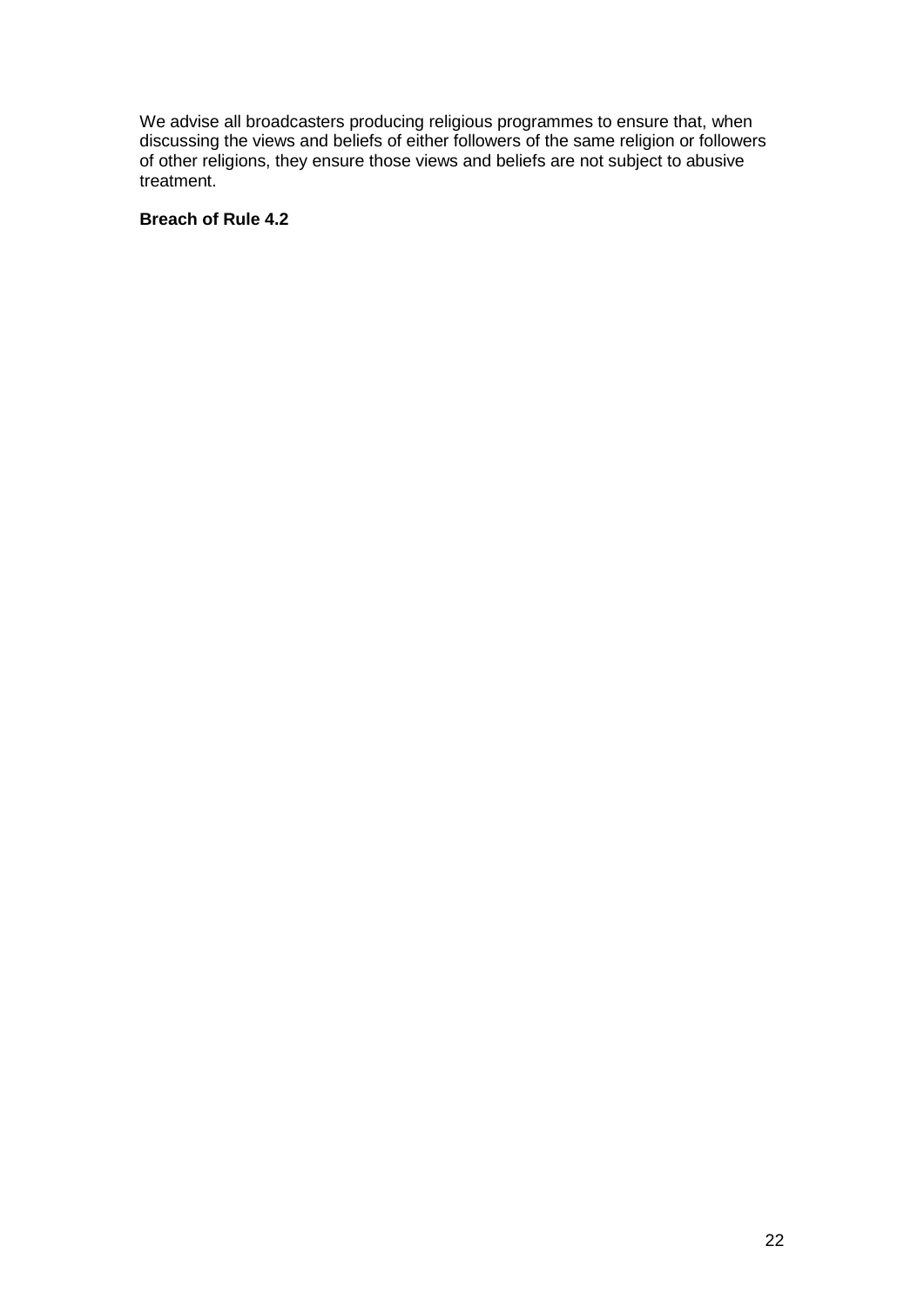We advise all broadcasters producing religious programmes to ensure that, when discussing the views and beliefs of either followers of the same religion or followers of other religions, they ensure those views and beliefs are not subject to abusive treatment.

**Breach of Rule 4.2**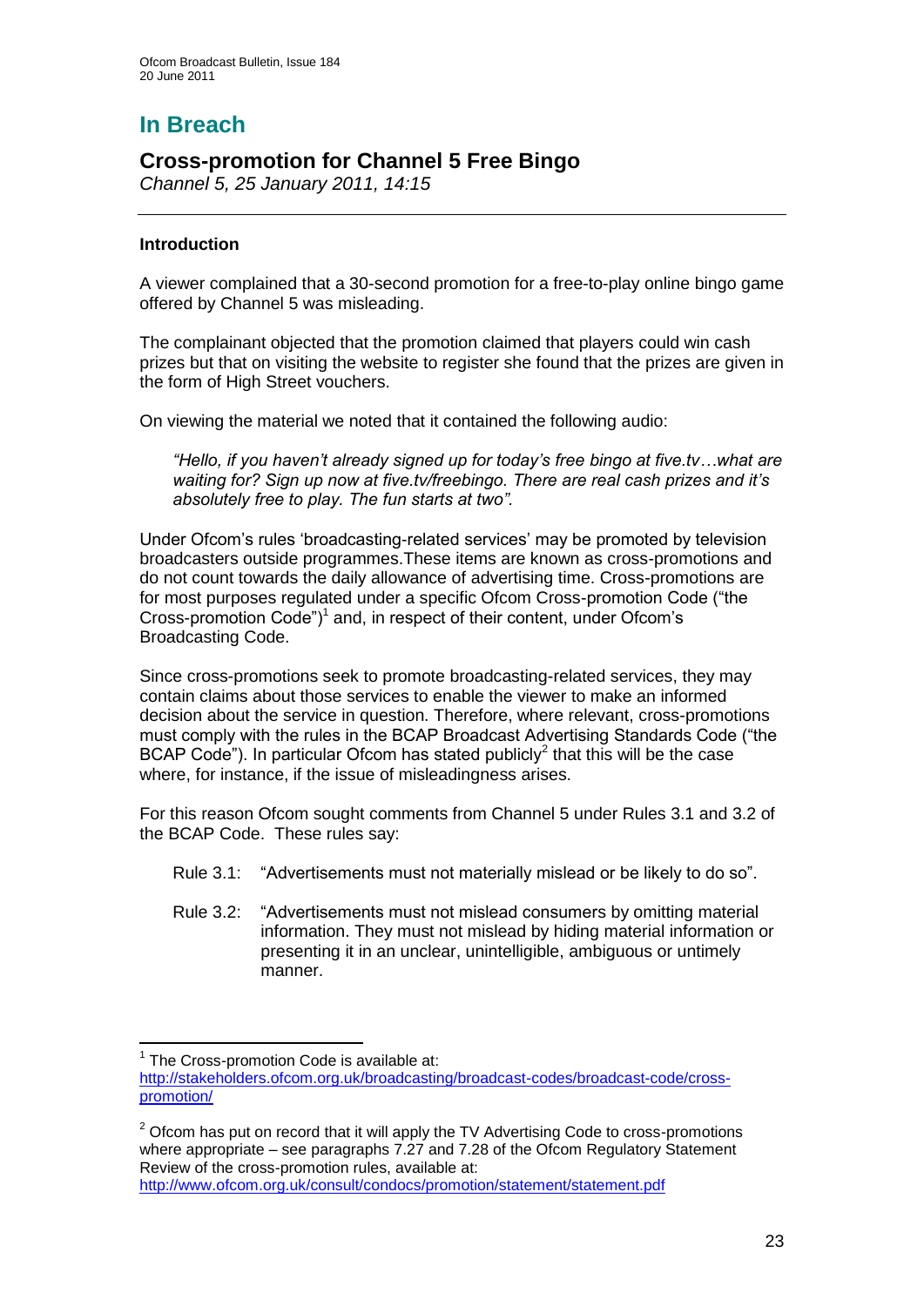# In Breach

## Cross-promotion for Channel 5 Free Bingo

*Channel 5, 25 January 2011, 14:15*

---

### Introduction

A viewer complained that a 30-second promotion for a free-to-play online bingo game offered by Channel 5 was misleading.

The complainant objected that the promotion claimed that players could win cash prizes but that on visiting the website to register she found that the prizes are given in the form of High Street vouchers.

On viewing the material we noted that it contained the following audio:

> *"Hello, if you haven't already signed up for today's free bingo at five.tv…what are waiting for? Sign up now at five.tv/freebingo. There are real cash prizes and it's absolutely free to play. The fun starts at two".*

Under Ofcom's rules 'broadcasting-related services' may be promoted by television broadcasters outside programmes.These items are known as cross-promotions and do not count towards the daily allowance of advertising time. Cross-promotions are for most purposes regulated under a specific Ofcom Cross-promotion Code ("the Cross-promotion Code")[1] and, in respect of their content, under Ofcom's Broadcasting Code.

Since cross-promotions seek to promote broadcasting-related services, they may contain claims about those services to enable the viewer to make an informed decision about the service in question. Therefore, where relevant, cross-promotions must comply with the rules in the BCAP Broadcast Advertising Standards Code ("the BCAP Code"). In particular Ofcom has stated publicly[2] that this will be the case where, for instance, if the issue of misleadingness arises.

For this reason Ofcom sought comments from Channel 5 under Rules 3.1 and 3.2 of the BCAP Code. These rules say:

Rule 3.1: "Advertisements must not materially mislead or be likely to do so".

Rule 3.2: "Advertisements must not mislead consumers by omitting material information. They must not mislead by hiding material information or presenting it in an unclear, unintelligible, ambiguous or untimely manner.

---

[1] The Cross-promotion Code is available at: http://stakeholders.ofcom.org.uk/broadcasting/broadcast-codes/broadcast-code/cross-promotion/

[2] Ofcom has put on record that it will apply the TV Advertising Code to cross-promotions where appropriate – see paragraphs 7.27 and 7.28 of the Ofcom Regulatory Statement Review of the cross-promotion rules, available at: http://www.ofcom.org.uk/consult/condocs/promotion/statement/statement.pdf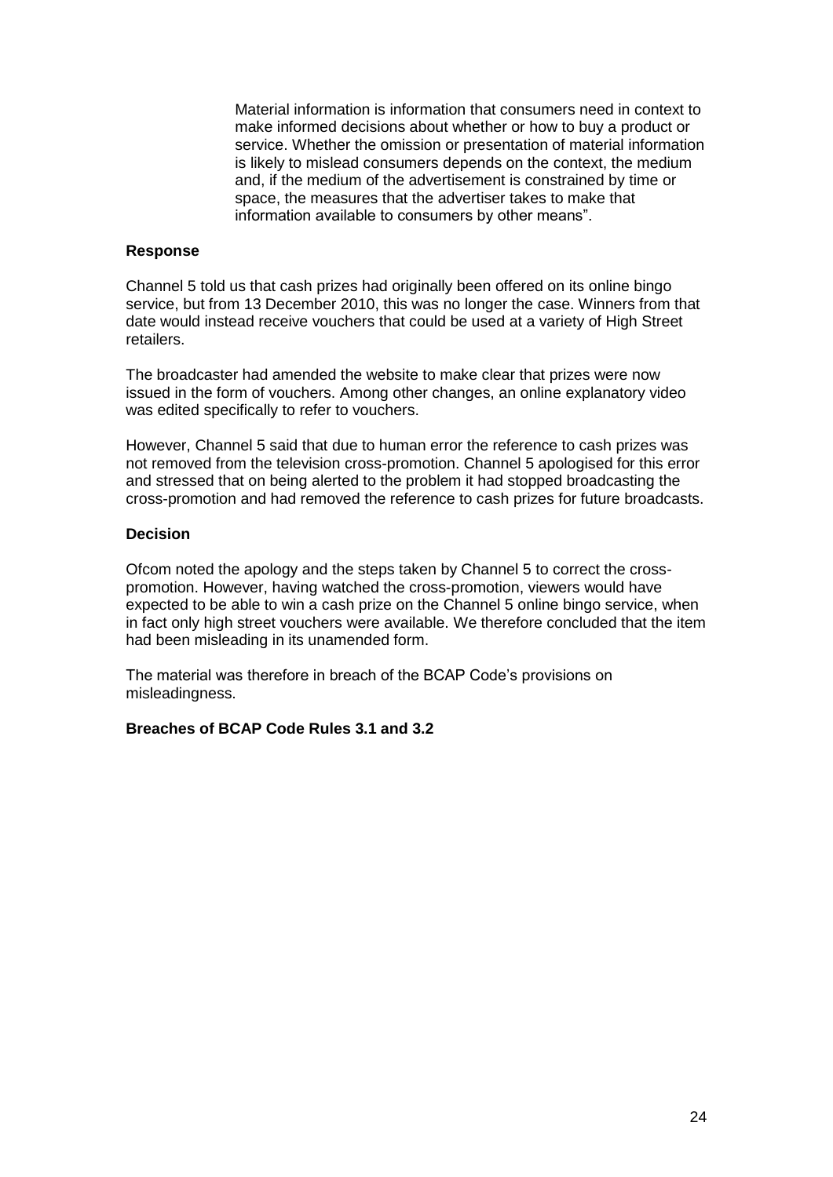> Material information is information that consumers need in context to make informed decisions about whether or how to buy a product or service. Whether the omission or presentation of material information is likely to mislead consumers depends on the context, the medium and, if the medium of the advertisement is constrained by time or space, the measures that the advertiser takes to make that information available to consumers by other means".

**Response**

Channel 5 told us that cash prizes had originally been offered on its online bingo service, but from 13 December 2010, this was no longer the case. Winners from that date would instead receive vouchers that could be used at a variety of High Street retailers.

The broadcaster had amended the website to make clear that prizes were now issued in the form of vouchers. Among other changes, an online explanatory video was edited specifically to refer to vouchers.

However, Channel 5 said that due to human error the reference to cash prizes was not removed from the television cross-promotion. Channel 5 apologised for this error and stressed that on being alerted to the problem it had stopped broadcasting the cross-promotion and had removed the reference to cash prizes for future broadcasts.

**Decision**

Ofcom noted the apology and the steps taken by Channel 5 to correct the cross-promotion. However, having watched the cross-promotion, viewers would have expected to be able to win a cash prize on the Channel 5 online bingo service, when in fact only high street vouchers were available. We therefore concluded that the item had been misleading in its unamended form.

The material was therefore in breach of the BCAP Code's provisions on misleadingness.

**Breaches of BCAP Code Rules 3.1 and 3.2**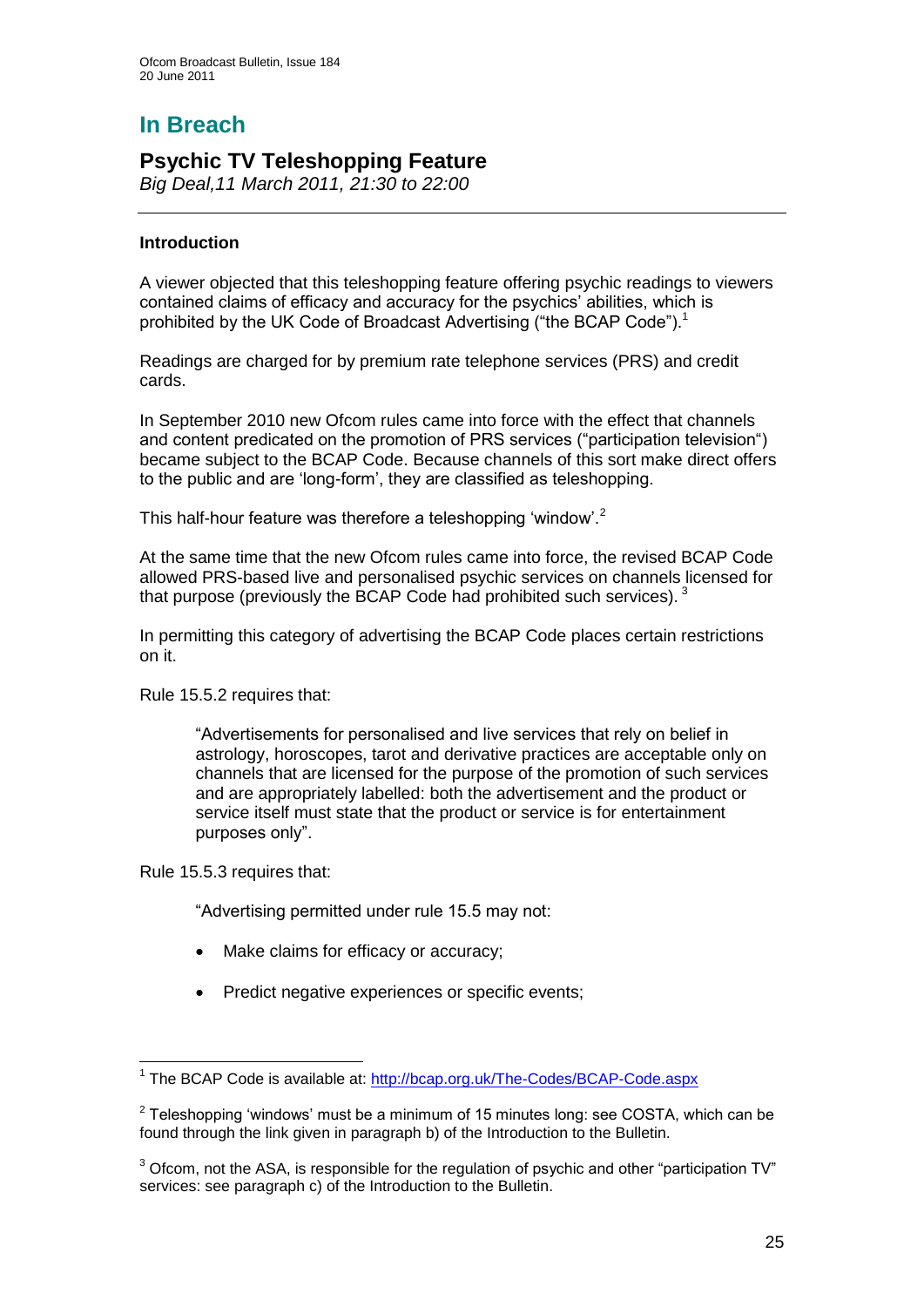# In Breach

## Psychic TV Teleshopping Feature

*Big Deal,11 March 2011, 21:30 to 22:00*

---

**Introduction**

A viewer objected that this teleshopping feature offering psychic readings to viewers contained claims of efficacy and accuracy for the psychics' abilities, which is prohibited by the UK Code of Broadcast Advertising ("the BCAP Code").[1]

Readings are charged for by premium rate telephone services (PRS) and credit cards.

In September 2010 new Ofcom rules came into force with the effect that channels and content predicated on the promotion of PRS services ("participation television") became subject to the BCAP Code. Because channels of this sort make direct offers to the public and are 'long-form', they are classified as teleshopping.

This half-hour feature was therefore a teleshopping 'window'.[2]

At the same time that the new Ofcom rules came into force, the revised BCAP Code allowed PRS-based live and personalised psychic services on channels licensed for that purpose (previously the BCAP Code had prohibited such services).[3]

In permitting this category of advertising the BCAP Code places certain restrictions on it.

Rule 15.5.2 requires that:

> "Advertisements for personalised and live services that rely on belief in astrology, horoscopes, tarot and derivative practices are acceptable only on channels that are licensed for the purpose of the promotion of such services and are appropriately labelled: both the advertisement and the product or service itself must state that the product or service is for entertainment purposes only".

Rule 15.5.3 requires that:

> "Advertising permitted under rule 15.5 may not:
>
> - Make claims for efficacy or accuracy;
> - Predict negative experiences or specific events;

---

[1] The BCAP Code is available at: http://bcap.org.uk/The-Codes/BCAP-Code.aspx

[2] Teleshopping 'windows' must be a minimum of 15 minutes long: see COSTA, which can be found through the link given in paragraph b) of the Introduction to the Bulletin.

[3] Ofcom, not the ASA, is responsible for the regulation of psychic and other "participation TV" services: see paragraph c) of the Introduction to the Bulletin.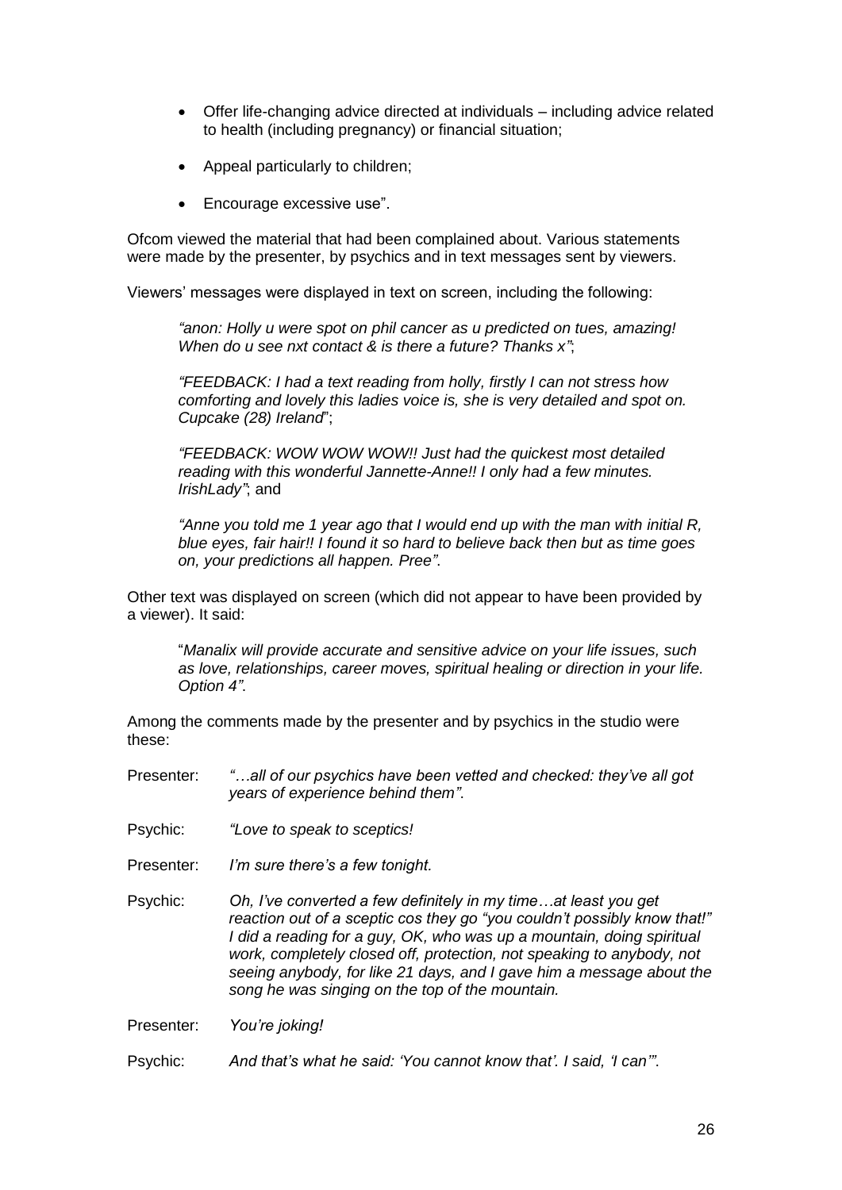- Offer life-changing advice directed at individuals – including advice related to health (including pregnancy) or financial situation;
- Appeal particularly to children;
- Encourage excessive use".

Ofcom viewed the material that had been complained about. Various statements were made by the presenter, by psychics and in text messages sent by viewers.

Viewers' messages were displayed in text on screen, including the following:

> *"anon: Holly u were spot on phil cancer as u predicted on tues, amazing! When do u see nxt contact & is there a future? Thanks x"*;
>
> *"FEEDBACK: I had a text reading from holly, firstly I can not stress how comforting and lovely this ladies voice is, she is very detailed and spot on. Cupcake (28) Ireland*";
>
> *"FEEDBACK: WOW WOW WOW!! Just had the quickest most detailed reading with this wonderful Jannette-Anne!! I only had a few minutes. IrishLady"*; and
>
> *"Anne you told me 1 year ago that I would end up with the man with initial R, blue eyes, fair hair!! I found it so hard to believe back then but as time goes on, your predictions all happen. Pree"*.

Other text was displayed on screen (which did not appear to have been provided by a viewer). It said:

> "*Manalix will provide accurate and sensitive advice on your life issues, such as love, relationships, career moves, spiritual healing or direction in your life. Option 4"*.

Among the comments made by the presenter and by psychics in the studio were these:

Presenter: *"…all of our psychics have been vetted and checked: they've all got years of experience behind them"*.

Psychic: *"Love to speak to sceptics!*

Presenter: *I'm sure there's a few tonight.*

Psychic: *Oh, I've converted a few definitely in my time…at least you get reaction out of a sceptic cos they go "you couldn't possibly know that!" I did a reading for a guy, OK, who was up a mountain, doing spiritual work, completely closed off, protection, not speaking to anybody, not seeing anybody, for like 21 days, and I gave him a message about the song he was singing on the top of the mountain.*

Presenter: *You're joking!*

Psychic: *And that's what he said: 'You cannot know that'. I said, 'I can'"*.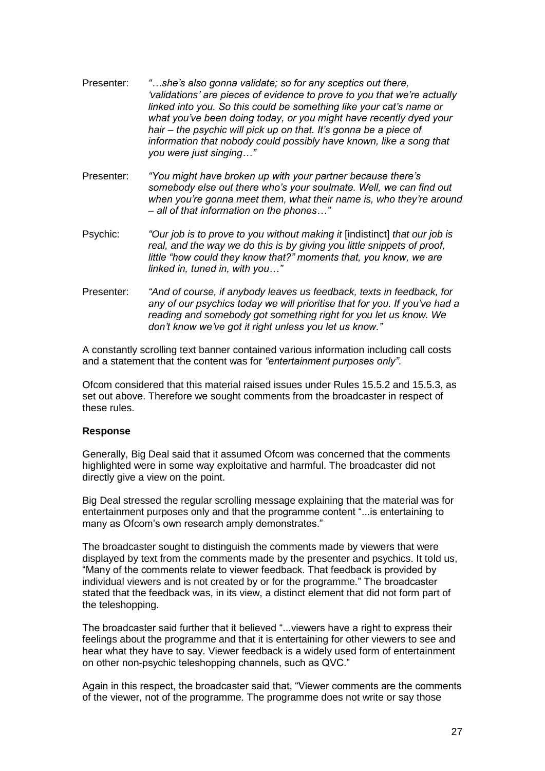Presenter: *"…she's also gonna validate; so for any sceptics out there, 'validations' are pieces of evidence to prove to you that we're actually linked into you. So this could be something like your cat's name or what you've been doing today, or you might have recently dyed your hair – the psychic will pick up on that. It's gonna be a piece of information that nobody could possibly have known, like a song that you were just singing…"*

Presenter: *"You might have broken up with your partner because there's somebody else out there who's your soulmate. Well, we can find out when you're gonna meet them, what their name is, who they're around – all of that information on the phones…"*

Psychic: *"Our job is to prove to you without making it* [indistinct] *that our job is real, and the way we do this is by giving you little snippets of proof, little "how could they know that?" moments that, you know, we are linked in, tuned in, with you…"*

Presenter: *"And of course, if anybody leaves us feedback, texts in feedback, for any of our psychics today we will prioritise that for you. If you've had a reading and somebody got something right for you let us know. We don't know we've got it right unless you let us know."*

A constantly scrolling text banner contained various information including call costs and a statement that the content was for *"entertainment purposes only"*.

Ofcom considered that this material raised issues under Rules 15.5.2 and 15.5.3, as set out above. Therefore we sought comments from the broadcaster in respect of these rules.

**Response**

Generally, Big Deal said that it assumed Ofcom was concerned that the comments highlighted were in some way exploitative and harmful. The broadcaster did not directly give a view on the point.

Big Deal stressed the regular scrolling message explaining that the material was for entertainment purposes only and that the programme content "...is entertaining to many as Ofcom's own research amply demonstrates."

The broadcaster sought to distinguish the comments made by viewers that were displayed by text from the comments made by the presenter and psychics. It told us, "Many of the comments relate to viewer feedback. That feedback is provided by individual viewers and is not created by or for the programme." The broadcaster stated that the feedback was, in its view, a distinct element that did not form part of the teleshopping.

The broadcaster said further that it believed "...viewers have a right to express their feelings about the programme and that it is entertaining for other viewers to see and hear what they have to say. Viewer feedback is a widely used form of entertainment on other non-psychic teleshopping channels, such as QVC."

Again in this respect, the broadcaster said that, "Viewer comments are the comments of the viewer, not of the programme. The programme does not write or say those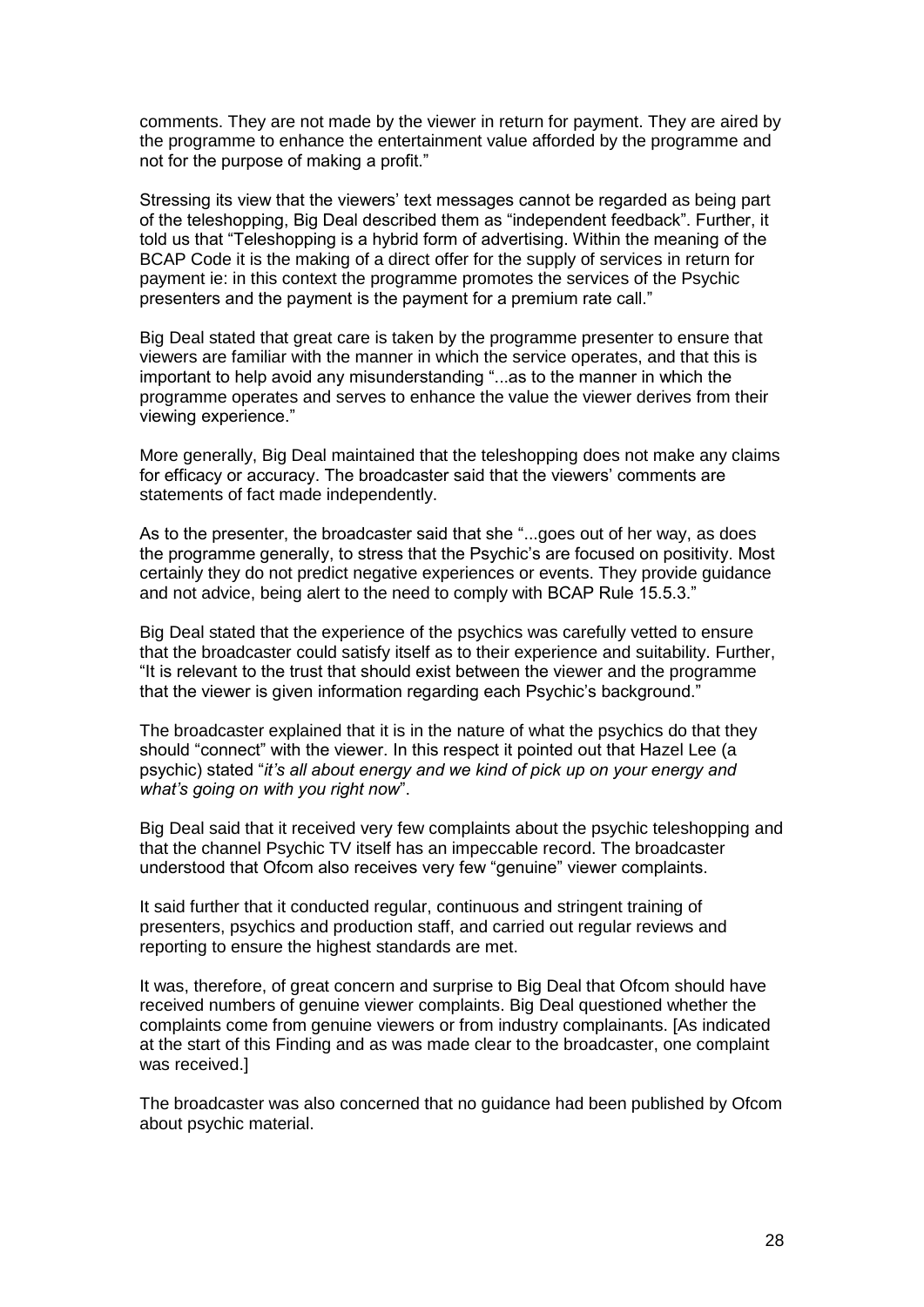comments. They are not made by the viewer in return for payment. They are aired by the programme to enhance the entertainment value afforded by the programme and not for the purpose of making a profit."

Stressing its view that the viewers' text messages cannot be regarded as being part of the teleshopping, Big Deal described them as "independent feedback". Further, it told us that "Teleshopping is a hybrid form of advertising. Within the meaning of the BCAP Code it is the making of a direct offer for the supply of services in return for payment ie: in this context the programme promotes the services of the Psychic presenters and the payment is the payment for a premium rate call."

Big Deal stated that great care is taken by the programme presenter to ensure that viewers are familiar with the manner in which the service operates, and that this is important to help avoid any misunderstanding "...as to the manner in which the programme operates and serves to enhance the value the viewer derives from their viewing experience."

More generally, Big Deal maintained that the teleshopping does not make any claims for efficacy or accuracy. The broadcaster said that the viewers' comments are statements of fact made independently.

As to the presenter, the broadcaster said that she "...goes out of her way, as does the programme generally, to stress that the Psychic's are focused on positivity. Most certainly they do not predict negative experiences or events. They provide guidance and not advice, being alert to the need to comply with BCAP Rule 15.5.3."

Big Deal stated that the experience of the psychics was carefully vetted to ensure that the broadcaster could satisfy itself as to their experience and suitability. Further, "It is relevant to the trust that should exist between the viewer and the programme that the viewer is given information regarding each Psychic's background."

The broadcaster explained that it is in the nature of what the psychics do that they should "connect" with the viewer. In this respect it pointed out that Hazel Lee (a psychic) stated "*it's all about energy and we kind of pick up on your energy and what's going on with you right now*".

Big Deal said that it received very few complaints about the psychic teleshopping and that the channel Psychic TV itself has an impeccable record. The broadcaster understood that Ofcom also receives very few "genuine" viewer complaints.

It said further that it conducted regular, continuous and stringent training of presenters, psychics and production staff, and carried out regular reviews and reporting to ensure the highest standards are met.

It was, therefore, of great concern and surprise to Big Deal that Ofcom should have received numbers of genuine viewer complaints. Big Deal questioned whether the complaints come from genuine viewers or from industry complainants. [As indicated at the start of this Finding and as was made clear to the broadcaster, one complaint was received.]

The broadcaster was also concerned that no guidance had been published by Ofcom about psychic material.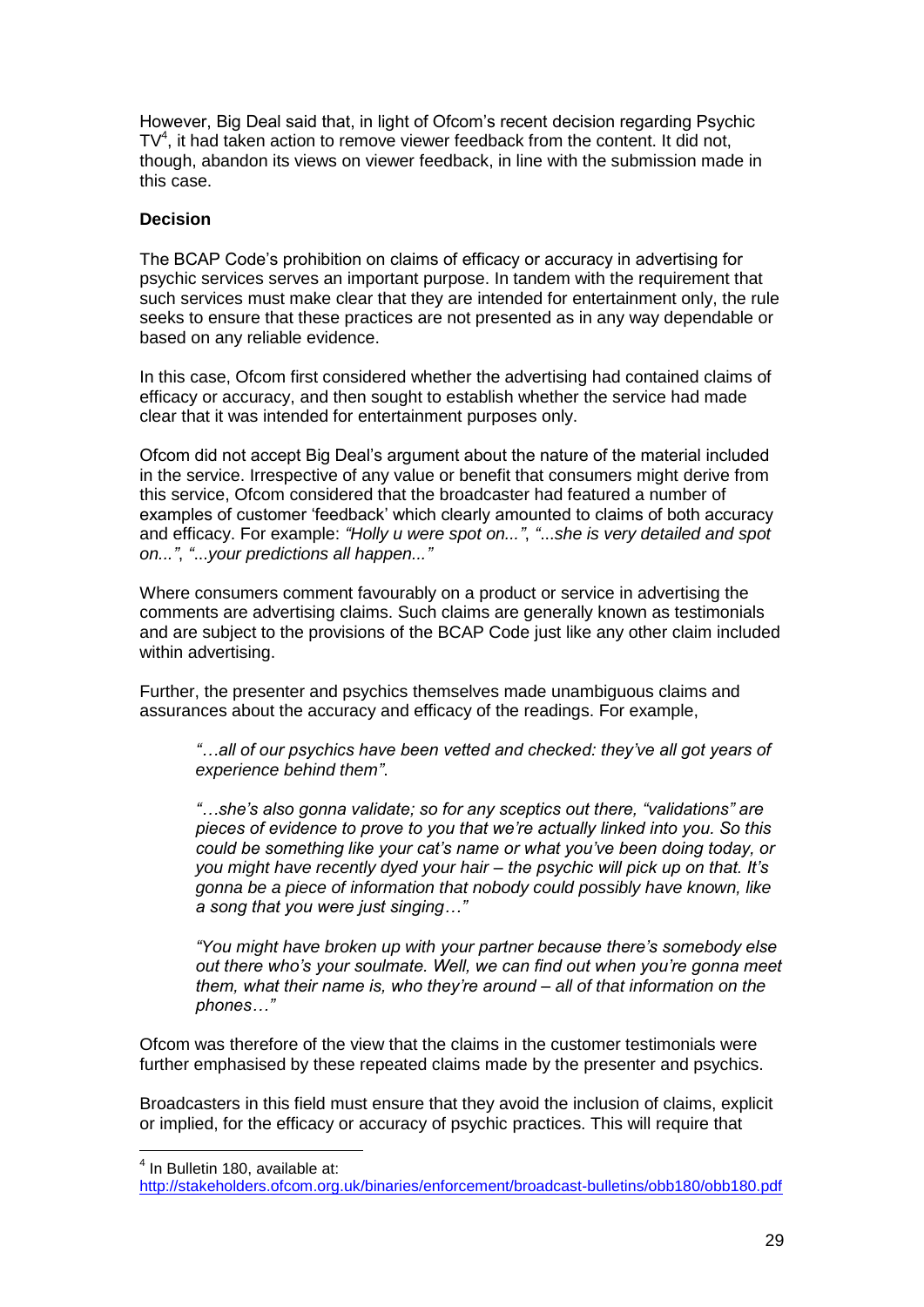However, Big Deal said that, in light of Ofcom's recent decision regarding Psychic TV[4], it had taken action to remove viewer feedback from the content. It did not, though, abandon its views on viewer feedback, in line with the submission made in this case.

**Decision**

The BCAP Code's prohibition on claims of efficacy or accuracy in advertising for psychic services serves an important purpose. In tandem with the requirement that such services must make clear that they are intended for entertainment only, the rule seeks to ensure that these practices are not presented as in any way dependable or based on any reliable evidence.

In this case, Ofcom first considered whether the advertising had contained claims of efficacy or accuracy, and then sought to establish whether the service had made clear that it was intended for entertainment purposes only.

Ofcom did not accept Big Deal's argument about the nature of the material included in the service. Irrespective of any value or benefit that consumers might derive from this service, Ofcom considered that the broadcaster had featured a number of examples of customer 'feedback' which clearly amounted to claims of both accuracy and efficacy. For example: *"Holly u were spot on..."*, *"...she is very detailed and spot on..."*, *"...your predictions all happen..."*

Where consumers comment favourably on a product or service in advertising the comments are advertising claims. Such claims are generally known as testimonials and are subject to the provisions of the BCAP Code just like any other claim included within advertising.

Further, the presenter and psychics themselves made unambiguous claims and assurances about the accuracy and efficacy of the readings. For example,

> *"…all of our psychics have been vetted and checked: they've all got years of experience behind them".*
>
> *"…she's also gonna validate; so for any sceptics out there, "validations" are pieces of evidence to prove to you that we're actually linked into you. So this could be something like your cat's name or what you've been doing today, or you might have recently dyed your hair – the psychic will pick up on that. It's gonna be a piece of information that nobody could possibly have known, like a song that you were just singing…"*
>
> *"You might have broken up with your partner because there's somebody else out there who's your soulmate. Well, we can find out when you're gonna meet them, what their name is, who they're around – all of that information on the phones…"*

Ofcom was therefore of the view that the claims in the customer testimonials were further emphasised by these repeated claims made by the presenter and psychics.

Broadcasters in this field must ensure that they avoid the inclusion of claims, explicit or implied, for the efficacy or accuracy of psychic practices. This will require that

---

[4] In Bulletin 180, available at: http://stakeholders.ofcom.org.uk/binaries/enforcement/broadcast-bulletins/obb180/obb180.pdf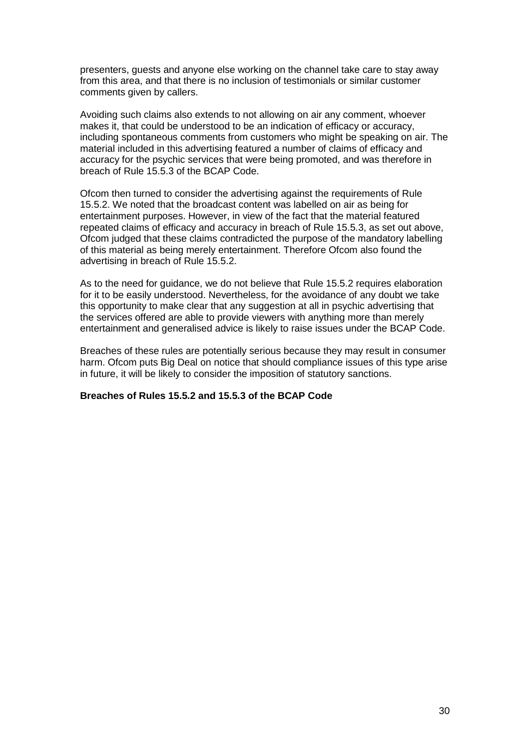presenters, guests and anyone else working on the channel take care to stay away from this area, and that there is no inclusion of testimonials or similar customer comments given by callers.

Avoiding such claims also extends to not allowing on air any comment, whoever makes it, that could be understood to be an indication of efficacy or accuracy, including spontaneous comments from customers who might be speaking on air. The material included in this advertising featured a number of claims of efficacy and accuracy for the psychic services that were being promoted, and was therefore in breach of Rule 15.5.3 of the BCAP Code.

Ofcom then turned to consider the advertising against the requirements of Rule 15.5.2. We noted that the broadcast content was labelled on air as being for entertainment purposes. However, in view of the fact that the material featured repeated claims of efficacy and accuracy in breach of Rule 15.5.3, as set out above, Ofcom judged that these claims contradicted the purpose of the mandatory labelling of this material as being merely entertainment. Therefore Ofcom also found the advertising in breach of Rule 15.5.2.

As to the need for guidance, we do not believe that Rule 15.5.2 requires elaboration for it to be easily understood. Nevertheless, for the avoidance of any doubt we take this opportunity to make clear that any suggestion at all in psychic advertising that the services offered are able to provide viewers with anything more than merely entertainment and generalised advice is likely to raise issues under the BCAP Code.

Breaches of these rules are potentially serious because they may result in consumer harm. Ofcom puts Big Deal on notice that should compliance issues of this type arise in future, it will be likely to consider the imposition of statutory sanctions.

**Breaches of Rules 15.5.2 and 15.5.3 of the BCAP Code**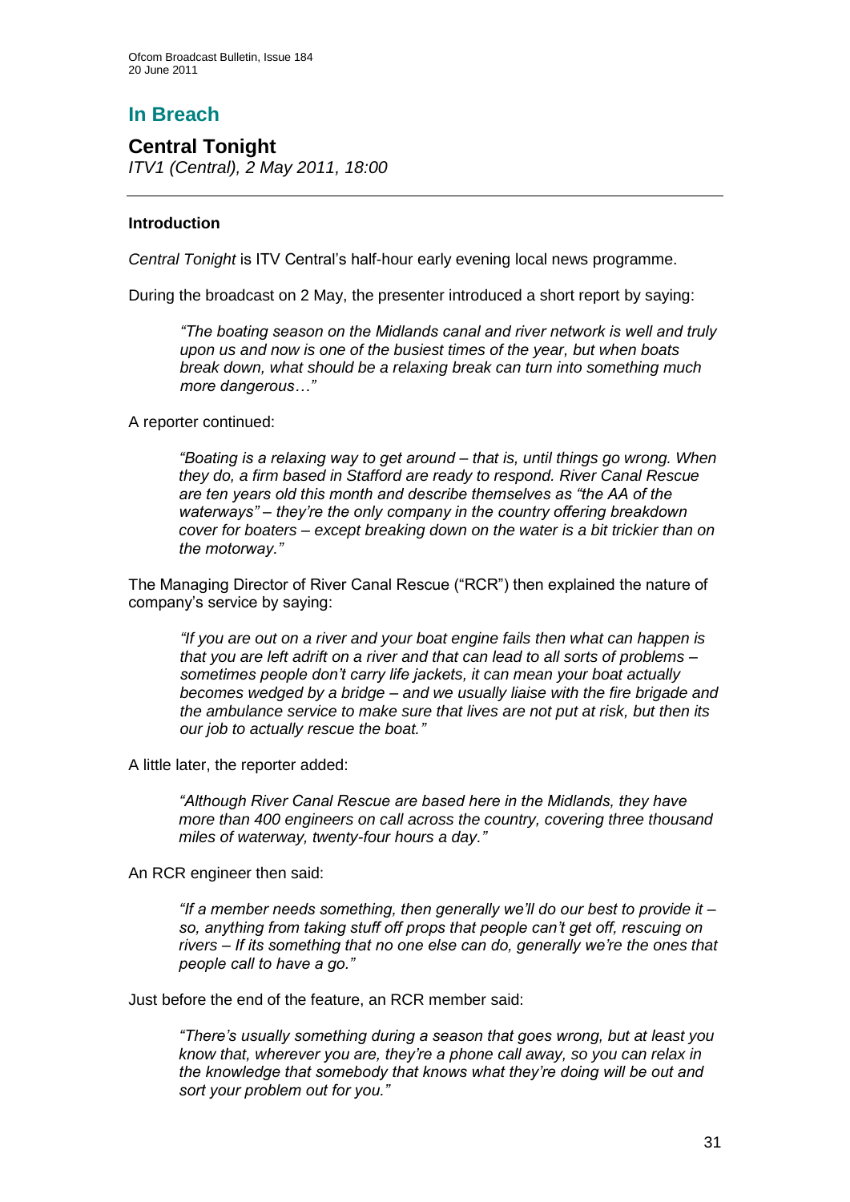## In Breach

### Central Tonight

*ITV1 (Central), 2 May 2011, 18:00*

---

**Introduction**

*Central Tonight* is ITV Central's half-hour early evening local news programme.

During the broadcast on 2 May, the presenter introduced a short report by saying:

> *"The boating season on the Midlands canal and river network is well and truly upon us and now is one of the busiest times of the year, but when boats break down, what should be a relaxing break can turn into something much more dangerous…"*

A reporter continued:

> *"Boating is a relaxing way to get around – that is, until things go wrong. When they do, a firm based in Stafford are ready to respond. River Canal Rescue are ten years old this month and describe themselves as "the AA of the waterways" – they're the only company in the country offering breakdown cover for boaters – except breaking down on the water is a bit trickier than on the motorway."*

The Managing Director of River Canal Rescue ("RCR") then explained the nature of company's service by saying:

> *"If you are out on a river and your boat engine fails then what can happen is that you are left adrift on a river and that can lead to all sorts of problems – sometimes people don't carry life jackets, it can mean your boat actually becomes wedged by a bridge – and we usually liaise with the fire brigade and the ambulance service to make sure that lives are not put at risk, but then its our job to actually rescue the boat."*

A little later, the reporter added:

> *"Although River Canal Rescue are based here in the Midlands, they have more than 400 engineers on call across the country, covering three thousand miles of waterway, twenty-four hours a day."*

An RCR engineer then said:

> *"If a member needs something, then generally we'll do our best to provide it – so, anything from taking stuff off props that people can't get off, rescuing on rivers – If its something that no one else can do, generally we're the ones that people call to have a go."*

Just before the end of the feature, an RCR member said:

> *"There's usually something during a season that goes wrong, but at least you know that, wherever you are, they're a phone call away, so you can relax in the knowledge that somebody that knows what they're doing will be out and sort your problem out for you."*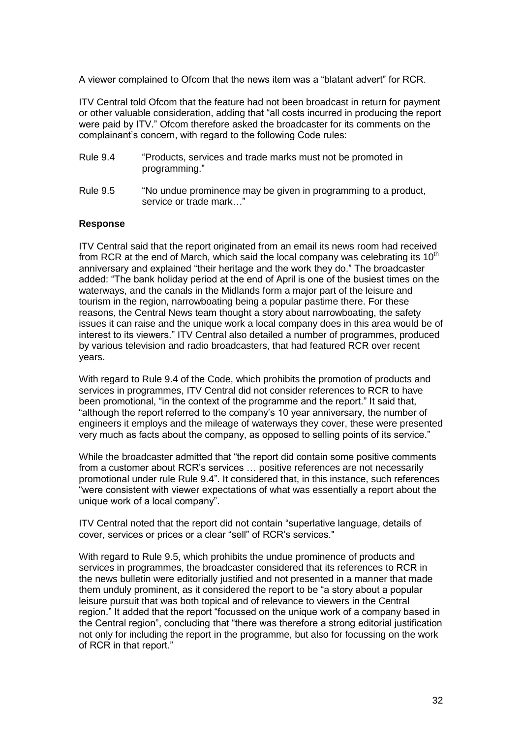A viewer complained to Ofcom that the news item was a "blatant advert" for RCR.

ITV Central told Ofcom that the feature had not been broadcast in return for payment or other valuable consideration, adding that "all costs incurred in producing the report were paid by ITV." Ofcom therefore asked the broadcaster for its comments on the complainant's concern, with regard to the following Code rules:

Rule 9.4 "Products, services and trade marks must not be promoted in programming."

Rule 9.5 "No undue prominence may be given in programming to a product, service or trade mark…"

**Response**

ITV Central said that the report originated from an email its news room had received from RCR at the end of March, which said the local company was celebrating its 10th anniversary and explained "their heritage and the work they do." The broadcaster added: "The bank holiday period at the end of April is one of the busiest times on the waterways, and the canals in the Midlands form a major part of the leisure and tourism in the region, narrowboating being a popular pastime there. For these reasons, the Central News team thought a story about narrowboating, the safety issues it can raise and the unique work a local company does in this area would be of interest to its viewers." ITV Central also detailed a number of programmes, produced by various television and radio broadcasters, that had featured RCR over recent years.

With regard to Rule 9.4 of the Code, which prohibits the promotion of products and services in programmes, ITV Central did not consider references to RCR to have been promotional, "in the context of the programme and the report." It said that, "although the report referred to the company's 10 year anniversary, the number of engineers it employs and the mileage of waterways they cover, these were presented very much as facts about the company, as opposed to selling points of its service."

While the broadcaster admitted that "the report did contain some positive comments from a customer about RCR's services … positive references are not necessarily promotional under rule Rule 9.4". It considered that, in this instance, such references "were consistent with viewer expectations of what was essentially a report about the unique work of a local company".

ITV Central noted that the report did not contain "superlative language, details of cover, services or prices or a clear "sell" of RCR's services."

With regard to Rule 9.5, which prohibits the undue prominence of products and services in programmes, the broadcaster considered that its references to RCR in the news bulletin were editorially justified and not presented in a manner that made them unduly prominent, as it considered the report to be "a story about a popular leisure pursuit that was both topical and of relevance to viewers in the Central region." It added that the report "focussed on the unique work of a company based in the Central region", concluding that "there was therefore a strong editorial justification not only for including the report in the programme, but also for focussing on the work of RCR in that report."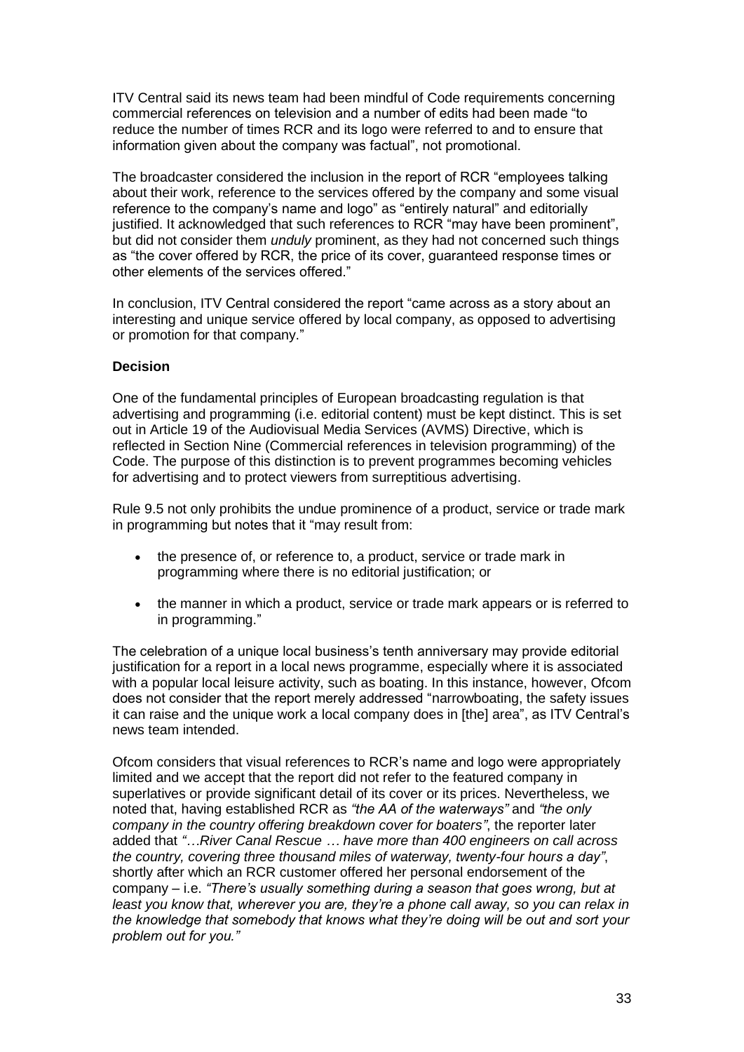ITV Central said its news team had been mindful of Code requirements concerning commercial references on television and a number of edits had been made "to reduce the number of times RCR and its logo were referred to and to ensure that information given about the company was factual", not promotional.

The broadcaster considered the inclusion in the report of RCR "employees talking about their work, reference to the services offered by the company and some visual reference to the company's name and logo" as "entirely natural" and editorially justified. It acknowledged that such references to RCR "may have been prominent", but did not consider them *unduly* prominent, as they had not concerned such things as "the cover offered by RCR, the price of its cover, guaranteed response times or other elements of the services offered."

In conclusion, ITV Central considered the report "came across as a story about an interesting and unique service offered by local company, as opposed to advertising or promotion for that company."

**Decision**

One of the fundamental principles of European broadcasting regulation is that advertising and programming (i.e. editorial content) must be kept distinct. This is set out in Article 19 of the Audiovisual Media Services (AVMS) Directive, which is reflected in Section Nine (Commercial references in television programming) of the Code. The purpose of this distinction is to prevent programmes becoming vehicles for advertising and to protect viewers from surreptitious advertising.

Rule 9.5 not only prohibits the undue prominence of a product, service or trade mark in programming but notes that it "may result from:

- the presence of, or reference to, a product, service or trade mark in programming where there is no editorial justification; or
- the manner in which a product, service or trade mark appears or is referred to in programming."

The celebration of a unique local business's tenth anniversary may provide editorial justification for a report in a local news programme, especially where it is associated with a popular local leisure activity, such as boating. In this instance, however, Ofcom does not consider that the report merely addressed "narrowboating, the safety issues it can raise and the unique work a local company does in [the] area", as ITV Central's news team intended.

Ofcom considers that visual references to RCR's name and logo were appropriately limited and we accept that the report did not refer to the featured company in superlatives or provide significant detail of its cover or its prices. Nevertheless, we noted that, having established RCR as *"the AA of the waterways"* and *"the only company in the country offering breakdown cover for boaters"*, the reporter later added that *"…River Canal Rescue … have more than 400 engineers on call across the country, covering three thousand miles of waterway, twenty-four hours a day"*, shortly after which an RCR customer offered her personal endorsement of the company – i.e. *"There's usually something during a season that goes wrong, but at least you know that, wherever you are, they're a phone call away, so you can relax in the knowledge that somebody that knows what they're doing will be out and sort your problem out for you."*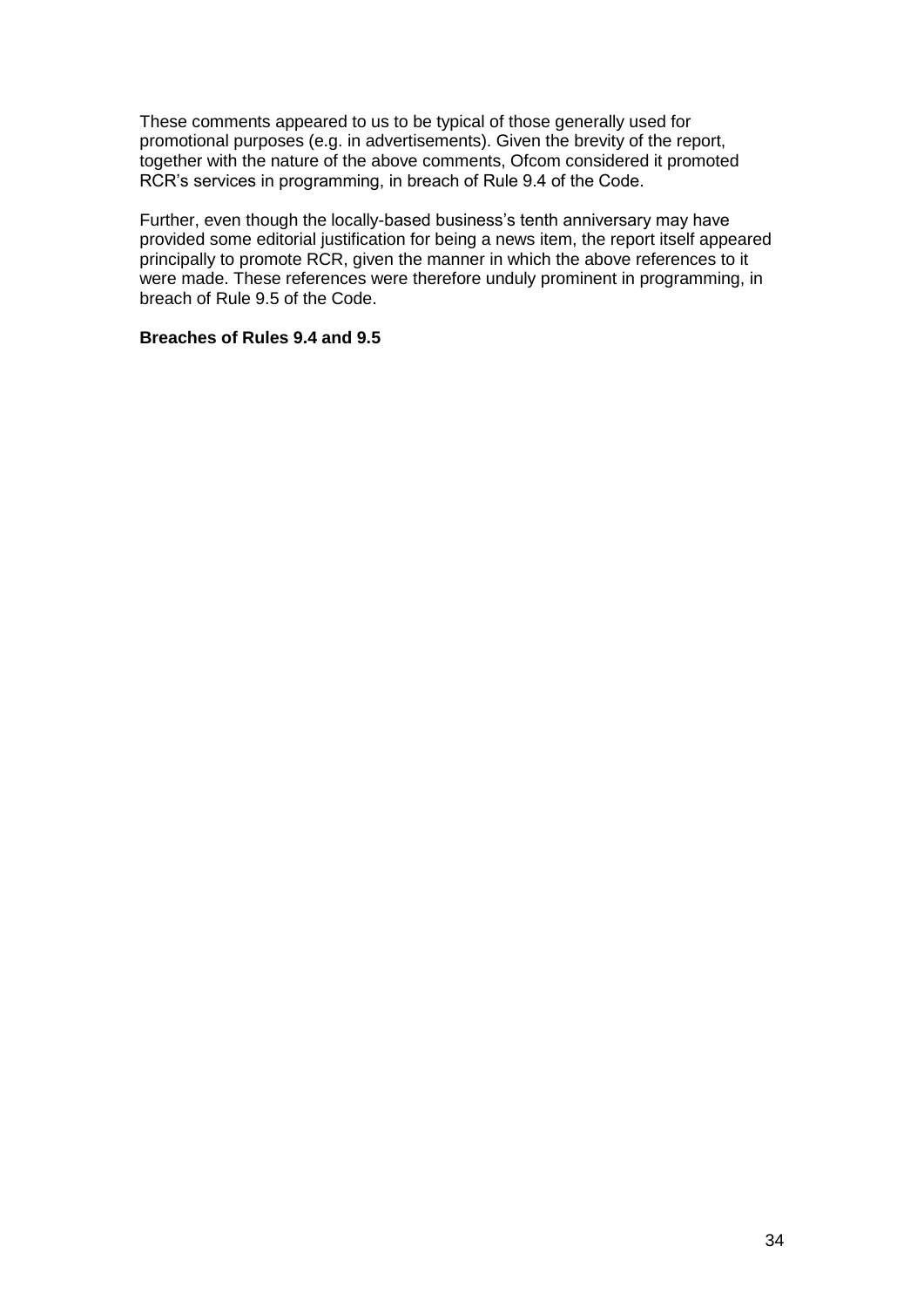These comments appeared to us to be typical of those generally used for promotional purposes (e.g. in advertisements). Given the brevity of the report, together with the nature of the above comments, Ofcom considered it promoted RCR's services in programming, in breach of Rule 9.4 of the Code.

Further, even though the locally-based business's tenth anniversary may have provided some editorial justification for being a news item, the report itself appeared principally to promote RCR, given the manner in which the above references to it were made. These references were therefore unduly prominent in programming, in breach of Rule 9.5 of the Code.

**Breaches of Rules 9.4 and 9.5**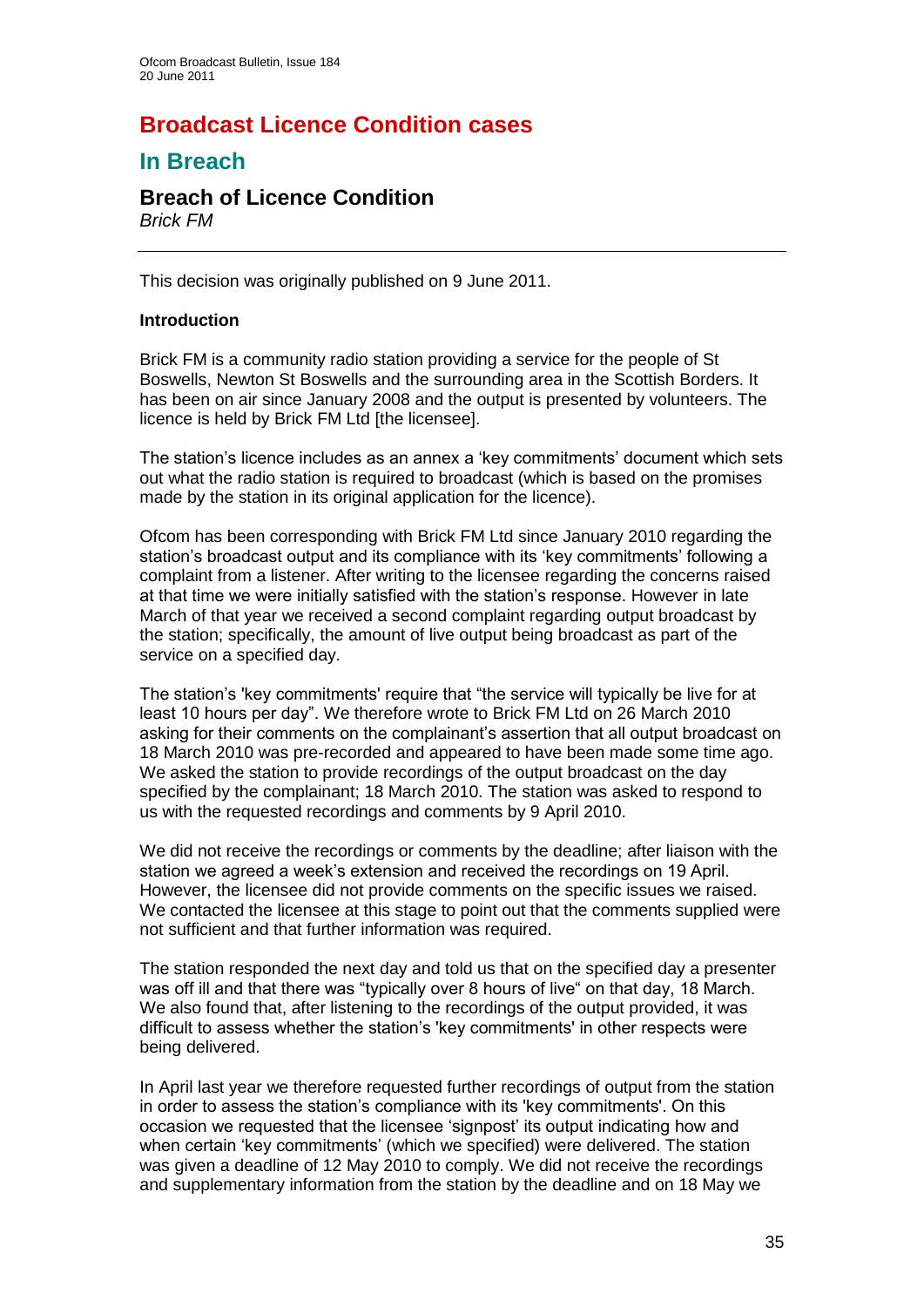# Broadcast Licence Condition cases

## In Breach

### Breach of Licence Condition

*Brick FM*

---

This decision was originally published on 9 June 2011.

**Introduction**

Brick FM is a community radio station providing a service for the people of St Boswells, Newton St Boswells and the surrounding area in the Scottish Borders. It has been on air since January 2008 and the output is presented by volunteers. The licence is held by Brick FM Ltd [the licensee].

The station's licence includes as an annex a 'key commitments' document which sets out what the radio station is required to broadcast (which is based on the promises made by the station in its original application for the licence).

Ofcom has been corresponding with Brick FM Ltd since January 2010 regarding the station's broadcast output and its compliance with its 'key commitments' following a complaint from a listener. After writing to the licensee regarding the concerns raised at that time we were initially satisfied with the station's response. However in late March of that year we received a second complaint regarding output broadcast by the station; specifically, the amount of live output being broadcast as part of the service on a specified day.

The station's 'key commitments' require that "the service will typically be live for at least 10 hours per day". We therefore wrote to Brick FM Ltd on 26 March 2010 asking for their comments on the complainant's assertion that all output broadcast on 18 March 2010 was pre-recorded and appeared to have been made some time ago. We asked the station to provide recordings of the output broadcast on the day specified by the complainant; 18 March 2010. The station was asked to respond to us with the requested recordings and comments by 9 April 2010.

We did not receive the recordings or comments by the deadline; after liaison with the station we agreed a week's extension and received the recordings on 19 April. However, the licensee did not provide comments on the specific issues we raised. We contacted the licensee at this stage to point out that the comments supplied were not sufficient and that further information was required.

The station responded the next day and told us that on the specified day a presenter was off ill and that there was "typically over 8 hours of live" on that day, 18 March. We also found that, after listening to the recordings of the output provided, it was difficult to assess whether the station's 'key commitments' in other respects were being delivered.

In April last year we therefore requested further recordings of output from the station in order to assess the station's compliance with its 'key commitments'. On this occasion we requested that the licensee 'signpost' its output indicating how and when certain 'key commitments' (which we specified) were delivered. The station was given a deadline of 12 May 2010 to comply. We did not receive the recordings and supplementary information from the station by the deadline and on 18 May we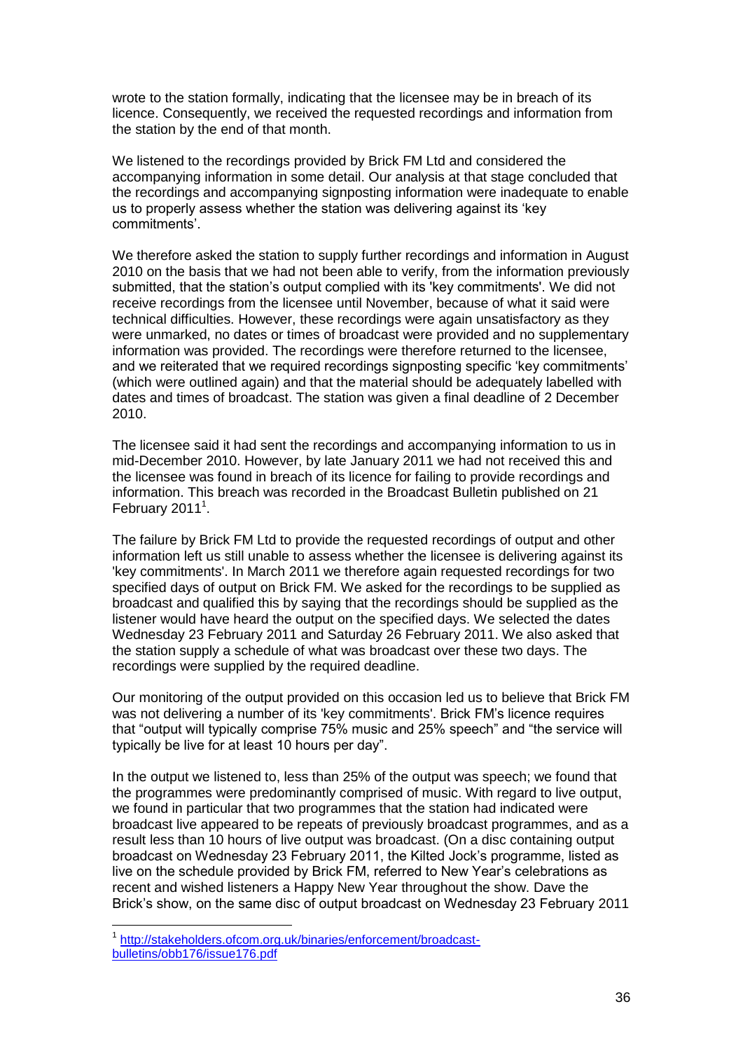wrote to the station formally, indicating that the licensee may be in breach of its licence. Consequently, we received the requested recordings and information from the station by the end of that month.

We listened to the recordings provided by Brick FM Ltd and considered the accompanying information in some detail. Our analysis at that stage concluded that the recordings and accompanying signposting information were inadequate to enable us to properly assess whether the station was delivering against its 'key commitments'.

We therefore asked the station to supply further recordings and information in August 2010 on the basis that we had not been able to verify, from the information previously submitted, that the station's output complied with its 'key commitments'. We did not receive recordings from the licensee until November, because of what it said were technical difficulties. However, these recordings were again unsatisfactory as they were unmarked, no dates or times of broadcast were provided and no supplementary information was provided. The recordings were therefore returned to the licensee, and we reiterated that we required recordings signposting specific 'key commitments' (which were outlined again) and that the material should be adequately labelled with dates and times of broadcast. The station was given a final deadline of 2 December 2010.

The licensee said it had sent the recordings and accompanying information to us in mid-December 2010. However, by late January 2011 we had not received this and the licensee was found in breach of its licence for failing to provide recordings and information. This breach was recorded in the Broadcast Bulletin published on 21 February 2011[1].

The failure by Brick FM Ltd to provide the requested recordings of output and other information left us still unable to assess whether the licensee is delivering against its 'key commitments'. In March 2011 we therefore again requested recordings for two specified days of output on Brick FM. We asked for the recordings to be supplied as broadcast and qualified this by saying that the recordings should be supplied as the listener would have heard the output on the specified days. We selected the dates Wednesday 23 February 2011 and Saturday 26 February 2011. We also asked that the station supply a schedule of what was broadcast over these two days. The recordings were supplied by the required deadline.

Our monitoring of the output provided on this occasion led us to believe that Brick FM was not delivering a number of its 'key commitments'. Brick FM's licence requires that "output will typically comprise 75% music and 25% speech" and "the service will typically be live for at least 10 hours per day".

In the output we listened to, less than 25% of the output was speech; we found that the programmes were predominantly comprised of music. With regard to live output, we found in particular that two programmes that the station had indicated were broadcast live appeared to be repeats of previously broadcast programmes, and as a result less than 10 hours of live output was broadcast. (On a disc containing output broadcast on Wednesday 23 February 2011, the Kilted Jock's programme, listed as live on the schedule provided by Brick FM, referred to New Year's celebrations as recent and wished listeners a Happy New Year throughout the show. Dave the Brick's show, on the same disc of output broadcast on Wednesday 23 February 2011

[1] http://stakeholders.ofcom.org.uk/binaries/enforcement/broadcast-bulletins/obb176/issue176.pdf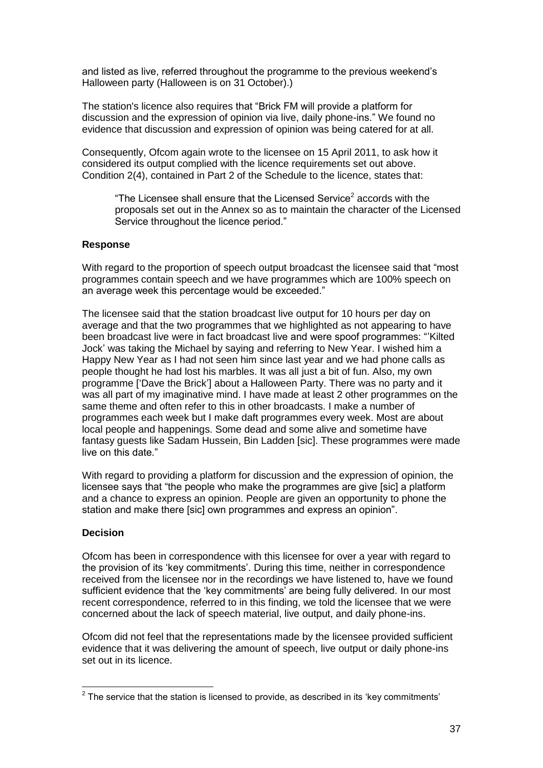and listed as live, referred throughout the programme to the previous weekend's Halloween party (Halloween is on 31 October).)

The station's licence also requires that "Brick FM will provide a platform for discussion and the expression of opinion via live, daily phone-ins." We found no evidence that discussion and expression of opinion was being catered for at all.

Consequently, Ofcom again wrote to the licensee on 15 April 2011, to ask how it considered its output complied with the licence requirements set out above. Condition 2(4), contained in Part 2 of the Schedule to the licence, states that:

> "The Licensee shall ensure that the Licensed Service[2] accords with the proposals set out in the Annex so as to maintain the character of the Licensed Service throughout the licence period."

**Response**

With regard to the proportion of speech output broadcast the licensee said that "most programmes contain speech and we have programmes which are 100% speech on an average week this percentage would be exceeded."

The licensee said that the station broadcast live output for 10 hours per day on average and that the two programmes that we highlighted as not appearing to have been broadcast live were in fact broadcast live and were spoof programmes: "'Kilted Jock' was taking the Michael by saying and referring to New Year. I wished him a Happy New Year as I had not seen him since last year and we had phone calls as people thought he had lost his marbles. It was all just a bit of fun. Also, my own programme ['Dave the Brick'] about a Halloween Party. There was no party and it was all part of my imaginative mind. I have made at least 2 other programmes on the same theme and often refer to this in other broadcasts. I make a number of programmes each week but I make daft programmes every week. Most are about local people and happenings. Some dead and some alive and sometime have fantasy guests like Sadam Hussein, Bin Ladden [sic]. These programmes were made live on this date."

With regard to providing a platform for discussion and the expression of opinion, the licensee says that "the people who make the programmes are give [sic] a platform and a chance to express an opinion. People are given an opportunity to phone the station and make there [sic] own programmes and express an opinion".

**Decision**

Ofcom has been in correspondence with this licensee for over a year with regard to the provision of its 'key commitments'. During this time, neither in correspondence received from the licensee nor in the recordings we have listened to, have we found sufficient evidence that the 'key commitments' are being fully delivered. In our most recent correspondence, referred to in this finding, we told the licensee that we were concerned about the lack of speech material, live output, and daily phone-ins.

Ofcom did not feel that the representations made by the licensee provided sufficient evidence that it was delivering the amount of speech, live output or daily phone-ins set out in its licence.

---

[2] The service that the station is licensed to provide, as described in its 'key commitments'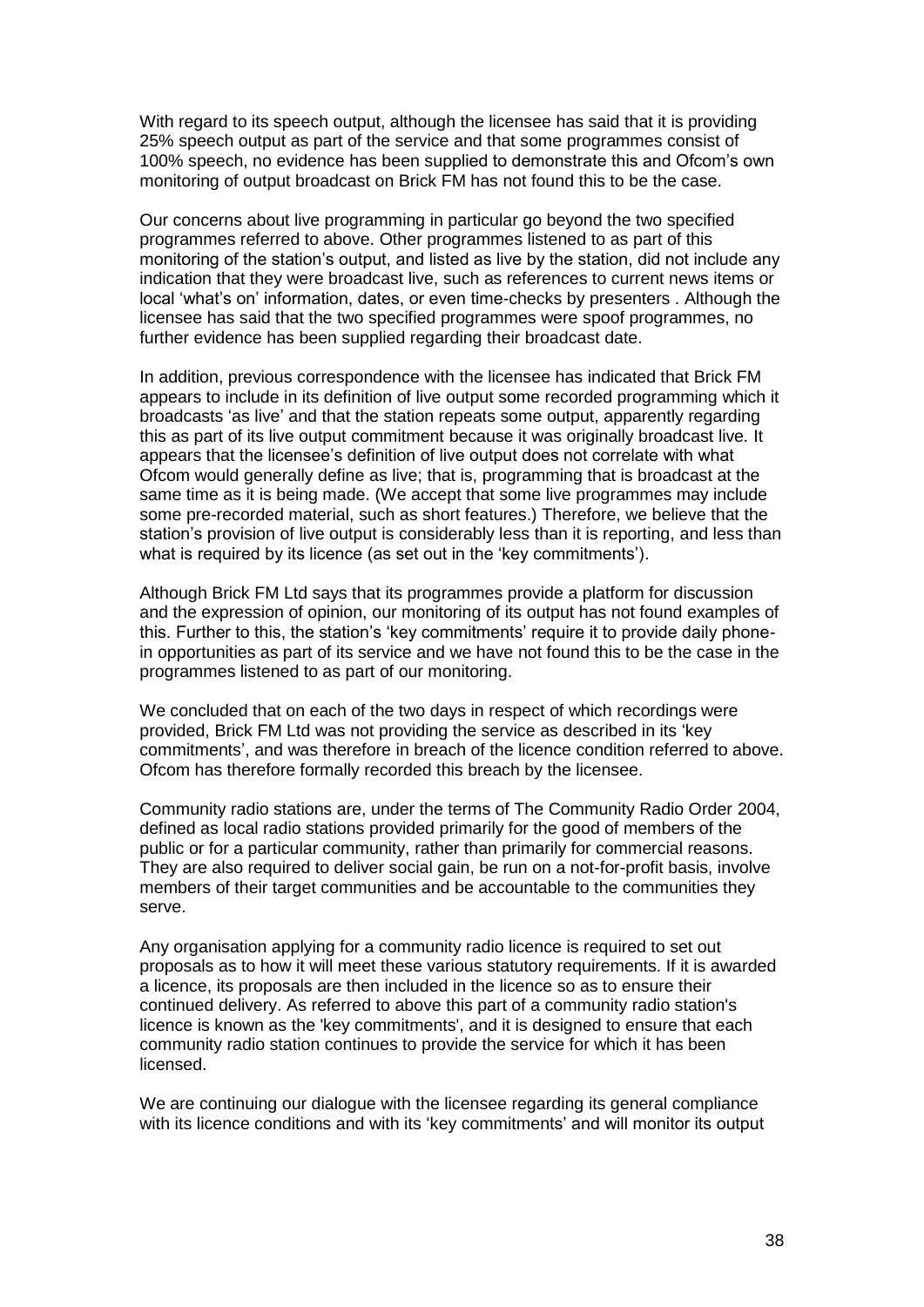With regard to its speech output, although the licensee has said that it is providing 25% speech output as part of the service and that some programmes consist of 100% speech, no evidence has been supplied to demonstrate this and Ofcom's own monitoring of output broadcast on Brick FM has not found this to be the case.

Our concerns about live programming in particular go beyond the two specified programmes referred to above. Other programmes listened to as part of this monitoring of the station's output, and listed as live by the station, did not include any indication that they were broadcast live, such as references to current news items or local 'what's on' information, dates, or even time-checks by presenters . Although the licensee has said that the two specified programmes were spoof programmes, no further evidence has been supplied regarding their broadcast date.

In addition, previous correspondence with the licensee has indicated that Brick FM appears to include in its definition of live output some recorded programming which it broadcasts 'as live' and that the station repeats some output, apparently regarding this as part of its live output commitment because it was originally broadcast live. It appears that the licensee's definition of live output does not correlate with what Ofcom would generally define as live; that is, programming that is broadcast at the same time as it is being made. (We accept that some live programmes may include some pre-recorded material, such as short features.) Therefore, we believe that the station's provision of live output is considerably less than it is reporting, and less than what is required by its licence (as set out in the 'key commitments').

Although Brick FM Ltd says that its programmes provide a platform for discussion and the expression of opinion, our monitoring of its output has not found examples of this. Further to this, the station's 'key commitments' require it to provide daily phone-in opportunities as part of its service and we have not found this to be the case in the programmes listened to as part of our monitoring.

We concluded that on each of the two days in respect of which recordings were provided, Brick FM Ltd was not providing the service as described in its 'key commitments', and was therefore in breach of the licence condition referred to above. Ofcom has therefore formally recorded this breach by the licensee.

Community radio stations are, under the terms of The Community Radio Order 2004, defined as local radio stations provided primarily for the good of members of the public or for a particular community, rather than primarily for commercial reasons. They are also required to deliver social gain, be run on a not-for-profit basis, involve members of their target communities and be accountable to the communities they serve.

Any organisation applying for a community radio licence is required to set out proposals as to how it will meet these various statutory requirements. If it is awarded a licence, its proposals are then included in the licence so as to ensure their continued delivery. As referred to above this part of a community radio station's licence is known as the 'key commitments', and it is designed to ensure that each community radio station continues to provide the service for which it has been licensed.

We are continuing our dialogue with the licensee regarding its general compliance with its licence conditions and with its 'key commitments' and will monitor its output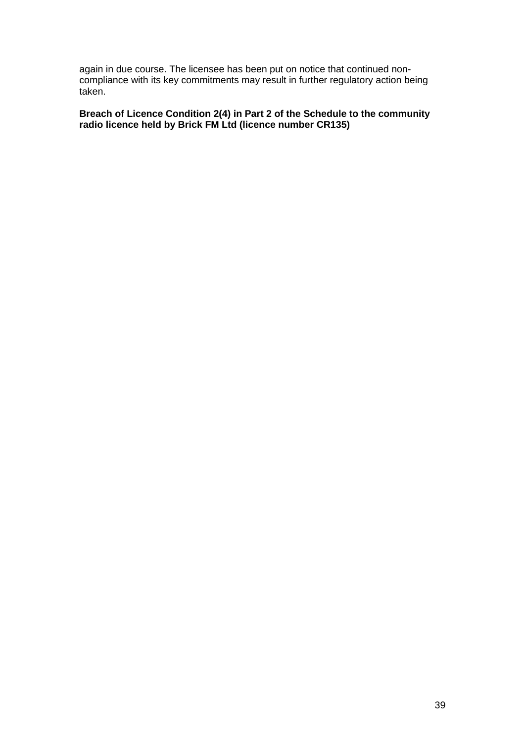again in due course. The licensee has been put on notice that continued non-compliance with its key commitments may result in further regulatory action being taken.

**Breach of Licence Condition 2(4) in Part 2 of the Schedule to the community radio licence held by Brick FM Ltd (licence number CR135)**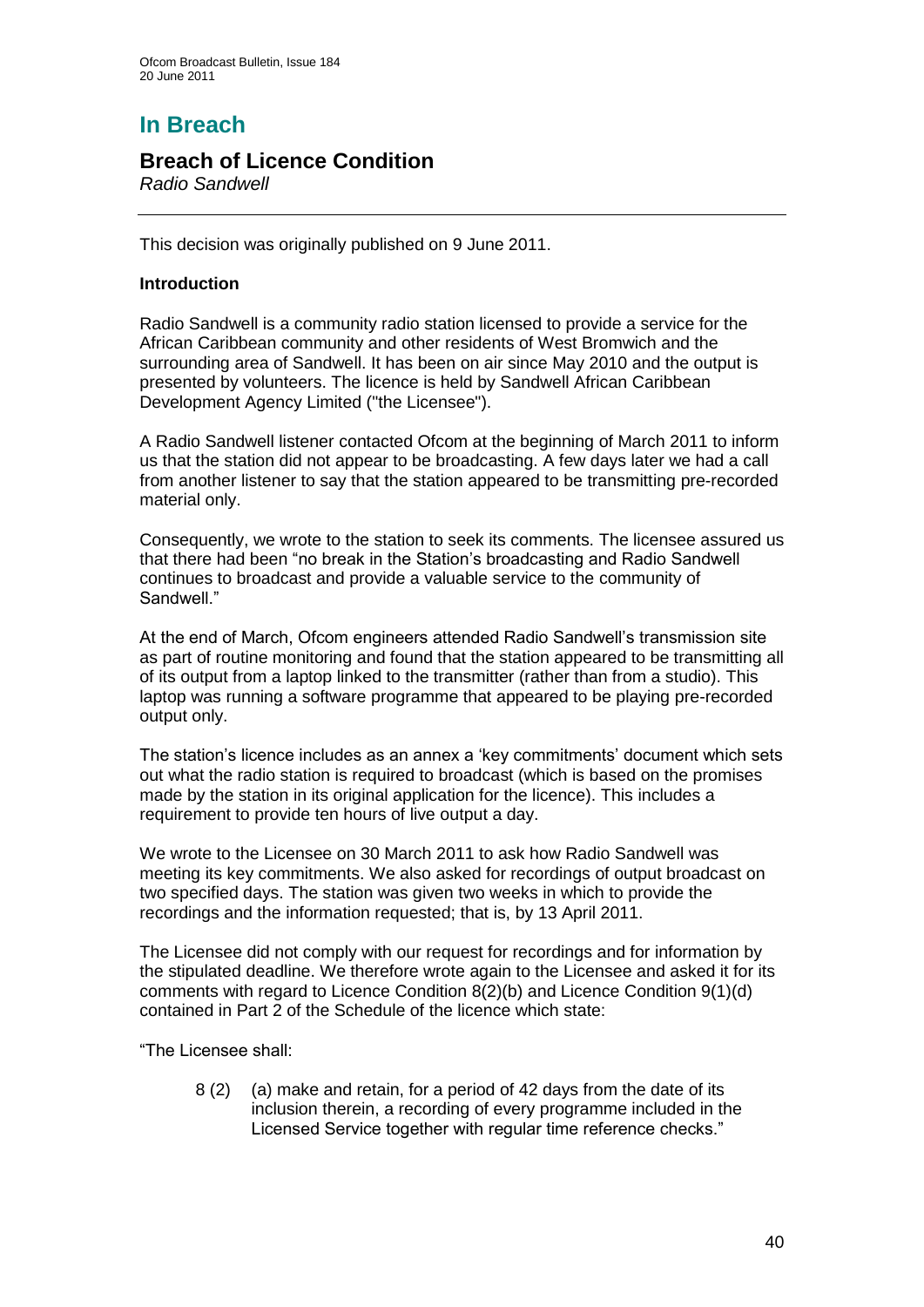# In Breach

## Breach of Licence Condition

*Radio Sandwell*

This decision was originally published on 9 June 2011.

**Introduction**

Radio Sandwell is a community radio station licensed to provide a service for the African Caribbean community and other residents of West Bromwich and the surrounding area of Sandwell. It has been on air since May 2010 and the output is presented by volunteers. The licence is held by Sandwell African Caribbean Development Agency Limited ("the Licensee").

A Radio Sandwell listener contacted Ofcom at the beginning of March 2011 to inform us that the station did not appear to be broadcasting. A few days later we had a call from another listener to say that the station appeared to be transmitting pre-recorded material only.

Consequently, we wrote to the station to seek its comments. The licensee assured us that there had been "no break in the Station's broadcasting and Radio Sandwell continues to broadcast and provide a valuable service to the community of Sandwell."

At the end of March, Ofcom engineers attended Radio Sandwell's transmission site as part of routine monitoring and found that the station appeared to be transmitting all of its output from a laptop linked to the transmitter (rather than from a studio). This laptop was running a software programme that appeared to be playing pre-recorded output only.

The station's licence includes as an annex a 'key commitments' document which sets out what the radio station is required to broadcast (which is based on the promises made by the station in its original application for the licence). This includes a requirement to provide ten hours of live output a day.

We wrote to the Licensee on 30 March 2011 to ask how Radio Sandwell was meeting its key commitments. We also asked for recordings of output broadcast on two specified days. The station was given two weeks in which to provide the recordings and the information requested; that is, by 13 April 2011.

The Licensee did not comply with our request for recordings and for information by the stipulated deadline. We therefore wrote again to the Licensee and asked it for its comments with regard to Licence Condition 8(2)(b) and Licence Condition 9(1)(d) contained in Part 2 of the Schedule of the licence which state:

"The Licensee shall:

> 8 (2) (a) make and retain, for a period of 42 days from the date of its inclusion therein, a recording of every programme included in the Licensed Service together with regular time reference checks."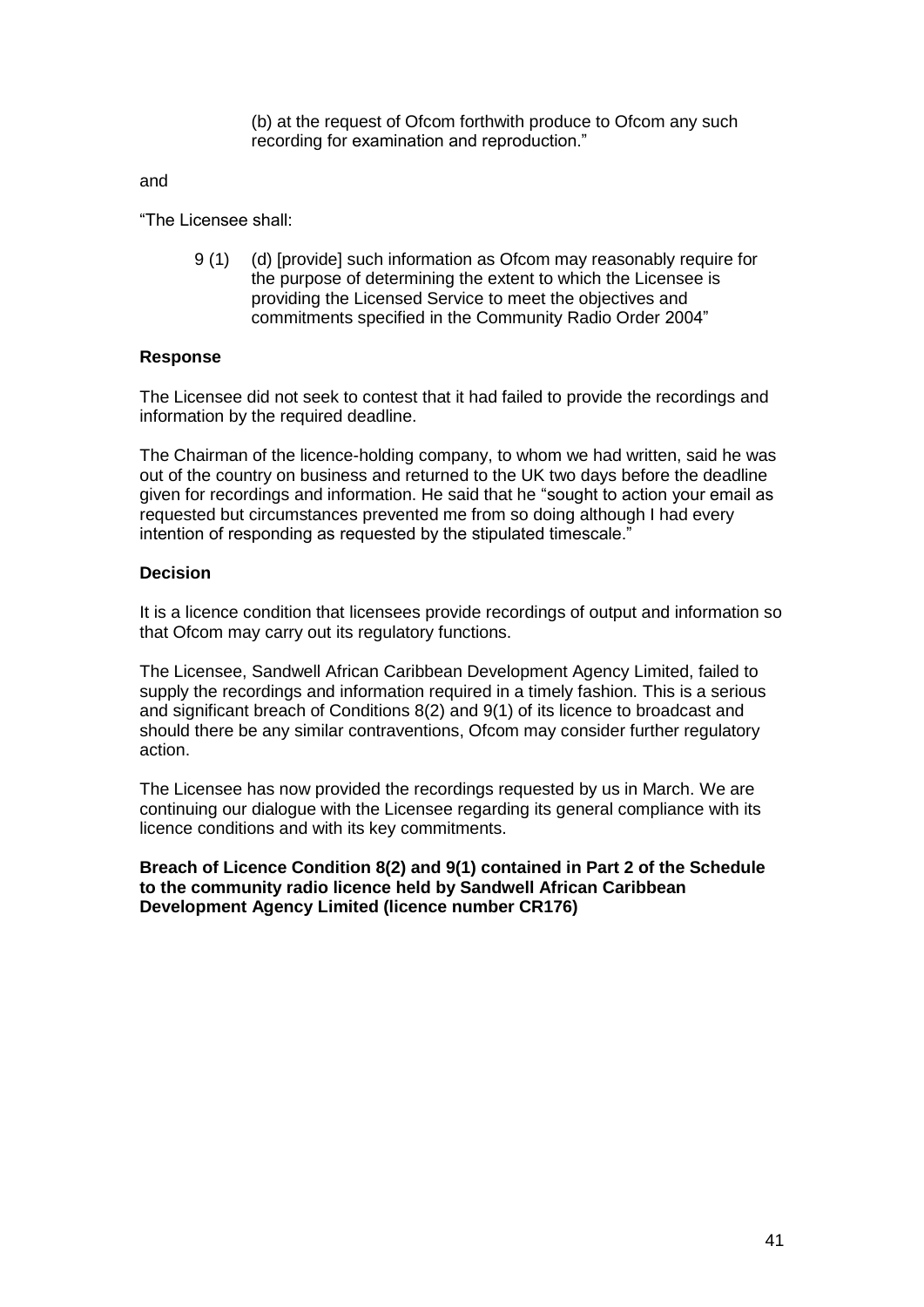(b) at the request of Ofcom forthwith produce to Ofcom any such recording for examination and reproduction."

and

"The Licensee shall:

9 (1) (d) [provide] such information as Ofcom may reasonably require for the purpose of determining the extent to which the Licensee is providing the Licensed Service to meet the objectives and commitments specified in the Community Radio Order 2004"

**Response**

The Licensee did not seek to contest that it had failed to provide the recordings and information by the required deadline.

The Chairman of the licence-holding company, to whom we had written, said he was out of the country on business and returned to the UK two days before the deadline given for recordings and information. He said that he "sought to action your email as requested but circumstances prevented me from so doing although I had every intention of responding as requested by the stipulated timescale."

**Decision**

It is a licence condition that licensees provide recordings of output and information so that Ofcom may carry out its regulatory functions.

The Licensee, Sandwell African Caribbean Development Agency Limited, failed to supply the recordings and information required in a timely fashion. This is a serious and significant breach of Conditions 8(2) and 9(1) of its licence to broadcast and should there be any similar contraventions, Ofcom may consider further regulatory action.

The Licensee has now provided the recordings requested by us in March. We are continuing our dialogue with the Licensee regarding its general compliance with its licence conditions and with its key commitments.

**Breach of Licence Condition 8(2) and 9(1) contained in Part 2 of the Schedule to the community radio licence held by Sandwell African Caribbean Development Agency Limited (licence number CR176)**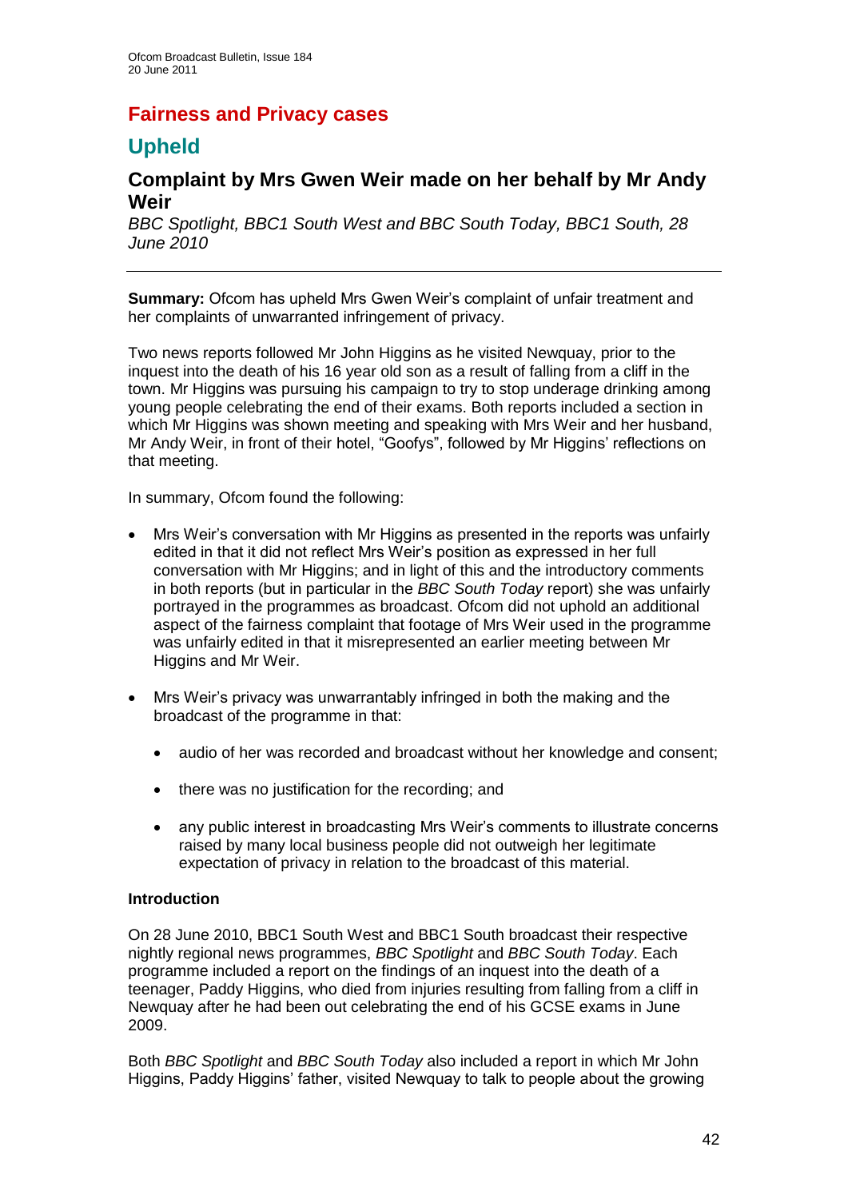# Fairness and Privacy cases

## Upheld

### Complaint by Mrs Gwen Weir made on her behalf by Mr Andy Weir

*BBC Spotlight, BBC1 South West and BBC South Today, BBC1 South, 28 June 2010*

---

**Summary:** Ofcom has upheld Mrs Gwen Weir's complaint of unfair treatment and her complaints of unwarranted infringement of privacy.

Two news reports followed Mr John Higgins as he visited Newquay, prior to the inquest into the death of his 16 year old son as a result of falling from a cliff in the town. Mr Higgins was pursuing his campaign to try to stop underage drinking among young people celebrating the end of their exams. Both reports included a section in which Mr Higgins was shown meeting and speaking with Mrs Weir and her husband, Mr Andy Weir, in front of their hotel, "Goofys", followed by Mr Higgins' reflections on that meeting.

In summary, Ofcom found the following:

- Mrs Weir's conversation with Mr Higgins as presented in the reports was unfairly edited in that it did not reflect Mrs Weir's position as expressed in her full conversation with Mr Higgins; and in light of this and the introductory comments in both reports (but in particular in the *BBC South Today* report) she was unfairly portrayed in the programmes as broadcast. Ofcom did not uphold an additional aspect of the fairness complaint that footage of Mrs Weir used in the programme was unfairly edited in that it misrepresented an earlier meeting between Mr Higgins and Mr Weir.
- Mrs Weir's privacy was unwarrantably infringed in both the making and the broadcast of the programme in that:
  - audio of her was recorded and broadcast without her knowledge and consent;
  - there was no justification for the recording; and
  - any public interest in broadcasting Mrs Weir's comments to illustrate concerns raised by many local business people did not outweigh her legitimate expectation of privacy in relation to the broadcast of this material.

**Introduction**

On 28 June 2010, BBC1 South West and BBC1 South broadcast their respective nightly regional news programmes, *BBC Spotlight* and *BBC South Today*. Each programme included a report on the findings of an inquest into the death of a teenager, Paddy Higgins, who died from injuries resulting from falling from a cliff in Newquay after he had been out celebrating the end of his GCSE exams in June 2009.

Both *BBC Spotlight* and *BBC South Today* also included a report in which Mr John Higgins, Paddy Higgins' father, visited Newquay to talk to people about the growing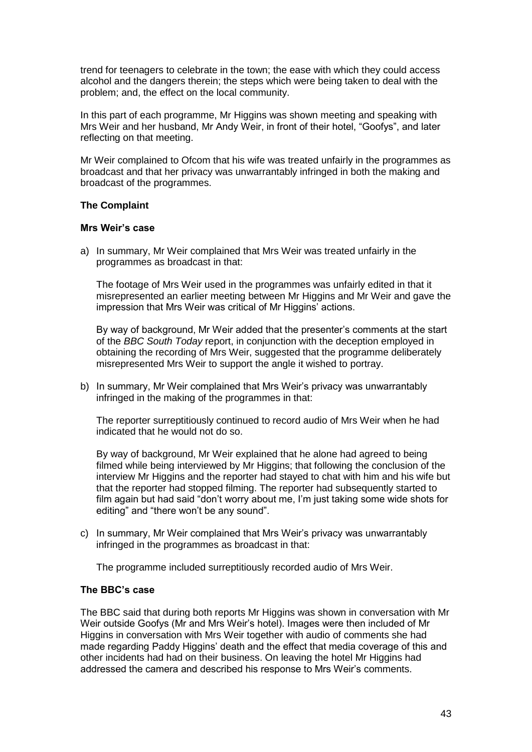trend for teenagers to celebrate in the town; the ease with which they could access alcohol and the dangers therein; the steps which were being taken to deal with the problem; and, the effect on the local community.

In this part of each programme, Mr Higgins was shown meeting and speaking with Mrs Weir and her husband, Mr Andy Weir, in front of their hotel, "Goofys", and later reflecting on that meeting.

Mr Weir complained to Ofcom that his wife was treated unfairly in the programmes as broadcast and that her privacy was unwarrantably infringed in both the making and broadcast of the programmes.

**The Complaint**

**Mrs Weir's case**

a) In summary, Mr Weir complained that Mrs Weir was treated unfairly in the programmes as broadcast in that:

   The footage of Mrs Weir used in the programmes was unfairly edited in that it misrepresented an earlier meeting between Mr Higgins and Mr Weir and gave the impression that Mrs Weir was critical of Mr Higgins' actions.

   By way of background, Mr Weir added that the presenter's comments at the start of the *BBC South Today* report, in conjunction with the deception employed in obtaining the recording of Mrs Weir, suggested that the programme deliberately misrepresented Mrs Weir to support the angle it wished to portray.

b) In summary, Mr Weir complained that Mrs Weir's privacy was unwarrantably infringed in the making of the programmes in that:

   The reporter surreptitiously continued to record audio of Mrs Weir when he had indicated that he would not do so.

   By way of background, Mr Weir explained that he alone had agreed to being filmed while being interviewed by Mr Higgins; that following the conclusion of the interview Mr Higgins and the reporter had stayed to chat with him and his wife but that the reporter had stopped filming. The reporter had subsequently started to film again but had said "don't worry about me, I'm just taking some wide shots for editing" and "there won't be any sound".

c) In summary, Mr Weir complained that Mrs Weir's privacy was unwarrantably infringed in the programmes as broadcast in that:

   The programme included surreptitiously recorded audio of Mrs Weir.

**The BBC's case**

The BBC said that during both reports Mr Higgins was shown in conversation with Mr Weir outside Goofys (Mr and Mrs Weir's hotel). Images were then included of Mr Higgins in conversation with Mrs Weir together with audio of comments she had made regarding Paddy Higgins' death and the effect that media coverage of this and other incidents had had on their business. On leaving the hotel Mr Higgins had addressed the camera and described his response to Mrs Weir's comments.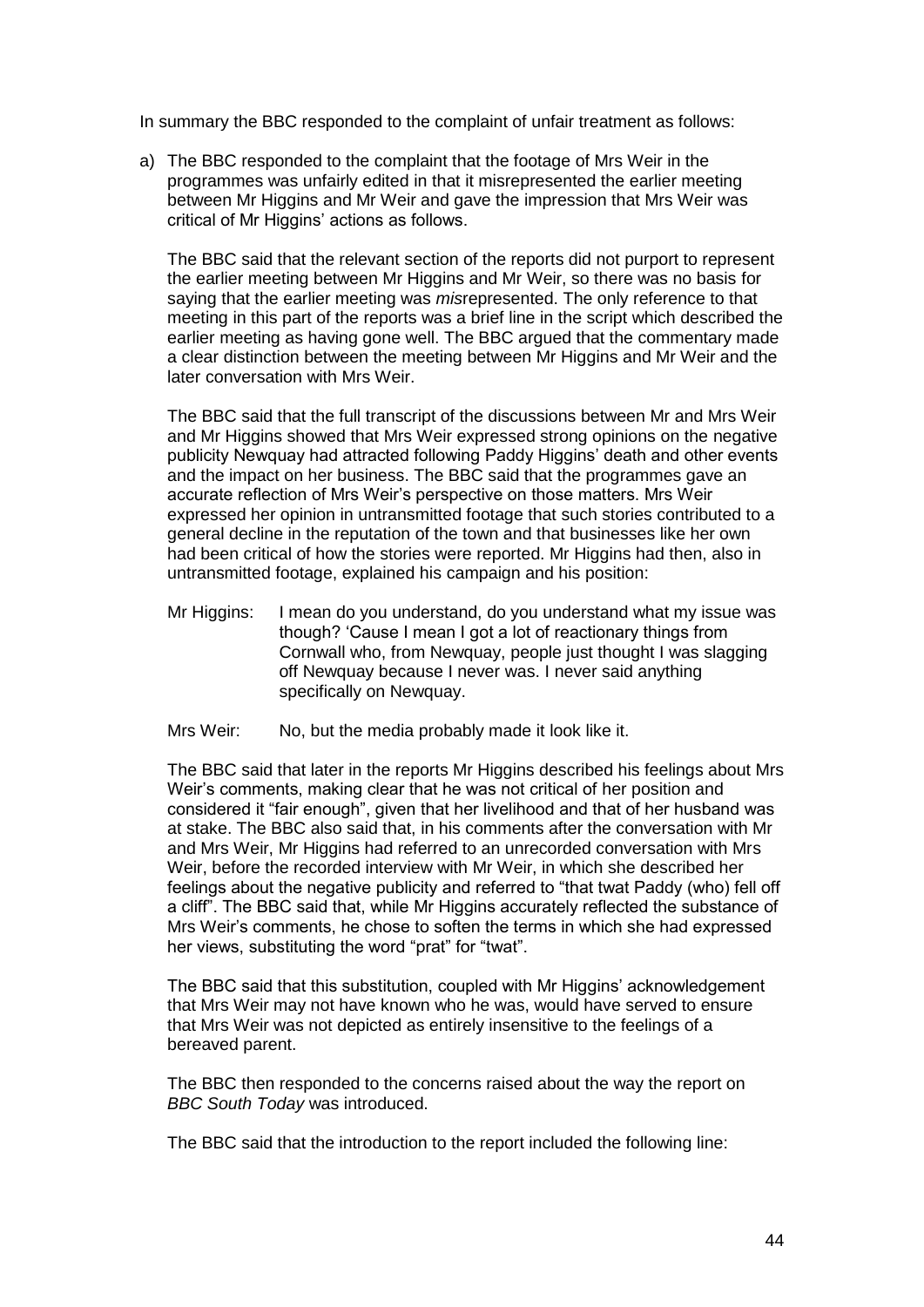In summary the BBC responded to the complaint of unfair treatment as follows:

a) The BBC responded to the complaint that the footage of Mrs Weir in the programmes was unfairly edited in that it misrepresented the earlier meeting between Mr Higgins and Mr Weir and gave the impression that Mrs Weir was critical of Mr Higgins' actions as follows.

   The BBC said that the relevant section of the reports did not purport to represent the earlier meeting between Mr Higgins and Mr Weir, so there was no basis for saying that the earlier meeting was *mis*represented. The only reference to that meeting in this part of the reports was a brief line in the script which described the earlier meeting as having gone well. The BBC argued that the commentary made a clear distinction between the meeting between Mr Higgins and Mr Weir and the later conversation with Mrs Weir.

   The BBC said that the full transcript of the discussions between Mr and Mrs Weir and Mr Higgins showed that Mrs Weir expressed strong opinions on the negative publicity Newquay had attracted following Paddy Higgins' death and other events and the impact on her business. The BBC said that the programmes gave an accurate reflection of Mrs Weir's perspective on those matters. Mrs Weir expressed her opinion in untransmitted footage that such stories contributed to a general decline in the reputation of the town and that businesses like her own had been critical of how the stories were reported. Mr Higgins had then, also in untransmitted footage, explained his campaign and his position:

   Mr Higgins: I mean do you understand, do you understand what my issue was though? 'Cause I mean I got a lot of reactionary things from Cornwall who, from Newquay, people just thought I was slagging off Newquay because I never was. I never said anything specifically on Newquay.

   Mrs Weir: No, but the media probably made it look like it.

   The BBC said that later in the reports Mr Higgins described his feelings about Mrs Weir's comments, making clear that he was not critical of her position and considered it "fair enough", given that her livelihood and that of her husband was at stake. The BBC also said that, in his comments after the conversation with Mr and Mrs Weir, Mr Higgins had referred to an unrecorded conversation with Mrs Weir, before the recorded interview with Mr Weir, in which she described her feelings about the negative publicity and referred to "that twat Paddy (who) fell off a cliff". The BBC said that, while Mr Higgins accurately reflected the substance of Mrs Weir's comments, he chose to soften the terms in which she had expressed her views, substituting the word "prat" for "twat".

   The BBC said that this substitution, coupled with Mr Higgins' acknowledgement that Mrs Weir may not have known who he was, would have served to ensure that Mrs Weir was not depicted as entirely insensitive to the feelings of a bereaved parent.

   The BBC then responded to the concerns raised about the way the report on *BBC South Today* was introduced.

   The BBC said that the introduction to the report included the following line: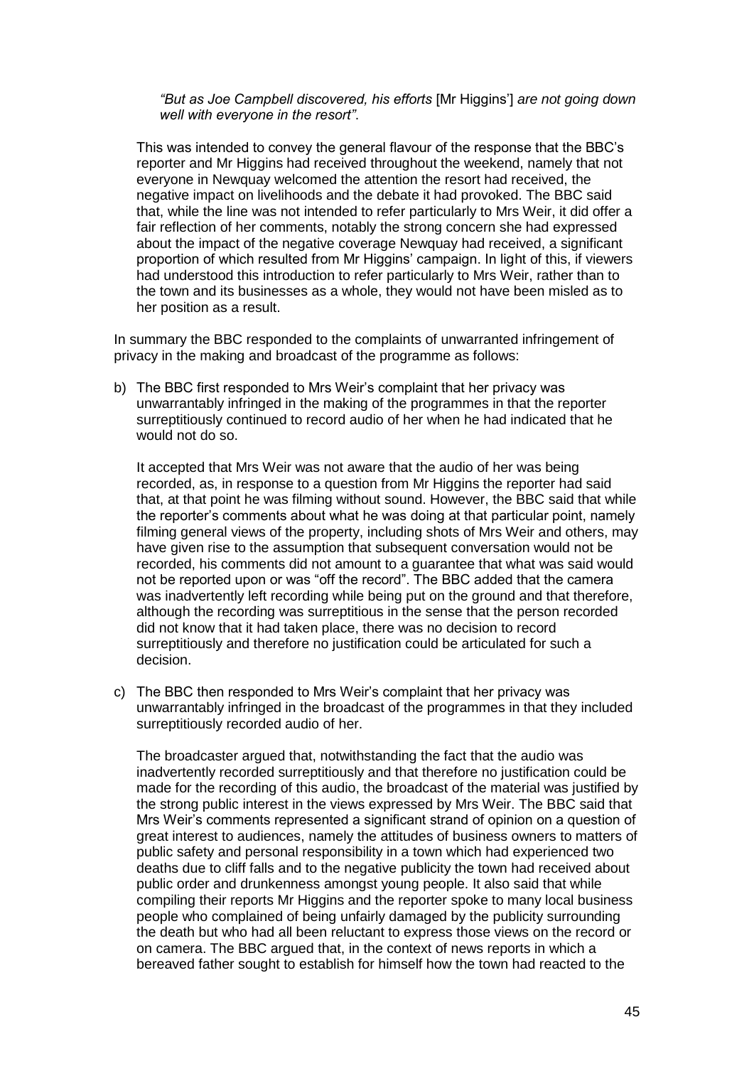*"But as Joe Campbell discovered, his efforts* [Mr Higgins'] *are not going down well with everyone in the resort".*

This was intended to convey the general flavour of the response that the BBC's reporter and Mr Higgins had received throughout the weekend, namely that not everyone in Newquay welcomed the attention the resort had received, the negative impact on livelihoods and the debate it had provoked. The BBC said that, while the line was not intended to refer particularly to Mrs Weir, it did offer a fair reflection of her comments, notably the strong concern she had expressed about the impact of the negative coverage Newquay had received, a significant proportion of which resulted from Mr Higgins' campaign. In light of this, if viewers had understood this introduction to refer particularly to Mrs Weir, rather than to the town and its businesses as a whole, they would not have been misled as to her position as a result.

In summary the BBC responded to the complaints of unwarranted infringement of privacy in the making and broadcast of the programme as follows:

b) The BBC first responded to Mrs Weir's complaint that her privacy was unwarrantably infringed in the making of the programmes in that the reporter surreptitiously continued to record audio of her when he had indicated that he would not do so.

   It accepted that Mrs Weir was not aware that the audio of her was being recorded, as, in response to a question from Mr Higgins the reporter had said that, at that point he was filming without sound. However, the BBC said that while the reporter's comments about what he was doing at that particular point, namely filming general views of the property, including shots of Mrs Weir and others, may have given rise to the assumption that subsequent conversation would not be recorded, his comments did not amount to a guarantee that what was said would not be reported upon or was "off the record". The BBC added that the camera was inadvertently left recording while being put on the ground and that therefore, although the recording was surreptitious in the sense that the person recorded did not know that it had taken place, there was no decision to record surreptitiously and therefore no justification could be articulated for such a decision.

c) The BBC then responded to Mrs Weir's complaint that her privacy was unwarrantably infringed in the broadcast of the programmes in that they included surreptitiously recorded audio of her.

   The broadcaster argued that, notwithstanding the fact that the audio was inadvertently recorded surreptitiously and that therefore no justification could be made for the recording of this audio, the broadcast of the material was justified by the strong public interest in the views expressed by Mrs Weir. The BBC said that Mrs Weir's comments represented a significant strand of opinion on a question of great interest to audiences, namely the attitudes of business owners to matters of public safety and personal responsibility in a town which had experienced two deaths due to cliff falls and to the negative publicity the town had received about public order and drunkenness amongst young people. It also said that while compiling their reports Mr Higgins and the reporter spoke to many local business people who complained of being unfairly damaged by the publicity surrounding the death but who had all been reluctant to express those views on the record or on camera. The BBC argued that, in the context of news reports in which a bereaved father sought to establish for himself how the town had reacted to the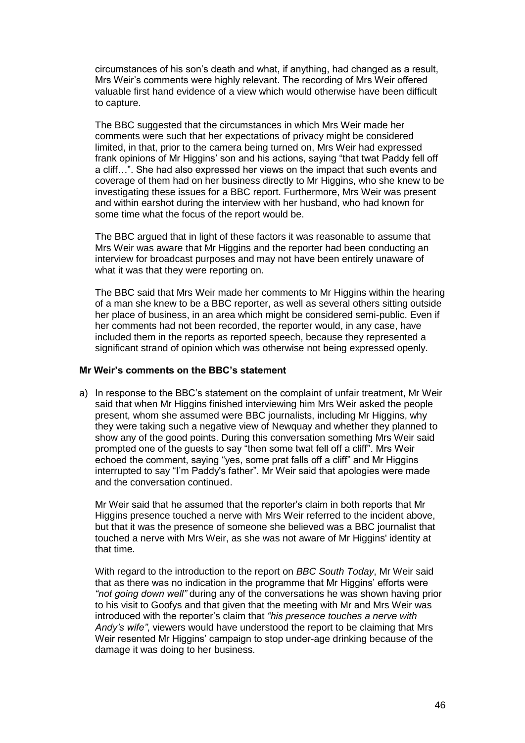circumstances of his son's death and what, if anything, had changed as a result, Mrs Weir's comments were highly relevant. The recording of Mrs Weir offered valuable first hand evidence of a view which would otherwise have been difficult to capture.

The BBC suggested that the circumstances in which Mrs Weir made her comments were such that her expectations of privacy might be considered limited, in that, prior to the camera being turned on, Mrs Weir had expressed frank opinions of Mr Higgins' son and his actions, saying "that twat Paddy fell off a cliff…". She had also expressed her views on the impact that such events and coverage of them had on her business directly to Mr Higgins, who she knew to be investigating these issues for a BBC report. Furthermore, Mrs Weir was present and within earshot during the interview with her husband, who had known for some time what the focus of the report would be.

The BBC argued that in light of these factors it was reasonable to assume that Mrs Weir was aware that Mr Higgins and the reporter had been conducting an interview for broadcast purposes and may not have been entirely unaware of what it was that they were reporting on.

The BBC said that Mrs Weir made her comments to Mr Higgins within the hearing of a man she knew to be a BBC reporter, as well as several others sitting outside her place of business, in an area which might be considered semi-public. Even if her comments had not been recorded, the reporter would, in any case, have included them in the reports as reported speech, because they represented a significant strand of opinion which was otherwise not being expressed openly.

**Mr Weir's comments on the BBC's statement**

a) In response to the BBC's statement on the complaint of unfair treatment, Mr Weir said that when Mr Higgins finished interviewing him Mrs Weir asked the people present, whom she assumed were BBC journalists, including Mr Higgins, why they were taking such a negative view of Newquay and whether they planned to show any of the good points. During this conversation something Mrs Weir said prompted one of the guests to say "then some twat fell off a cliff". Mrs Weir echoed the comment, saying "yes, some prat falls off a cliff" and Mr Higgins interrupted to say "I'm Paddy's father". Mr Weir said that apologies were made and the conversation continued.

   Mr Weir said that he assumed that the reporter's claim in both reports that Mr Higgins presence touched a nerve with Mrs Weir referred to the incident above, but that it was the presence of someone she believed was a BBC journalist that touched a nerve with Mrs Weir, as she was not aware of Mr Higgins' identity at that time.

   With regard to the introduction to the report on *BBC South Today*, Mr Weir said that as there was no indication in the programme that Mr Higgins' efforts were *"not going down well"* during any of the conversations he was shown having prior to his visit to Goofys and that given that the meeting with Mr and Mrs Weir was introduced with the reporter's claim that *"his presence touches a nerve with Andy's wife"*, viewers would have understood the report to be claiming that Mrs Weir resented Mr Higgins' campaign to stop under-age drinking because of the damage it was doing to her business.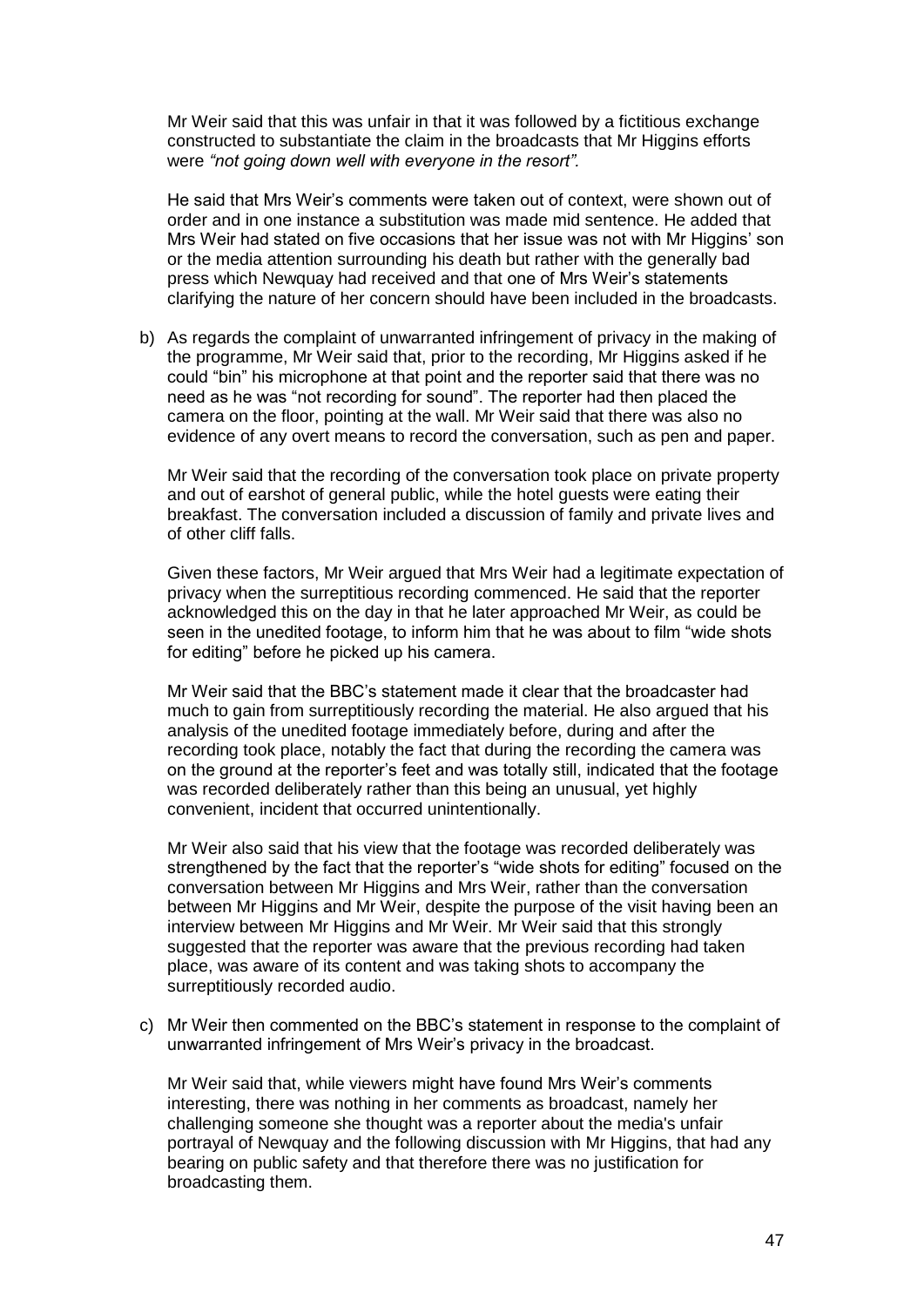Mr Weir said that this was unfair in that it was followed by a fictitious exchange constructed to substantiate the claim in the broadcasts that Mr Higgins efforts were *"not going down well with everyone in the resort".*

He said that Mrs Weir's comments were taken out of context, were shown out of order and in one instance a substitution was made mid sentence. He added that Mrs Weir had stated on five occasions that her issue was not with Mr Higgins' son or the media attention surrounding his death but rather with the generally bad press which Newquay had received and that one of Mrs Weir's statements clarifying the nature of her concern should have been included in the broadcasts.

b) As regards the complaint of unwarranted infringement of privacy in the making of the programme, Mr Weir said that, prior to the recording, Mr Higgins asked if he could "bin" his microphone at that point and the reporter said that there was no need as he was "not recording for sound". The reporter had then placed the camera on the floor, pointing at the wall. Mr Weir said that there was also no evidence of any overt means to record the conversation, such as pen and paper.

   Mr Weir said that the recording of the conversation took place on private property and out of earshot of general public, while the hotel guests were eating their breakfast. The conversation included a discussion of family and private lives and of other cliff falls.

   Given these factors, Mr Weir argued that Mrs Weir had a legitimate expectation of privacy when the surreptitious recording commenced. He said that the reporter acknowledged this on the day in that he later approached Mr Weir, as could be seen in the unedited footage, to inform him that he was about to film "wide shots for editing" before he picked up his camera.

   Mr Weir said that the BBC's statement made it clear that the broadcaster had much to gain from surreptitiously recording the material. He also argued that his analysis of the unedited footage immediately before, during and after the recording took place, notably the fact that during the recording the camera was on the ground at the reporter's feet and was totally still, indicated that the footage was recorded deliberately rather than this being an unusual, yet highly convenient, incident that occurred unintentionally.

   Mr Weir also said that his view that the footage was recorded deliberately was strengthened by the fact that the reporter's "wide shots for editing" focused on the conversation between Mr Higgins and Mrs Weir, rather than the conversation between Mr Higgins and Mr Weir, despite the purpose of the visit having been an interview between Mr Higgins and Mr Weir. Mr Weir said that this strongly suggested that the reporter was aware that the previous recording had taken place, was aware of its content and was taking shots to accompany the surreptitiously recorded audio.

c) Mr Weir then commented on the BBC's statement in response to the complaint of unwarranted infringement of Mrs Weir's privacy in the broadcast.

   Mr Weir said that, while viewers might have found Mrs Weir's comments interesting, there was nothing in her comments as broadcast, namely her challenging someone she thought was a reporter about the media's unfair portrayal of Newquay and the following discussion with Mr Higgins, that had any bearing on public safety and that therefore there was no justification for broadcasting them.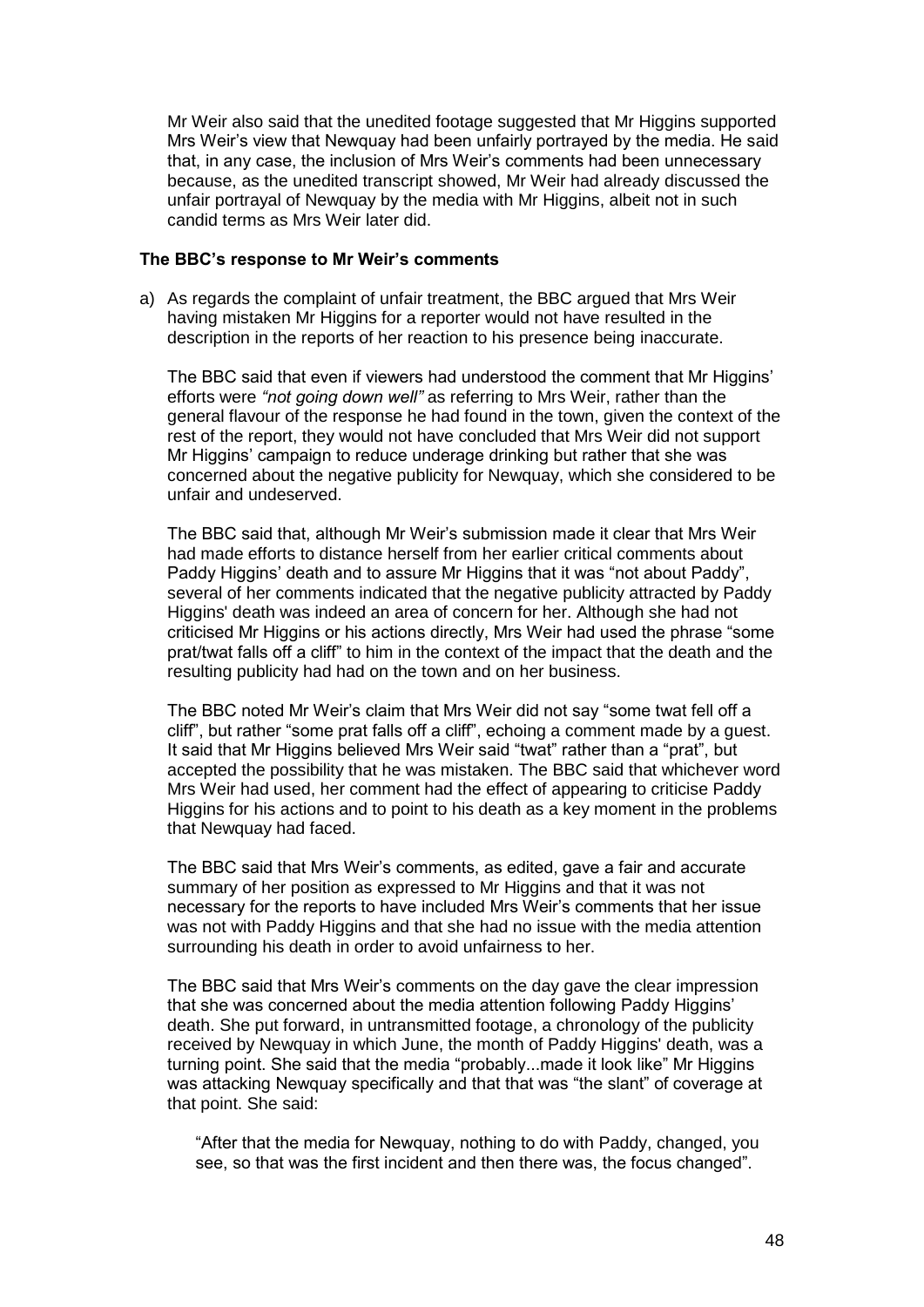Mr Weir also said that the unedited footage suggested that Mr Higgins supported Mrs Weir's view that Newquay had been unfairly portrayed by the media. He said that, in any case, the inclusion of Mrs Weir's comments had been unnecessary because, as the unedited transcript showed, Mr Weir had already discussed the unfair portrayal of Newquay by the media with Mr Higgins, albeit not in such candid terms as Mrs Weir later did.

**The BBC's response to Mr Weir's comments**

a) As regards the complaint of unfair treatment, the BBC argued that Mrs Weir having mistaken Mr Higgins for a reporter would not have resulted in the description in the reports of her reaction to his presence being inaccurate.

The BBC said that even if viewers had understood the comment that Mr Higgins' efforts were *"not going down well"* as referring to Mrs Weir, rather than the general flavour of the response he had found in the town, given the context of the rest of the report, they would not have concluded that Mrs Weir did not support Mr Higgins' campaign to reduce underage drinking but rather that she was concerned about the negative publicity for Newquay, which she considered to be unfair and undeserved.

The BBC said that, although Mr Weir's submission made it clear that Mrs Weir had made efforts to distance herself from her earlier critical comments about Paddy Higgins' death and to assure Mr Higgins that it was "not about Paddy", several of her comments indicated that the negative publicity attracted by Paddy Higgins' death was indeed an area of concern for her. Although she had not criticised Mr Higgins or his actions directly, Mrs Weir had used the phrase "some prat/twat falls off a cliff" to him in the context of the impact that the death and the resulting publicity had had on the town and on her business.

The BBC noted Mr Weir's claim that Mrs Weir did not say "some twat fell off a cliff", but rather "some prat falls off a cliff", echoing a comment made by a guest. It said that Mr Higgins believed Mrs Weir said "twat" rather than a "prat", but accepted the possibility that he was mistaken. The BBC said that whichever word Mrs Weir had used, her comment had the effect of appearing to criticise Paddy Higgins for his actions and to point to his death as a key moment in the problems that Newquay had faced.

The BBC said that Mrs Weir's comments, as edited, gave a fair and accurate summary of her position as expressed to Mr Higgins and that it was not necessary for the reports to have included Mrs Weir's comments that her issue was not with Paddy Higgins and that she had no issue with the media attention surrounding his death in order to avoid unfairness to her.

The BBC said that Mrs Weir's comments on the day gave the clear impression that she was concerned about the media attention following Paddy Higgins' death. She put forward, in untransmitted footage, a chronology of the publicity received by Newquay in which June, the month of Paddy Higgins' death, was a turning point. She said that the media "probably...made it look like" Mr Higgins was attacking Newquay specifically and that that was "the slant" of coverage at that point. She said:

> "After that the media for Newquay, nothing to do with Paddy, changed, you see, so that was the first incident and then there was, the focus changed".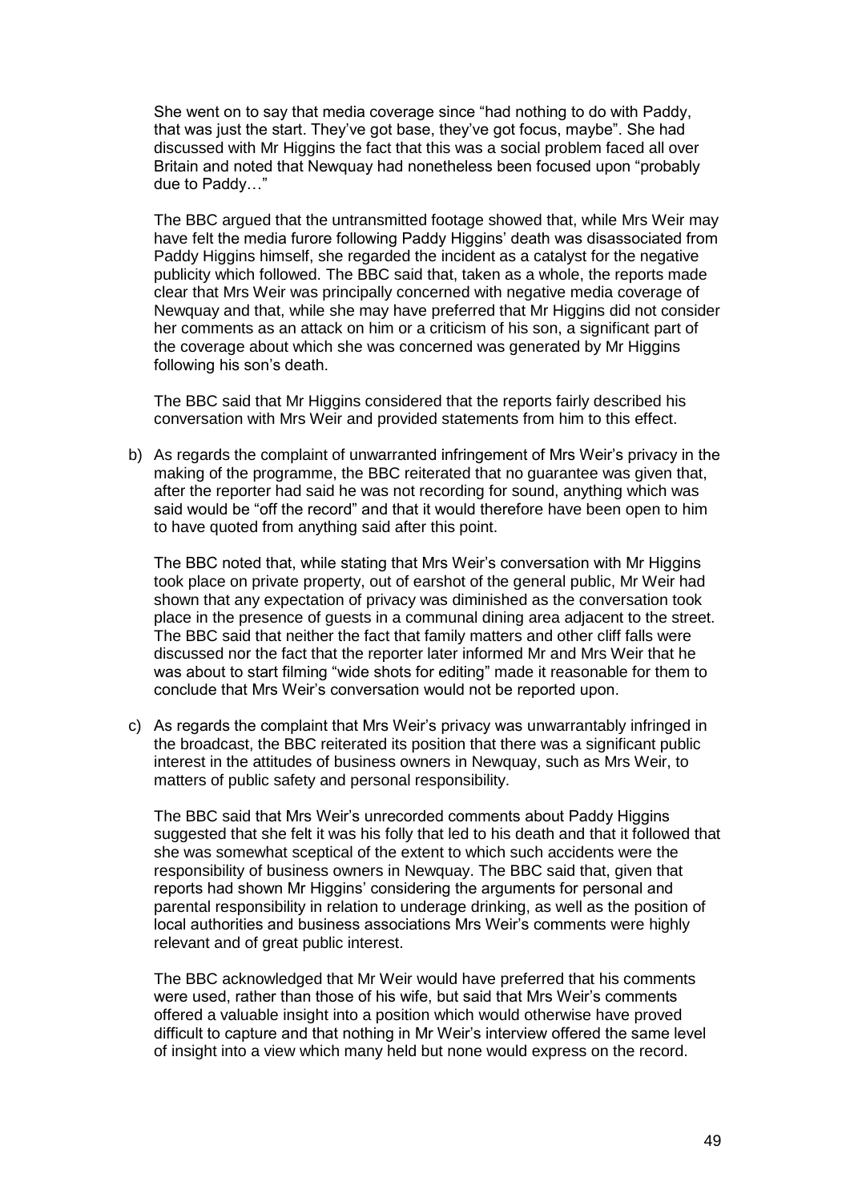She went on to say that media coverage since "had nothing to do with Paddy, that was just the start. They've got base, they've got focus, maybe". She had discussed with Mr Higgins the fact that this was a social problem faced all over Britain and noted that Newquay had nonetheless been focused upon "probably due to Paddy…"

The BBC argued that the untransmitted footage showed that, while Mrs Weir may have felt the media furore following Paddy Higgins' death was disassociated from Paddy Higgins himself, she regarded the incident as a catalyst for the negative publicity which followed. The BBC said that, taken as a whole, the reports made clear that Mrs Weir was principally concerned with negative media coverage of Newquay and that, while she may have preferred that Mr Higgins did not consider her comments as an attack on him or a criticism of his son, a significant part of the coverage about which she was concerned was generated by Mr Higgins following his son's death.

The BBC said that Mr Higgins considered that the reports fairly described his conversation with Mrs Weir and provided statements from him to this effect.

b) As regards the complaint of unwarranted infringement of Mrs Weir's privacy in the making of the programme, the BBC reiterated that no guarantee was given that, after the reporter had said he was not recording for sound, anything which was said would be "off the record" and that it would therefore have been open to him to have quoted from anything said after this point.

   The BBC noted that, while stating that Mrs Weir's conversation with Mr Higgins took place on private property, out of earshot of the general public, Mr Weir had shown that any expectation of privacy was diminished as the conversation took place in the presence of guests in a communal dining area adjacent to the street. The BBC said that neither the fact that family matters and other cliff falls were discussed nor the fact that the reporter later informed Mr and Mrs Weir that he was about to start filming "wide shots for editing" made it reasonable for them to conclude that Mrs Weir's conversation would not be reported upon.

c) As regards the complaint that Mrs Weir's privacy was unwarrantably infringed in the broadcast, the BBC reiterated its position that there was a significant public interest in the attitudes of business owners in Newquay, such as Mrs Weir, to matters of public safety and personal responsibility.

   The BBC said that Mrs Weir's unrecorded comments about Paddy Higgins suggested that she felt it was his folly that led to his death and that it followed that she was somewhat sceptical of the extent to which such accidents were the responsibility of business owners in Newquay. The BBC said that, given that reports had shown Mr Higgins' considering the arguments for personal and parental responsibility in relation to underage drinking, as well as the position of local authorities and business associations Mrs Weir's comments were highly relevant and of great public interest.

   The BBC acknowledged that Mr Weir would have preferred that his comments were used, rather than those of his wife, but said that Mrs Weir's comments offered a valuable insight into a position which would otherwise have proved difficult to capture and that nothing in Mr Weir's interview offered the same level of insight into a view which many held but none would express on the record.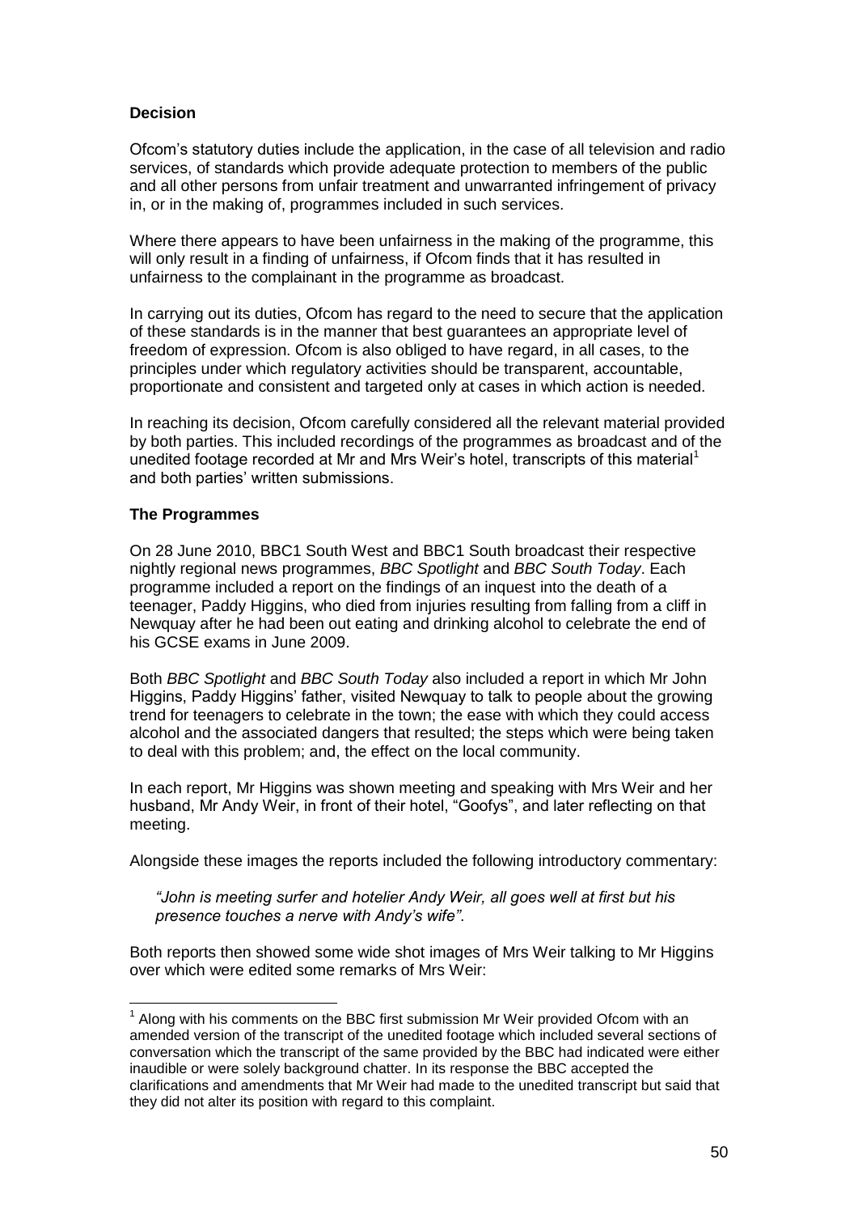**Decision**

Ofcom's statutory duties include the application, in the case of all television and radio services, of standards which provide adequate protection to members of the public and all other persons from unfair treatment and unwarranted infringement of privacy in, or in the making of, programmes included in such services.

Where there appears to have been unfairness in the making of the programme, this will only result in a finding of unfairness, if Ofcom finds that it has resulted in unfairness to the complainant in the programme as broadcast.

In carrying out its duties, Ofcom has regard to the need to secure that the application of these standards is in the manner that best guarantees an appropriate level of freedom of expression. Ofcom is also obliged to have regard, in all cases, to the principles under which regulatory activities should be transparent, accountable, proportionate and consistent and targeted only at cases in which action is needed.

In reaching its decision, Ofcom carefully considered all the relevant material provided by both parties. This included recordings of the programmes as broadcast and of the unedited footage recorded at Mr and Mrs Weir's hotel, transcripts of this material[1] and both parties' written submissions.

**The Programmes**

On 28 June 2010, BBC1 South West and BBC1 South broadcast their respective nightly regional news programmes, *BBC Spotlight* and *BBC South Today*. Each programme included a report on the findings of an inquest into the death of a teenager, Paddy Higgins, who died from injuries resulting from falling from a cliff in Newquay after he had been out eating and drinking alcohol to celebrate the end of his GCSE exams in June 2009.

Both *BBC Spotlight* and *BBC South Today* also included a report in which Mr John Higgins, Paddy Higgins' father, visited Newquay to talk to people about the growing trend for teenagers to celebrate in the town; the ease with which they could access alcohol and the associated dangers that resulted; the steps which were being taken to deal with this problem; and, the effect on the local community.

In each report, Mr Higgins was shown meeting and speaking with Mrs Weir and her husband, Mr Andy Weir, in front of their hotel, "Goofys", and later reflecting on that meeting.

Alongside these images the reports included the following introductory commentary:

> *"John is meeting surfer and hotelier Andy Weir, all goes well at first but his presence touches a nerve with Andy's wife"*.

Both reports then showed some wide shot images of Mrs Weir talking to Mr Higgins over which were edited some remarks of Mrs Weir:

---

[1] Along with his comments on the BBC first submission Mr Weir provided Ofcom with an amended version of the transcript of the unedited footage which included several sections of conversation which the transcript of the same provided by the BBC had indicated were either inaudible or were solely background chatter. In its response the BBC accepted the clarifications and amendments that Mr Weir had made to the unedited transcript but said that they did not alter its position with regard to this complaint.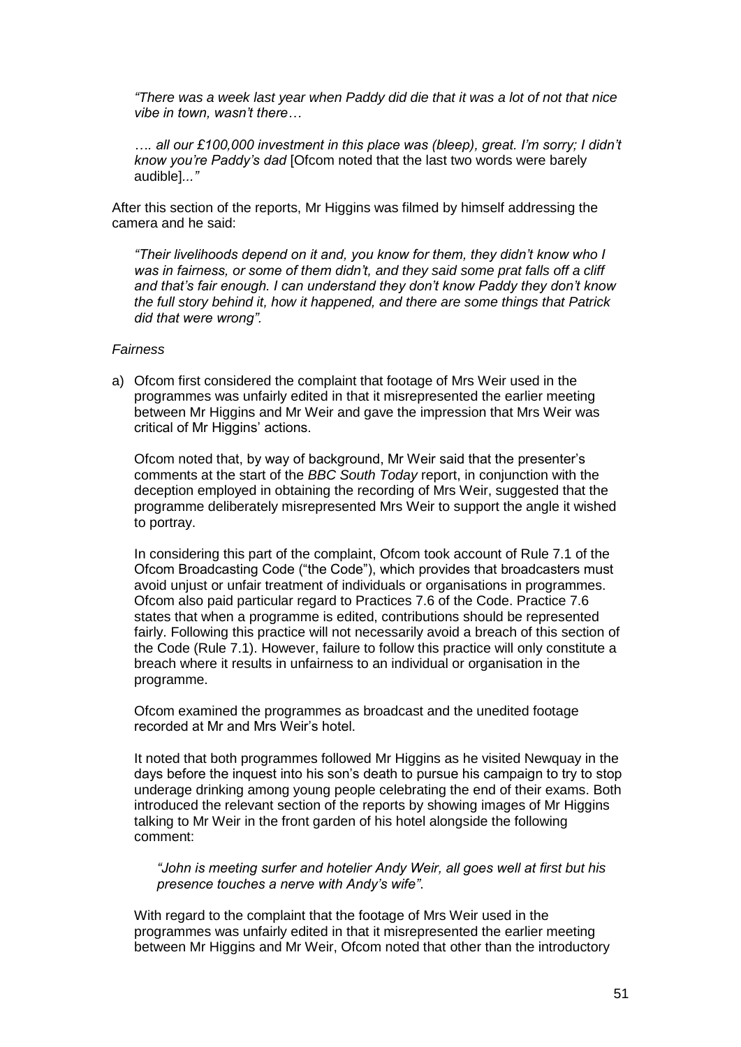*"There was a week last year when Paddy did die that it was a lot of not that nice vibe in town, wasn't there…*

*…. all our £100,000 investment in this place was (bleep), great. I'm sorry; I didn't know you're Paddy's dad* [Ofcom noted that the last two words were barely audible]*..."*

After this section of the reports, Mr Higgins was filmed by himself addressing the camera and he said:

*"Their livelihoods depend on it and, you know for them, they didn't know who I was in fairness, or some of them didn't, and they said some prat falls off a cliff and that's fair enough. I can understand they don't know Paddy they don't know the full story behind it, how it happened, and there are some things that Patrick did that were wrong".*

*Fairness*

a) Ofcom first considered the complaint that footage of Mrs Weir used in the programmes was unfairly edited in that it misrepresented the earlier meeting between Mr Higgins and Mr Weir and gave the impression that Mrs Weir was critical of Mr Higgins' actions.

   Ofcom noted that, by way of background, Mr Weir said that the presenter's comments at the start of the *BBC South Today* report, in conjunction with the deception employed in obtaining the recording of Mrs Weir, suggested that the programme deliberately misrepresented Mrs Weir to support the angle it wished to portray.

   In considering this part of the complaint, Ofcom took account of Rule 7.1 of the Ofcom Broadcasting Code ("the Code"), which provides that broadcasters must avoid unjust or unfair treatment of individuals or organisations in programmes. Ofcom also paid particular regard to Practices 7.6 of the Code. Practice 7.6 states that when a programme is edited, contributions should be represented fairly. Following this practice will not necessarily avoid a breach of this section of the Code (Rule 7.1). However, failure to follow this practice will only constitute a breach where it results in unfairness to an individual or organisation in the programme.

   Ofcom examined the programmes as broadcast and the unedited footage recorded at Mr and Mrs Weir's hotel.

   It noted that both programmes followed Mr Higgins as he visited Newquay in the days before the inquest into his son's death to pursue his campaign to try to stop underage drinking among young people celebrating the end of their exams. Both introduced the relevant section of the reports by showing images of Mr Higgins talking to Mr Weir in the front garden of his hotel alongside the following comment:

   *"John is meeting surfer and hotelier Andy Weir, all goes well at first but his presence touches a nerve with Andy's wife".*

   With regard to the complaint that the footage of Mrs Weir used in the programmes was unfairly edited in that it misrepresented the earlier meeting between Mr Higgins and Mr Weir, Ofcom noted that other than the introductory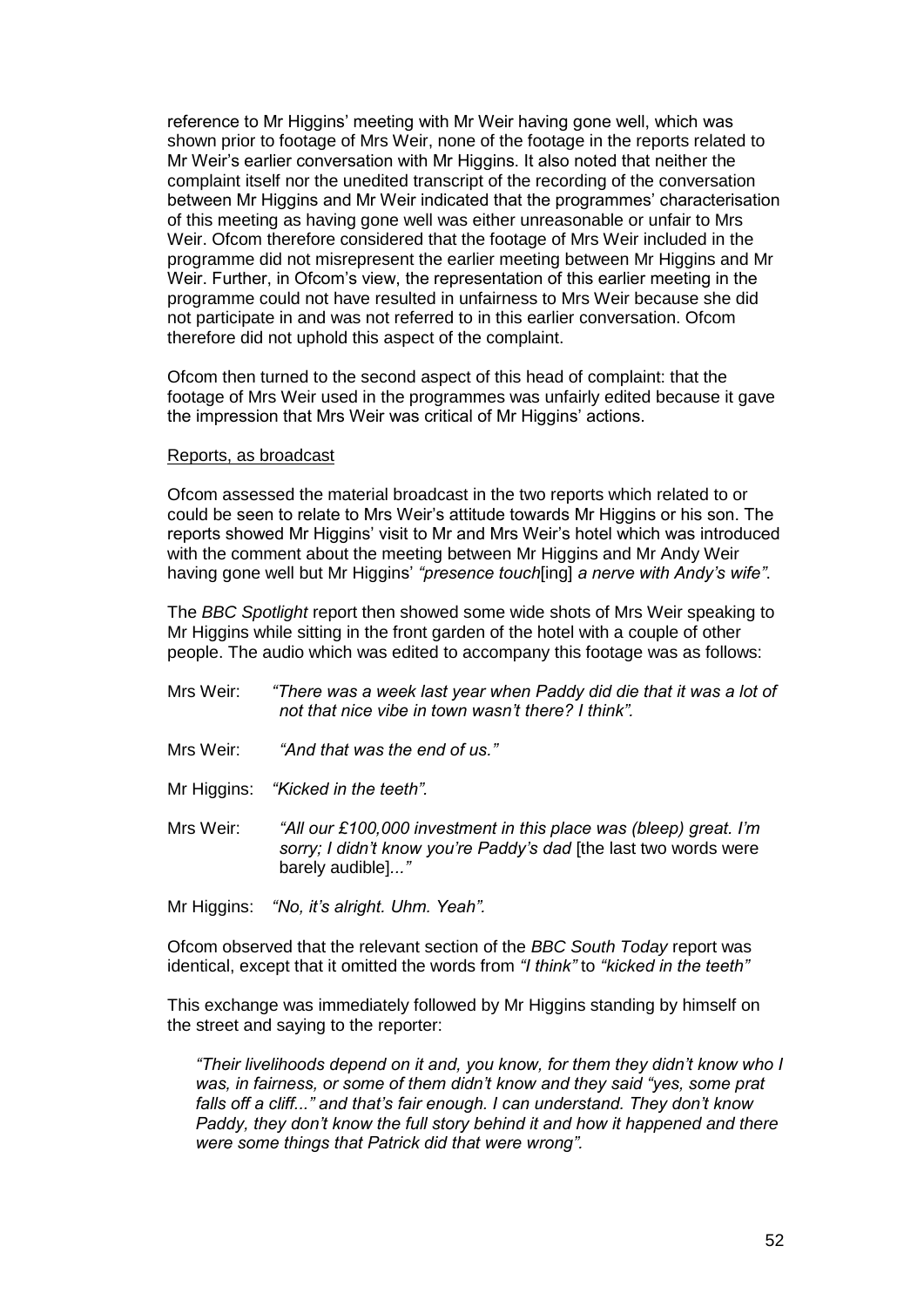reference to Mr Higgins' meeting with Mr Weir having gone well, which was shown prior to footage of Mrs Weir, none of the footage in the reports related to Mr Weir's earlier conversation with Mr Higgins. It also noted that neither the complaint itself nor the unedited transcript of the recording of the conversation between Mr Higgins and Mr Weir indicated that the programmes' characterisation of this meeting as having gone well was either unreasonable or unfair to Mrs Weir. Ofcom therefore considered that the footage of Mrs Weir included in the programme did not misrepresent the earlier meeting between Mr Higgins and Mr Weir. Further, in Ofcom's view, the representation of this earlier meeting in the programme could not have resulted in unfairness to Mrs Weir because she did not participate in and was not referred to in this earlier conversation. Ofcom therefore did not uphold this aspect of the complaint.

Ofcom then turned to the second aspect of this head of complaint: that the footage of Mrs Weir used in the programmes was unfairly edited because it gave the impression that Mrs Weir was critical of Mr Higgins' actions.

Reports, as broadcast

Ofcom assessed the material broadcast in the two reports which related to or could be seen to relate to Mrs Weir's attitude towards Mr Higgins or his son. The reports showed Mr Higgins' visit to Mr and Mrs Weir's hotel which was introduced with the comment about the meeting between Mr Higgins and Mr Andy Weir having gone well but Mr Higgins' *"presence touch*[ing] *a nerve with Andy's wife"*.

The *BBC Spotlight* report then showed some wide shots of Mrs Weir speaking to Mr Higgins while sitting in the front garden of the hotel with a couple of other people. The audio which was edited to accompany this footage was as follows:

Mrs Weir: *"There was a week last year when Paddy did die that it was a lot of not that nice vibe in town wasn't there? I think".*

Mrs Weir: *"And that was the end of us."*

Mr Higgins: *"Kicked in the teeth".*

Mrs Weir: *"All our £100,000 investment in this place was (bleep) great. I'm sorry; I didn't know you're Paddy's dad* [the last two words were barely audible]*..."*

Mr Higgins: *"No, it's alright. Uhm. Yeah".*

Ofcom observed that the relevant section of the *BBC South Today* report was identical, except that it omitted the words from *"I think"* to *"kicked in the teeth"*

This exchange was immediately followed by Mr Higgins standing by himself on the street and saying to the reporter:

*"Their livelihoods depend on it and, you know, for them they didn't know who I was, in fairness, or some of them didn't know and they said "yes, some prat falls off a cliff..." and that's fair enough. I can understand. They don't know Paddy, they don't know the full story behind it and how it happened and there were some things that Patrick did that were wrong".*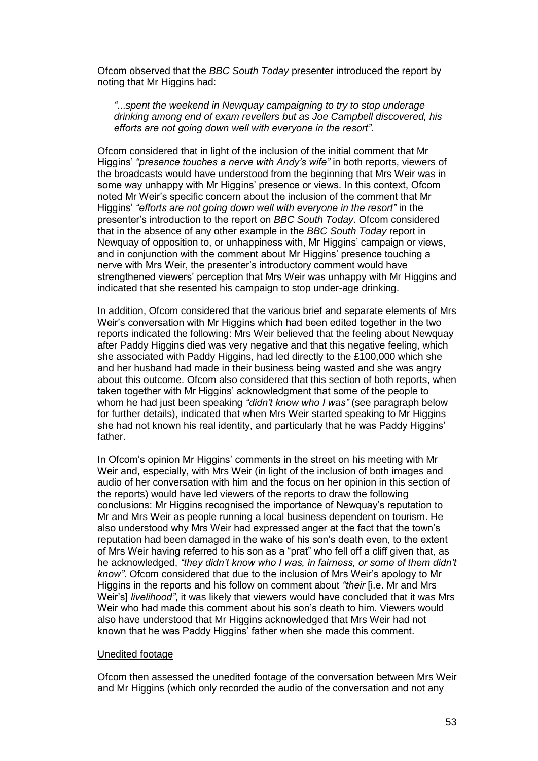Ofcom observed that the *BBC South Today* presenter introduced the report by noting that Mr Higgins had:

> *"...spent the weekend in Newquay campaigning to try to stop underage drinking among end of exam revellers but as Joe Campbell discovered, his efforts are not going down well with everyone in the resort".*

Ofcom considered that in light of the inclusion of the initial comment that Mr Higgins' *"presence touches a nerve with Andy's wife"* in both reports, viewers of the broadcasts would have understood from the beginning that Mrs Weir was in some way unhappy with Mr Higgins' presence or views. In this context, Ofcom noted Mr Weir's specific concern about the inclusion of the comment that Mr Higgins' *"efforts are not going down well with everyone in the resort"* in the presenter's introduction to the report on *BBC South Today*. Ofcom considered that in the absence of any other example in the *BBC South Today* report in Newquay of opposition to, or unhappiness with, Mr Higgins' campaign or views, and in conjunction with the comment about Mr Higgins' presence touching a nerve with Mrs Weir, the presenter's introductory comment would have strengthened viewers' perception that Mrs Weir was unhappy with Mr Higgins and indicated that she resented his campaign to stop under-age drinking.

In addition, Ofcom considered that the various brief and separate elements of Mrs Weir's conversation with Mr Higgins which had been edited together in the two reports indicated the following: Mrs Weir believed that the feeling about Newquay after Paddy Higgins died was very negative and that this negative feeling, which she associated with Paddy Higgins, had led directly to the £100,000 which she and her husband had made in their business being wasted and she was angry about this outcome. Ofcom also considered that this section of both reports, when taken together with Mr Higgins' acknowledgment that some of the people to whom he had just been speaking *"didn't know who I was"* (see paragraph below for further details), indicated that when Mrs Weir started speaking to Mr Higgins she had not known his real identity, and particularly that he was Paddy Higgins' father.

In Ofcom's opinion Mr Higgins' comments in the street on his meeting with Mr Weir and, especially, with Mrs Weir (in light of the inclusion of both images and audio of her conversation with him and the focus on her opinion in this section of the reports) would have led viewers of the reports to draw the following conclusions: Mr Higgins recognised the importance of Newquay's reputation to Mr and Mrs Weir as people running a local business dependent on tourism. He also understood why Mrs Weir had expressed anger at the fact that the town's reputation had been damaged in the wake of his son's death even, to the extent of Mrs Weir having referred to his son as a "prat" who fell off a cliff given that, as he acknowledged, *"they didn't know who I was, in fairness, or some of them didn't know"*. Ofcom considered that due to the inclusion of Mrs Weir's apology to Mr Higgins in the reports and his follow on comment about *"their* [i.e. Mr and Mrs Weir's] *livelihood"*, it was likely that viewers would have concluded that it was Mrs Weir who had made this comment about his son's death to him. Viewers would also have understood that Mr Higgins acknowledged that Mrs Weir had not known that he was Paddy Higgins' father when she made this comment.

<u>Unedited footage</u>

Ofcom then assessed the unedited footage of the conversation between Mrs Weir and Mr Higgins (which only recorded the audio of the conversation and not any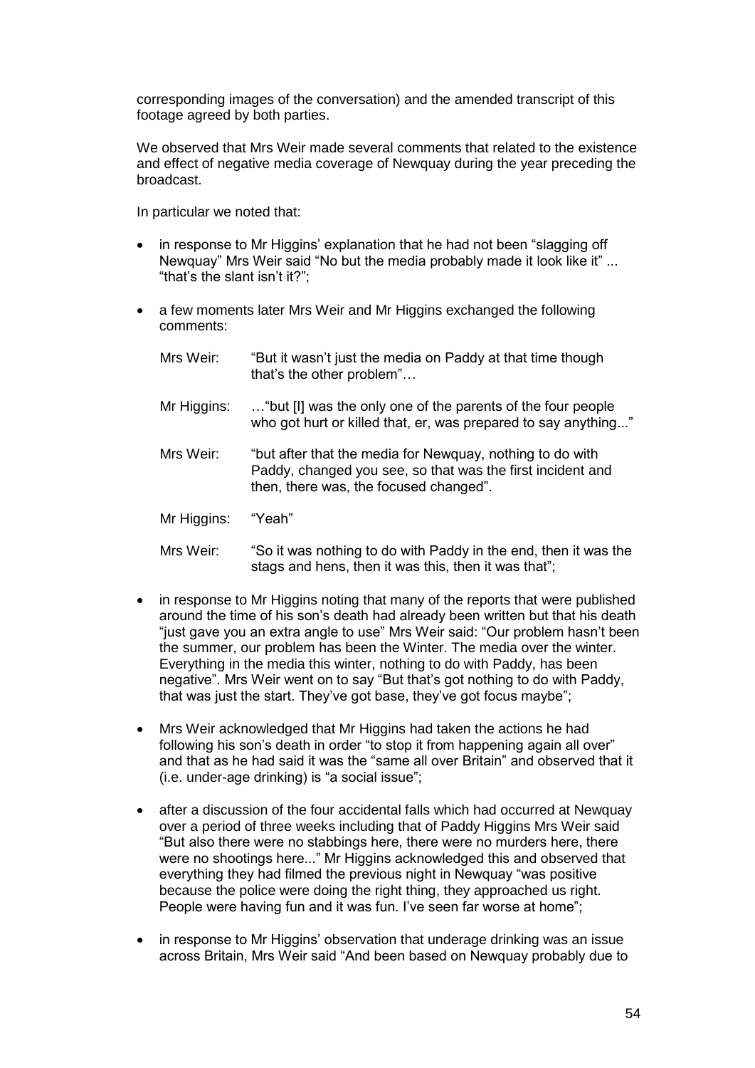corresponding images of the conversation) and the amended transcript of this footage agreed by both parties.

We observed that Mrs Weir made several comments that related to the existence and effect of negative media coverage of Newquay during the year preceding the broadcast.

In particular we noted that:

- in response to Mr Higgins' explanation that he had not been "slagging off Newquay" Mrs Weir said "No but the media probably made it look like it" ... "that's the slant isn't it?";

- a few moments later Mrs Weir and Mr Higgins exchanged the following comments:

  Mrs Weir: "But it wasn't just the media on Paddy at that time though that's the other problem"…

  Mr Higgins: …"but [I] was the only one of the parents of the four people who got hurt or killed that, er, was prepared to say anything..."

  Mrs Weir: "but after that the media for Newquay, nothing to do with Paddy, changed you see, so that was the first incident and then, there was, the focused changed".

  Mr Higgins: "Yeah"

  Mrs Weir: "So it was nothing to do with Paddy in the end, then it was the stags and hens, then it was this, then it was that";

- in response to Mr Higgins noting that many of the reports that were published around the time of his son's death had already been written but that his death "just gave you an extra angle to use" Mrs Weir said: "Our problem hasn't been the summer, our problem has been the Winter. The media over the winter. Everything in the media this winter, nothing to do with Paddy, has been negative". Mrs Weir went on to say "But that's got nothing to do with Paddy, that was just the start. They've got base, they've got focus maybe";

- Mrs Weir acknowledged that Mr Higgins had taken the actions he had following his son's death in order "to stop it from happening again all over" and that as he had said it was the "same all over Britain" and observed that it (i.e. under-age drinking) is "a social issue";

- after a discussion of the four accidental falls which had occurred at Newquay over a period of three weeks including that of Paddy Higgins Mrs Weir said "But also there were no stabbings here, there were no murders here, there were no shootings here..." Mr Higgins acknowledged this and observed that everything they had filmed the previous night in Newquay "was positive because the police were doing the right thing, they approached us right. People were having fun and it was fun. I've seen far worse at home";

- in response to Mr Higgins' observation that underage drinking was an issue across Britain, Mrs Weir said "And been based on Newquay probably due to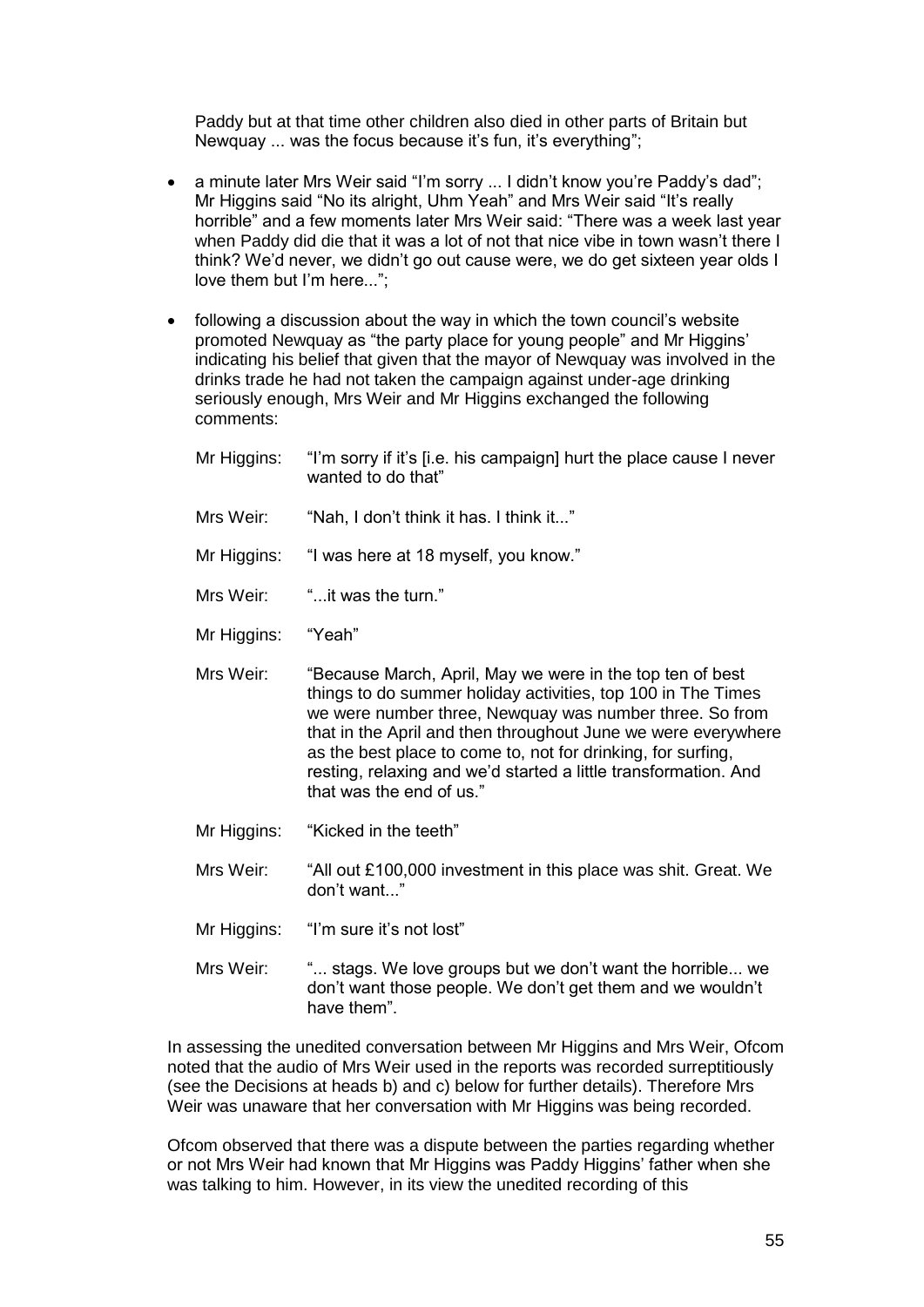Paddy but at that time other children also died in other parts of Britain but Newquay ... was the focus because it's fun, it's everything";

- a minute later Mrs Weir said "I'm sorry ... I didn't know you're Paddy's dad"; Mr Higgins said "No its alright, Uhm Yeah" and Mrs Weir said "It's really horrible" and a few moments later Mrs Weir said: "There was a week last year when Paddy did die that it was a lot of not that nice vibe in town wasn't there I think? We'd never, we didn't go out cause were, we do get sixteen year olds I love them but I'm here...";

- following a discussion about the way in which the town council's website promoted Newquay as "the party place for young people" and Mr Higgins' indicating his belief that given that the mayor of Newquay was involved in the drinks trade he had not taken the campaign against under-age drinking seriously enough, Mrs Weir and Mr Higgins exchanged the following comments:

  Mr Higgins: "I'm sorry if it's [i.e. his campaign] hurt the place cause I never wanted to do that"

  Mrs Weir: "Nah, I don't think it has. I think it..."

  Mr Higgins: "I was here at 18 myself, you know."

  Mrs Weir: "...it was the turn."

  Mr Higgins: "Yeah"

  Mrs Weir: "Because March, April, May we were in the top ten of best things to do summer holiday activities, top 100 in The Times we were number three, Newquay was number three. So from that in the April and then throughout June we were everywhere as the best place to come to, not for drinking, for surfing, resting, relaxing and we'd started a little transformation. And that was the end of us."

  Mr Higgins: "Kicked in the teeth"

  Mrs Weir: "All out £100,000 investment in this place was shit. Great. We don't want..."

  Mr Higgins: "I'm sure it's not lost"

  Mrs Weir: "... stags. We love groups but we don't want the horrible... we don't want those people. We don't get them and we wouldn't have them".

In assessing the unedited conversation between Mr Higgins and Mrs Weir, Ofcom noted that the audio of Mrs Weir used in the reports was recorded surreptitiously (see the Decisions at heads b) and c) below for further details). Therefore Mrs Weir was unaware that her conversation with Mr Higgins was being recorded.

Ofcom observed that there was a dispute between the parties regarding whether or not Mrs Weir had known that Mr Higgins was Paddy Higgins' father when she was talking to him. However, in its view the unedited recording of this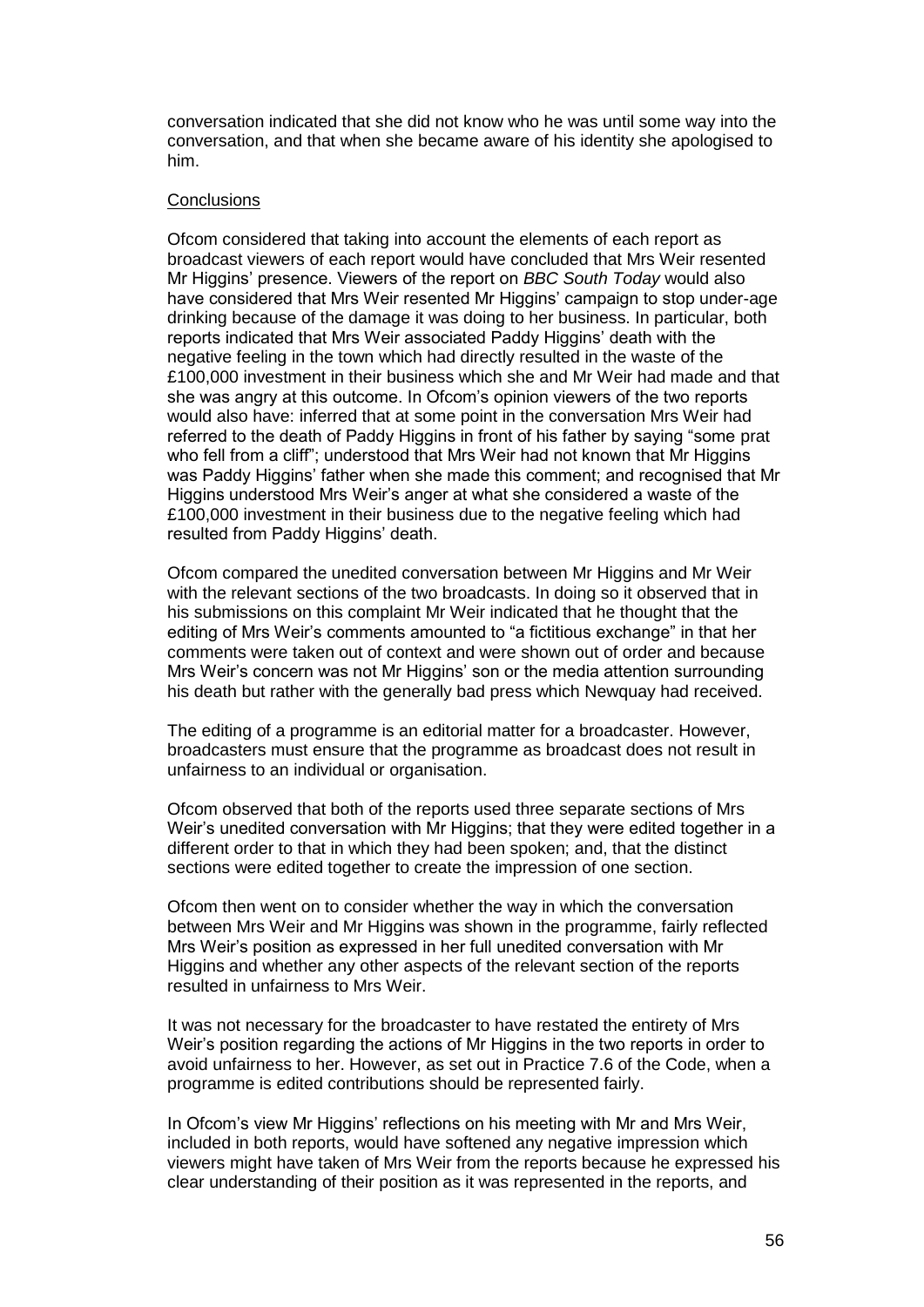conversation indicated that she did not know who he was until some way into the conversation, and that when she became aware of his identity she apologised to him.

Conclusions

Ofcom considered that taking into account the elements of each report as broadcast viewers of each report would have concluded that Mrs Weir resented Mr Higgins' presence. Viewers of the report on *BBC South Today* would also have considered that Mrs Weir resented Mr Higgins' campaign to stop under-age drinking because of the damage it was doing to her business. In particular, both reports indicated that Mrs Weir associated Paddy Higgins' death with the negative feeling in the town which had directly resulted in the waste of the £100,000 investment in their business which she and Mr Weir had made and that she was angry at this outcome. In Ofcom's opinion viewers of the two reports would also have: inferred that at some point in the conversation Mrs Weir had referred to the death of Paddy Higgins in front of his father by saying "some prat who fell from a cliff"; understood that Mrs Weir had not known that Mr Higgins was Paddy Higgins' father when she made this comment; and recognised that Mr Higgins understood Mrs Weir's anger at what she considered a waste of the £100,000 investment in their business due to the negative feeling which had resulted from Paddy Higgins' death.

Ofcom compared the unedited conversation between Mr Higgins and Mr Weir with the relevant sections of the two broadcasts. In doing so it observed that in his submissions on this complaint Mr Weir indicated that he thought that the editing of Mrs Weir's comments amounted to "a fictitious exchange" in that her comments were taken out of context and were shown out of order and because Mrs Weir's concern was not Mr Higgins' son or the media attention surrounding his death but rather with the generally bad press which Newquay had received.

The editing of a programme is an editorial matter for a broadcaster. However, broadcasters must ensure that the programme as broadcast does not result in unfairness to an individual or organisation.

Ofcom observed that both of the reports used three separate sections of Mrs Weir's unedited conversation with Mr Higgins; that they were edited together in a different order to that in which they had been spoken; and, that the distinct sections were edited together to create the impression of one section.

Ofcom then went on to consider whether the way in which the conversation between Mrs Weir and Mr Higgins was shown in the programme, fairly reflected Mrs Weir's position as expressed in her full unedited conversation with Mr Higgins and whether any other aspects of the relevant section of the reports resulted in unfairness to Mrs Weir.

It was not necessary for the broadcaster to have restated the entirety of Mrs Weir's position regarding the actions of Mr Higgins in the two reports in order to avoid unfairness to her. However, as set out in Practice 7.6 of the Code, when a programme is edited contributions should be represented fairly.

In Ofcom's view Mr Higgins' reflections on his meeting with Mr and Mrs Weir, included in both reports, would have softened any negative impression which viewers might have taken of Mrs Weir from the reports because he expressed his clear understanding of their position as it was represented in the reports, and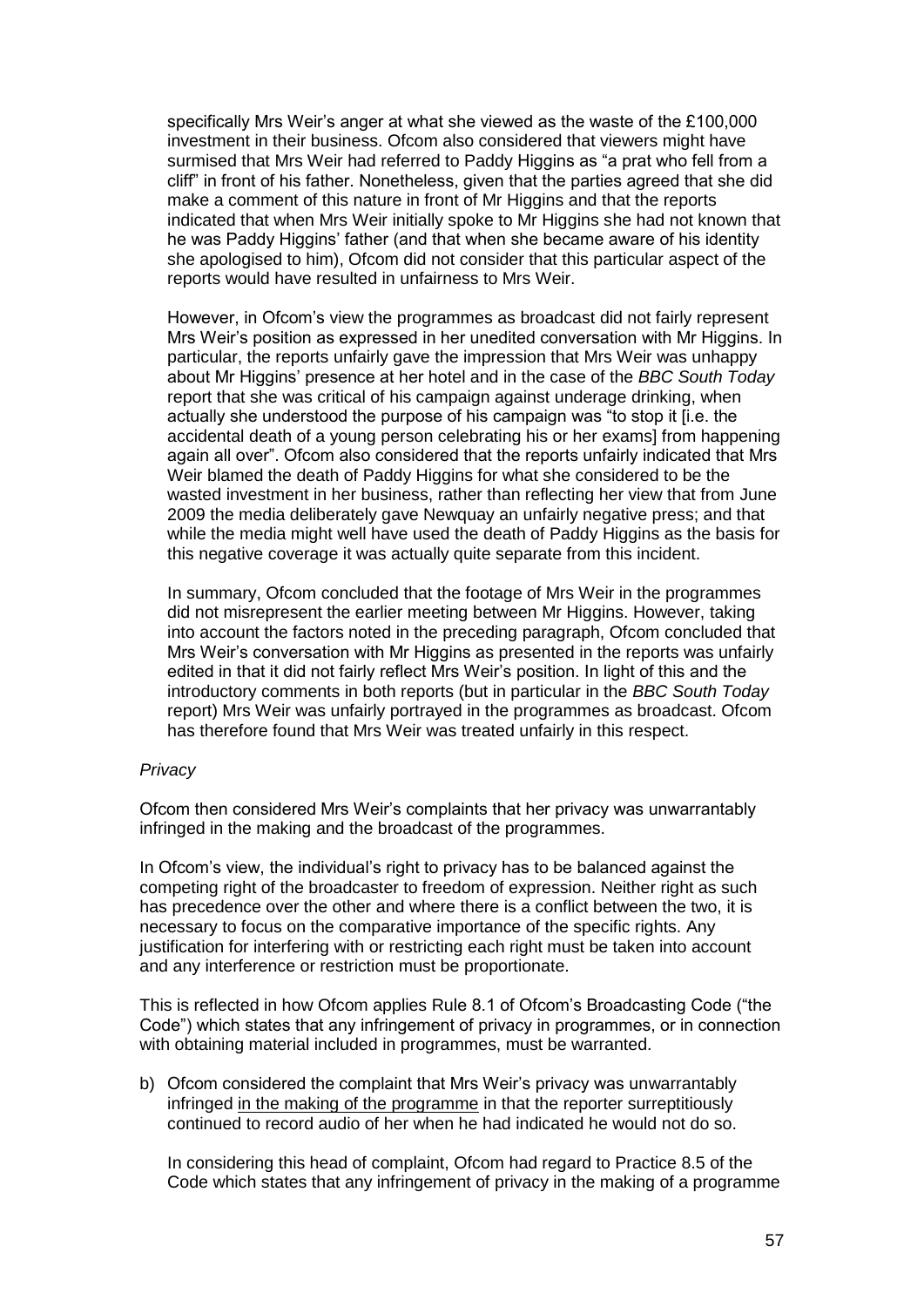specifically Mrs Weir's anger at what she viewed as the waste of the £100,000 investment in their business. Ofcom also considered that viewers might have surmised that Mrs Weir had referred to Paddy Higgins as "a prat who fell from a cliff" in front of his father. Nonetheless, given that the parties agreed that she did make a comment of this nature in front of Mr Higgins and that the reports indicated that when Mrs Weir initially spoke to Mr Higgins she had not known that he was Paddy Higgins' father (and that when she became aware of his identity she apologised to him), Ofcom did not consider that this particular aspect of the reports would have resulted in unfairness to Mrs Weir.

However, in Ofcom's view the programmes as broadcast did not fairly represent Mrs Weir's position as expressed in her unedited conversation with Mr Higgins. In particular, the reports unfairly gave the impression that Mrs Weir was unhappy about Mr Higgins' presence at her hotel and in the case of the *BBC South Today* report that she was critical of his campaign against underage drinking, when actually she understood the purpose of his campaign was "to stop it [i.e. the accidental death of a young person celebrating his or her exams] from happening again all over". Ofcom also considered that the reports unfairly indicated that Mrs Weir blamed the death of Paddy Higgins for what she considered to be the wasted investment in her business, rather than reflecting her view that from June 2009 the media deliberately gave Newquay an unfairly negative press; and that while the media might well have used the death of Paddy Higgins as the basis for this negative coverage it was actually quite separate from this incident.

In summary, Ofcom concluded that the footage of Mrs Weir in the programmes did not misrepresent the earlier meeting between Mr Higgins. However, taking into account the factors noted in the preceding paragraph, Ofcom concluded that Mrs Weir's conversation with Mr Higgins as presented in the reports was unfairly edited in that it did not fairly reflect Mrs Weir's position. In light of this and the introductory comments in both reports (but in particular in the *BBC South Today* report) Mrs Weir was unfairly portrayed in the programmes as broadcast. Ofcom has therefore found that Mrs Weir was treated unfairly in this respect.

*Privacy*

Ofcom then considered Mrs Weir's complaints that her privacy was unwarrantably infringed in the making and the broadcast of the programmes.

In Ofcom's view, the individual's right to privacy has to be balanced against the competing right of the broadcaster to freedom of expression. Neither right as such has precedence over the other and where there is a conflict between the two, it is necessary to focus on the comparative importance of the specific rights. Any justification for interfering with or restricting each right must be taken into account and any interference or restriction must be proportionate.

This is reflected in how Ofcom applies Rule 8.1 of Ofcom's Broadcasting Code ("the Code") which states that any infringement of privacy in programmes, or in connection with obtaining material included in programmes, must be warranted.

b) Ofcom considered the complaint that Mrs Weir's privacy was unwarrantably infringed <u>in the making of the programme</u> in that the reporter surreptitiously continued to record audio of her when he had indicated he would not do so.

   In considering this head of complaint, Ofcom had regard to Practice 8.5 of the Code which states that any infringement of privacy in the making of a programme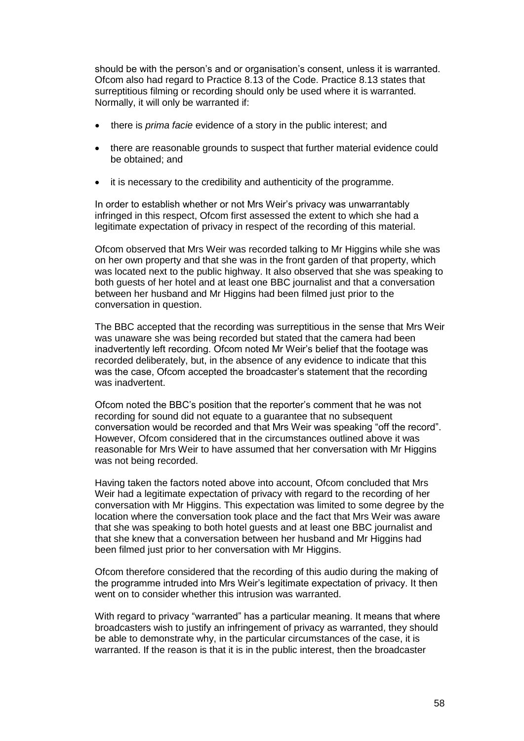should be with the person's and or organisation's consent, unless it is warranted. Ofcom also had regard to Practice 8.13 of the Code. Practice 8.13 states that surreptitious filming or recording should only be used where it is warranted. Normally, it will only be warranted if:

- there is *prima facie* evidence of a story in the public interest; and
- there are reasonable grounds to suspect that further material evidence could be obtained; and
- it is necessary to the credibility and authenticity of the programme.

In order to establish whether or not Mrs Weir's privacy was unwarrantably infringed in this respect, Ofcom first assessed the extent to which she had a legitimate expectation of privacy in respect of the recording of this material.

Ofcom observed that Mrs Weir was recorded talking to Mr Higgins while she was on her own property and that she was in the front garden of that property, which was located next to the public highway. It also observed that she was speaking to both guests of her hotel and at least one BBC journalist and that a conversation between her husband and Mr Higgins had been filmed just prior to the conversation in question.

The BBC accepted that the recording was surreptitious in the sense that Mrs Weir was unaware she was being recorded but stated that the camera had been inadvertently left recording. Ofcom noted Mr Weir's belief that the footage was recorded deliberately, but, in the absence of any evidence to indicate that this was the case, Ofcom accepted the broadcaster's statement that the recording was inadvertent.

Ofcom noted the BBC's position that the reporter's comment that he was not recording for sound did not equate to a guarantee that no subsequent conversation would be recorded and that Mrs Weir was speaking "off the record". However, Ofcom considered that in the circumstances outlined above it was reasonable for Mrs Weir to have assumed that her conversation with Mr Higgins was not being recorded.

Having taken the factors noted above into account, Ofcom concluded that Mrs Weir had a legitimate expectation of privacy with regard to the recording of her conversation with Mr Higgins. This expectation was limited to some degree by the location where the conversation took place and the fact that Mrs Weir was aware that she was speaking to both hotel guests and at least one BBC journalist and that she knew that a conversation between her husband and Mr Higgins had been filmed just prior to her conversation with Mr Higgins.

Ofcom therefore considered that the recording of this audio during the making of the programme intruded into Mrs Weir's legitimate expectation of privacy. It then went on to consider whether this intrusion was warranted.

With regard to privacy "warranted" has a particular meaning. It means that where broadcasters wish to justify an infringement of privacy as warranted, they should be able to demonstrate why, in the particular circumstances of the case, it is warranted. If the reason is that it is in the public interest, then the broadcaster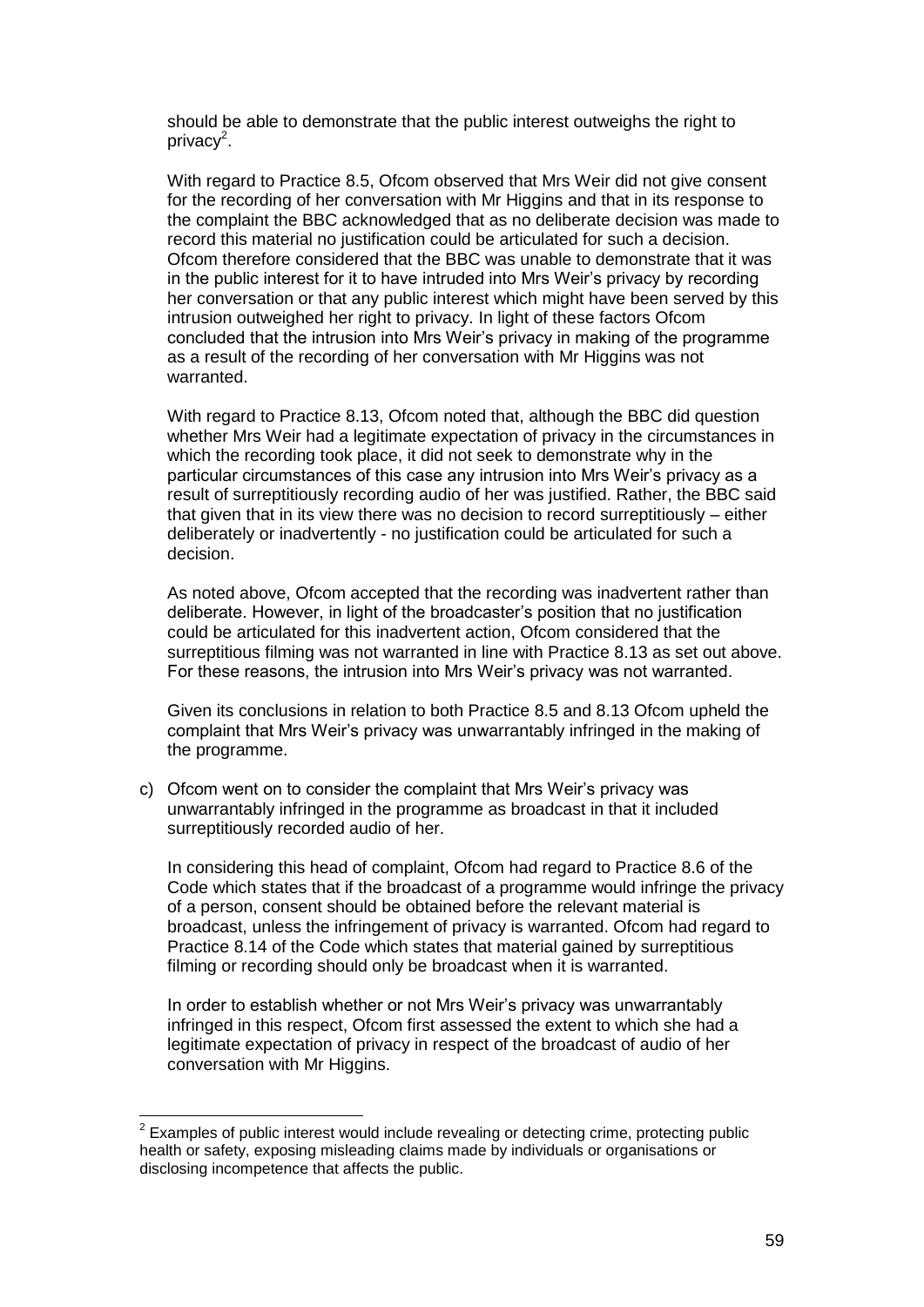should be able to demonstrate that the public interest outweighs the right to privacy[2].

With regard to Practice 8.5, Ofcom observed that Mrs Weir did not give consent for the recording of her conversation with Mr Higgins and that in its response to the complaint the BBC acknowledged that as no deliberate decision was made to record this material no justification could be articulated for such a decision. Ofcom therefore considered that the BBC was unable to demonstrate that it was in the public interest for it to have intruded into Mrs Weir's privacy by recording her conversation or that any public interest which might have been served by this intrusion outweighed her right to privacy. In light of these factors Ofcom concluded that the intrusion into Mrs Weir's privacy in making of the programme as a result of the recording of her conversation with Mr Higgins was not warranted.

With regard to Practice 8.13, Ofcom noted that, although the BBC did question whether Mrs Weir had a legitimate expectation of privacy in the circumstances in which the recording took place, it did not seek to demonstrate why in the particular circumstances of this case any intrusion into Mrs Weir's privacy as a result of surreptitiously recording audio of her was justified. Rather, the BBC said that given that in its view there was no decision to record surreptitiously – either deliberately or inadvertently - no justification could be articulated for such a decision.

As noted above, Ofcom accepted that the recording was inadvertent rather than deliberate. However, in light of the broadcaster's position that no justification could be articulated for this inadvertent action, Ofcom considered that the surreptitious filming was not warranted in line with Practice 8.13 as set out above. For these reasons, the intrusion into Mrs Weir's privacy was not warranted.

Given its conclusions in relation to both Practice 8.5 and 8.13 Ofcom upheld the complaint that Mrs Weir's privacy was unwarrantably infringed in the making of the programme.

c) Ofcom went on to consider the complaint that Mrs Weir's privacy was unwarrantably infringed in the programme as broadcast in that it included surreptitiously recorded audio of her.

   In considering this head of complaint, Ofcom had regard to Practice 8.6 of the Code which states that if the broadcast of a programme would infringe the privacy of a person, consent should be obtained before the relevant material is broadcast, unless the infringement of privacy is warranted. Ofcom had regard to Practice 8.14 of the Code which states that material gained by surreptitious filming or recording should only be broadcast when it is warranted.

   In order to establish whether or not Mrs Weir's privacy was unwarrantably infringed in this respect, Ofcom first assessed the extent to which she had a legitimate expectation of privacy in respect of the broadcast of audio of her conversation with Mr Higgins.

---

[2] Examples of public interest would include revealing or detecting crime, protecting public health or safety, exposing misleading claims made by individuals or organisations or disclosing incompetence that affects the public.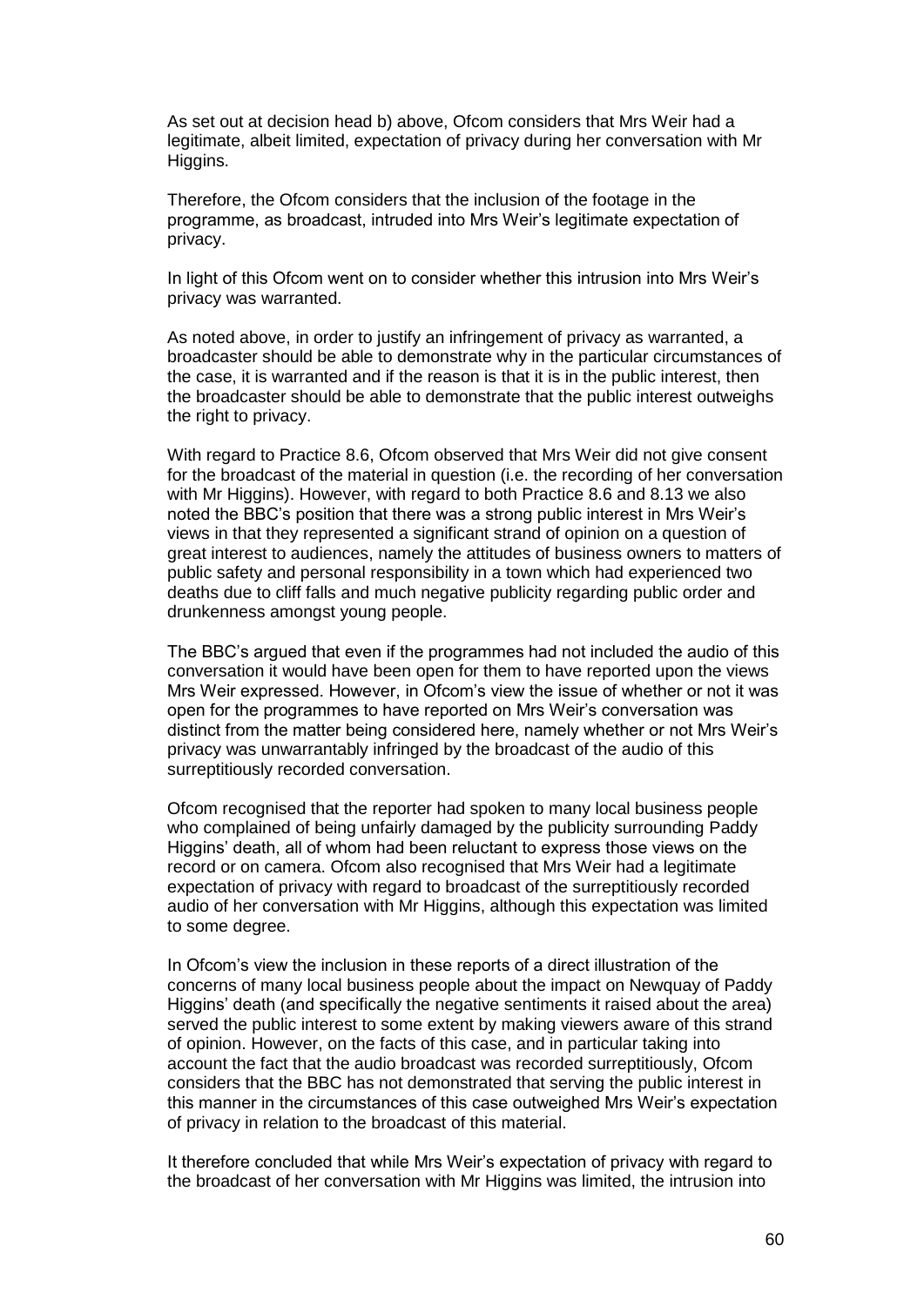As set out at decision head b) above, Ofcom considers that Mrs Weir had a legitimate, albeit limited, expectation of privacy during her conversation with Mr Higgins.

Therefore, the Ofcom considers that the inclusion of the footage in the programme, as broadcast, intruded into Mrs Weir's legitimate expectation of privacy.

In light of this Ofcom went on to consider whether this intrusion into Mrs Weir's privacy was warranted.

As noted above, in order to justify an infringement of privacy as warranted, a broadcaster should be able to demonstrate why in the particular circumstances of the case, it is warranted and if the reason is that it is in the public interest, then the broadcaster should be able to demonstrate that the public interest outweighs the right to privacy.

With regard to Practice 8.6, Ofcom observed that Mrs Weir did not give consent for the broadcast of the material in question (i.e. the recording of her conversation with Mr Higgins). However, with regard to both Practice 8.6 and 8.13 we also noted the BBC's position that there was a strong public interest in Mrs Weir's views in that they represented a significant strand of opinion on a question of great interest to audiences, namely the attitudes of business owners to matters of public safety and personal responsibility in a town which had experienced two deaths due to cliff falls and much negative publicity regarding public order and drunkenness amongst young people.

The BBC's argued that even if the programmes had not included the audio of this conversation it would have been open for them to have reported upon the views Mrs Weir expressed. However, in Ofcom's view the issue of whether or not it was open for the programmes to have reported on Mrs Weir's conversation was distinct from the matter being considered here, namely whether or not Mrs Weir's privacy was unwarrantably infringed by the broadcast of the audio of this surreptitiously recorded conversation.

Ofcom recognised that the reporter had spoken to many local business people who complained of being unfairly damaged by the publicity surrounding Paddy Higgins' death, all of whom had been reluctant to express those views on the record or on camera. Ofcom also recognised that Mrs Weir had a legitimate expectation of privacy with regard to broadcast of the surreptitiously recorded audio of her conversation with Mr Higgins, although this expectation was limited to some degree.

In Ofcom's view the inclusion in these reports of a direct illustration of the concerns of many local business people about the impact on Newquay of Paddy Higgins' death (and specifically the negative sentiments it raised about the area) served the public interest to some extent by making viewers aware of this strand of opinion. However, on the facts of this case, and in particular taking into account the fact that the audio broadcast was recorded surreptitiously, Ofcom considers that the BBC has not demonstrated that serving the public interest in this manner in the circumstances of this case outweighed Mrs Weir's expectation of privacy in relation to the broadcast of this material.

It therefore concluded that while Mrs Weir's expectation of privacy with regard to the broadcast of her conversation with Mr Higgins was limited, the intrusion into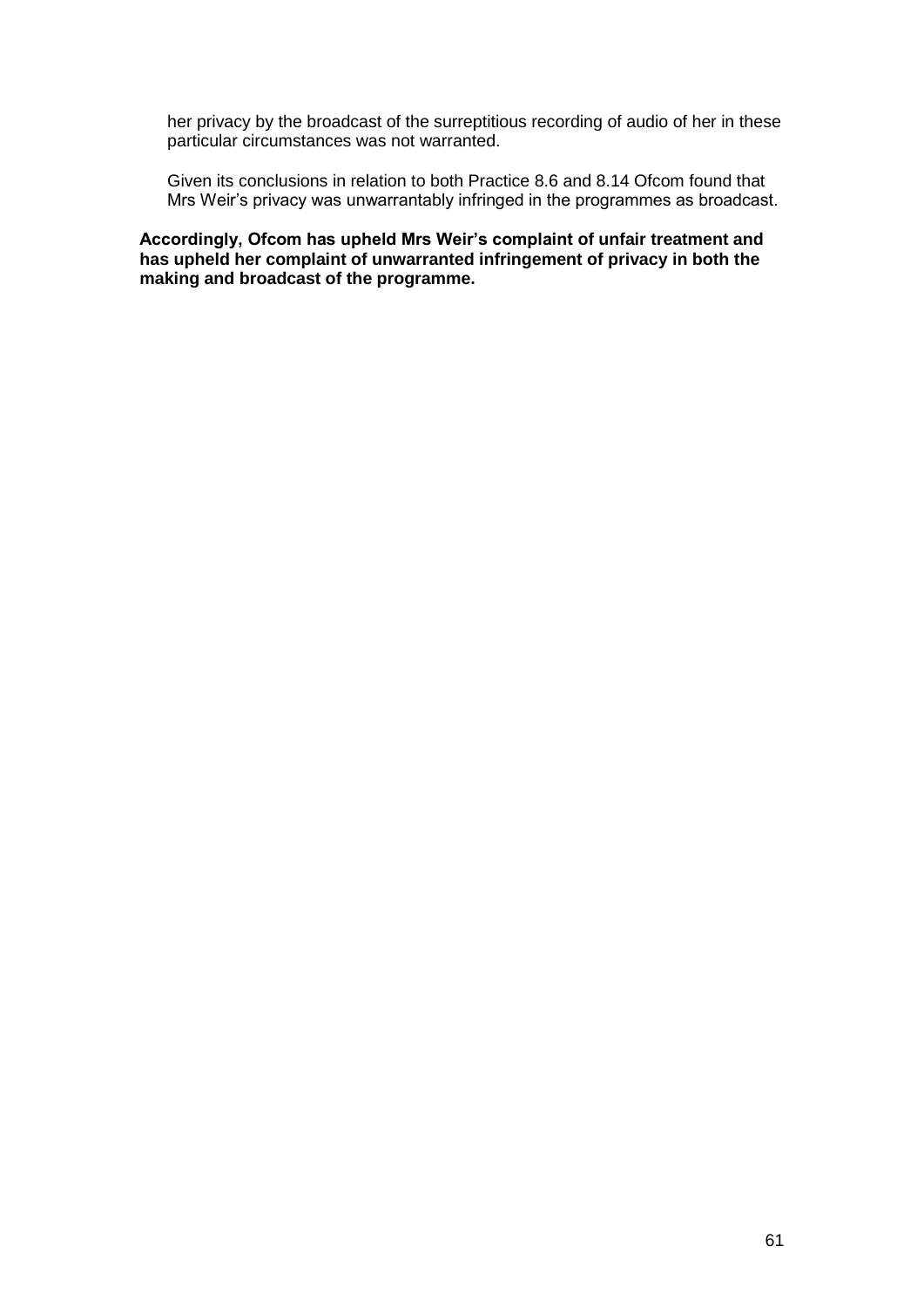her privacy by the broadcast of the surreptitious recording of audio of her in these particular circumstances was not warranted.

Given its conclusions in relation to both Practice 8.6 and 8.14 Ofcom found that Mrs Weir's privacy was unwarrantably infringed in the programmes as broadcast.

**Accordingly, Ofcom has upheld Mrs Weir's complaint of unfair treatment and has upheld her complaint of unwarranted infringement of privacy in both the making and broadcast of the programme.**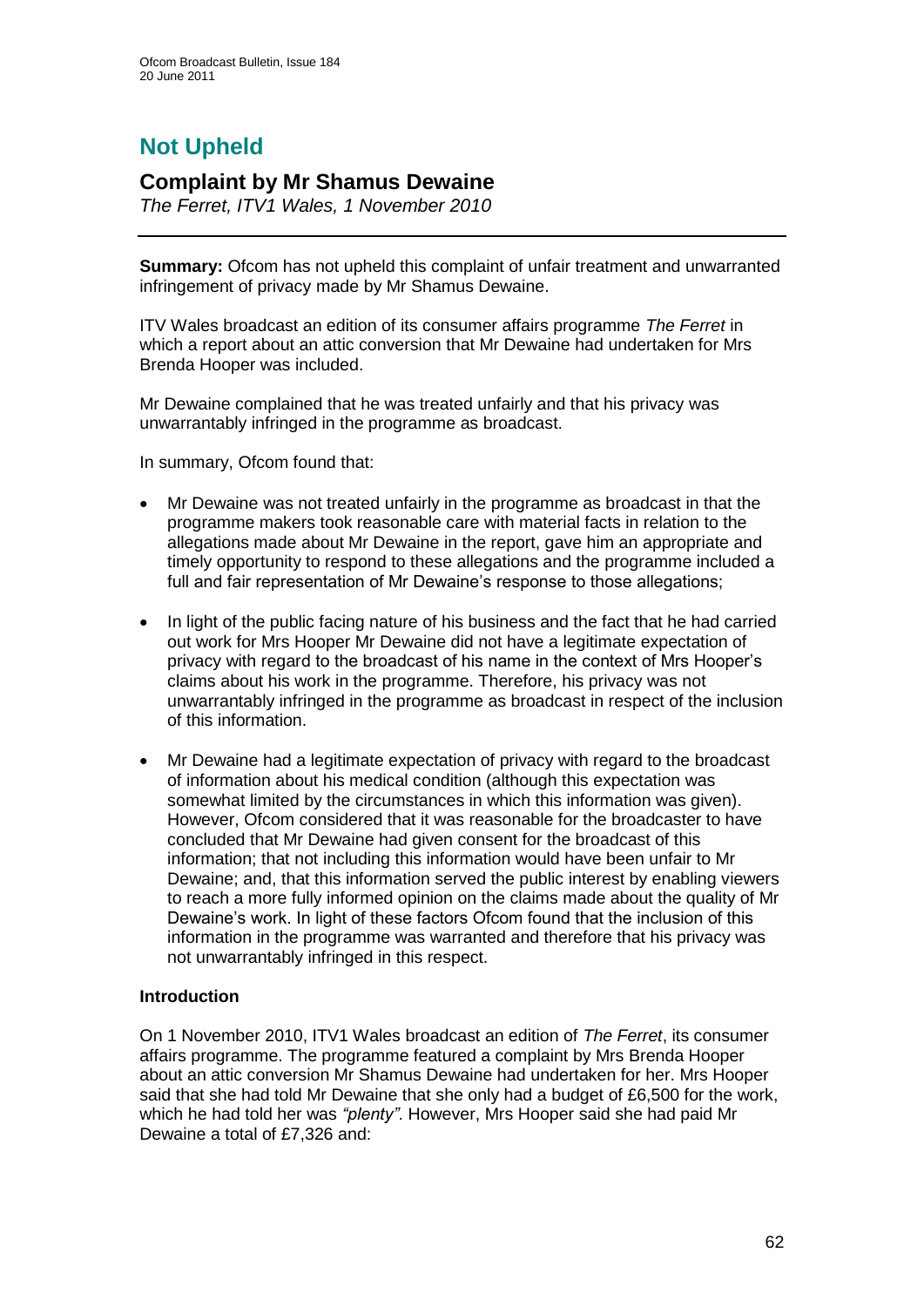# Not Upheld

## Complaint by Mr Shamus Dewaine

*The Ferret, ITV1 Wales, 1 November 2010*

**Summary:** Ofcom has not upheld this complaint of unfair treatment and unwarranted infringement of privacy made by Mr Shamus Dewaine.

ITV Wales broadcast an edition of its consumer affairs programme *The Ferret* in which a report about an attic conversion that Mr Dewaine had undertaken for Mrs Brenda Hooper was included.

Mr Dewaine complained that he was treated unfairly and that his privacy was unwarrantably infringed in the programme as broadcast.

In summary, Ofcom found that:

- Mr Dewaine was not treated unfairly in the programme as broadcast in that the programme makers took reasonable care with material facts in relation to the allegations made about Mr Dewaine in the report, gave him an appropriate and timely opportunity to respond to these allegations and the programme included a full and fair representation of Mr Dewaine's response to those allegations;
- In light of the public facing nature of his business and the fact that he had carried out work for Mrs Hooper Mr Dewaine did not have a legitimate expectation of privacy with regard to the broadcast of his name in the context of Mrs Hooper's claims about his work in the programme. Therefore, his privacy was not unwarrantably infringed in the programme as broadcast in respect of the inclusion of this information.
- Mr Dewaine had a legitimate expectation of privacy with regard to the broadcast of information about his medical condition (although this expectation was somewhat limited by the circumstances in which this information was given). However, Ofcom considered that it was reasonable for the broadcaster to have concluded that Mr Dewaine had given consent for the broadcast of this information; that not including this information would have been unfair to Mr Dewaine; and, that this information served the public interest by enabling viewers to reach a more fully informed opinion on the claims made about the quality of Mr Dewaine's work. In light of these factors Ofcom found that the inclusion of this information in the programme was warranted and therefore that his privacy was not unwarrantably infringed in this respect.

### Introduction

On 1 November 2010, ITV1 Wales broadcast an edition of *The Ferret*, its consumer affairs programme. The programme featured a complaint by Mrs Brenda Hooper about an attic conversion Mr Shamus Dewaine had undertaken for her. Mrs Hooper said that she had told Mr Dewaine that she only had a budget of £6,500 for the work, which he had told her was *"plenty"*. However, Mrs Hooper said she had paid Mr Dewaine a total of £7,326 and: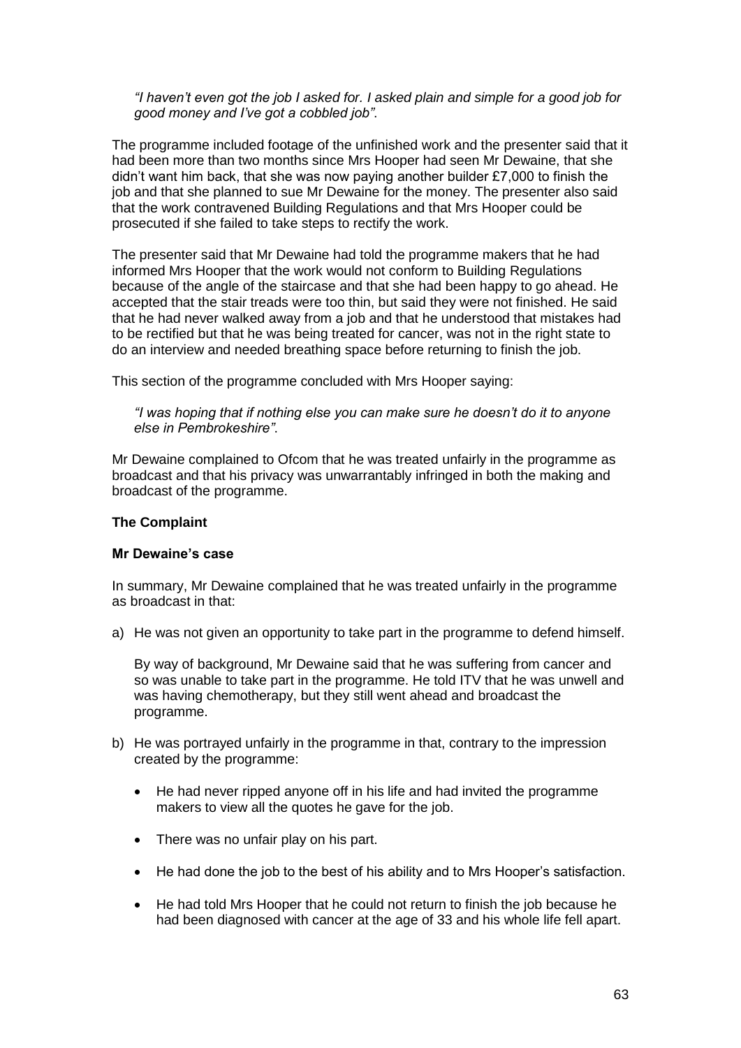*"I haven't even got the job I asked for. I asked plain and simple for a good job for good money and I've got a cobbled job".*

The programme included footage of the unfinished work and the presenter said that it had been more than two months since Mrs Hooper had seen Mr Dewaine, that she didn't want him back, that she was now paying another builder £7,000 to finish the job and that she planned to sue Mr Dewaine for the money. The presenter also said that the work contravened Building Regulations and that Mrs Hooper could be prosecuted if she failed to take steps to rectify the work.

The presenter said that Mr Dewaine had told the programme makers that he had informed Mrs Hooper that the work would not conform to Building Regulations because of the angle of the staircase and that she had been happy to go ahead. He accepted that the stair treads were too thin, but said they were not finished. He said that he had never walked away from a job and that he understood that mistakes had to be rectified but that he was being treated for cancer, was not in the right state to do an interview and needed breathing space before returning to finish the job.

This section of the programme concluded with Mrs Hooper saying:

*"I was hoping that if nothing else you can make sure he doesn't do it to anyone else in Pembrokeshire"*.

Mr Dewaine complained to Ofcom that he was treated unfairly in the programme as broadcast and that his privacy was unwarrantably infringed in both the making and broadcast of the programme.

**The Complaint**

**Mr Dewaine's case**

In summary, Mr Dewaine complained that he was treated unfairly in the programme as broadcast in that:

a) He was not given an opportunity to take part in the programme to defend himself.

   By way of background, Mr Dewaine said that he was suffering from cancer and so was unable to take part in the programme. He told ITV that he was unwell and was having chemotherapy, but they still went ahead and broadcast the programme.

b) He was portrayed unfairly in the programme in that, contrary to the impression created by the programme:

   - He had never ripped anyone off in his life and had invited the programme makers to view all the quotes he gave for the job.
   - There was no unfair play on his part.
   - He had done the job to the best of his ability and to Mrs Hooper's satisfaction.
   - He had told Mrs Hooper that he could not return to finish the job because he had been diagnosed with cancer at the age of 33 and his whole life fell apart.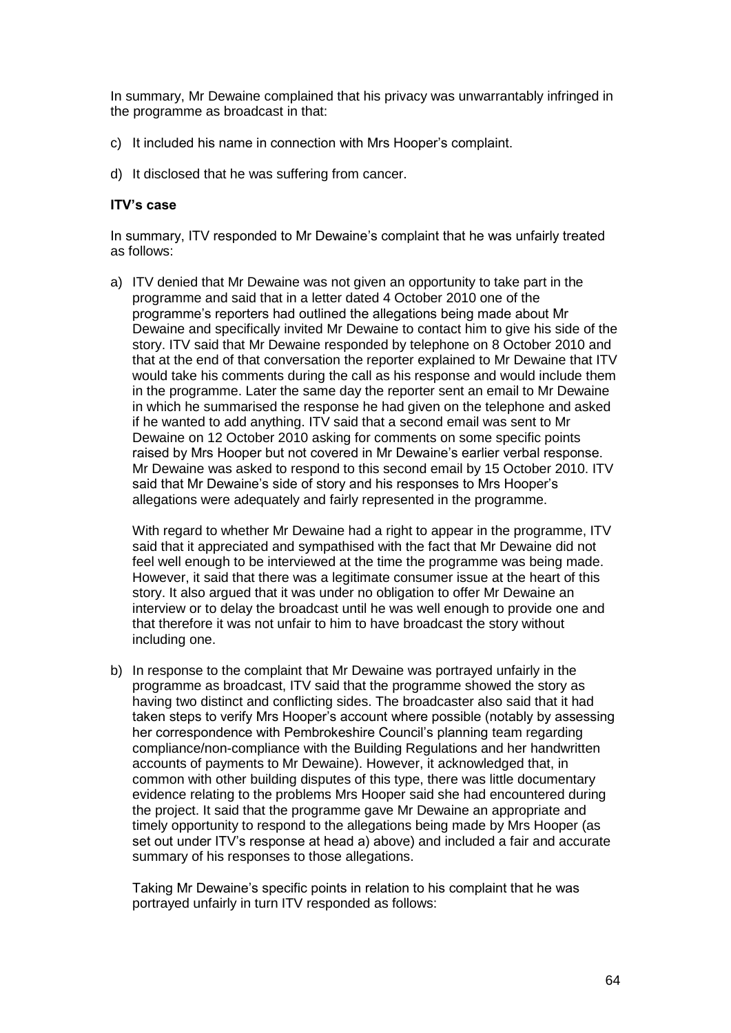In summary, Mr Dewaine complained that his privacy was unwarrantably infringed in the programme as broadcast in that:

c) It included his name in connection with Mrs Hooper's complaint.

d) It disclosed that he was suffering from cancer.

**ITV's case**

In summary, ITV responded to Mr Dewaine's complaint that he was unfairly treated as follows:

a) ITV denied that Mr Dewaine was not given an opportunity to take part in the programme and said that in a letter dated 4 October 2010 one of the programme's reporters had outlined the allegations being made about Mr Dewaine and specifically invited Mr Dewaine to contact him to give his side of the story. ITV said that Mr Dewaine responded by telephone on 8 October 2010 and that at the end of that conversation the reporter explained to Mr Dewaine that ITV would take his comments during the call as his response and would include them in the programme. Later the same day the reporter sent an email to Mr Dewaine in which he summarised the response he had given on the telephone and asked if he wanted to add anything. ITV said that a second email was sent to Mr Dewaine on 12 October 2010 asking for comments on some specific points raised by Mrs Hooper but not covered in Mr Dewaine's earlier verbal response. Mr Dewaine was asked to respond to this second email by 15 October 2010. ITV said that Mr Dewaine's side of story and his responses to Mrs Hooper's allegations were adequately and fairly represented in the programme.

   With regard to whether Mr Dewaine had a right to appear in the programme, ITV said that it appreciated and sympathised with the fact that Mr Dewaine did not feel well enough to be interviewed at the time the programme was being made. However, it said that there was a legitimate consumer issue at the heart of this story. It also argued that it was under no obligation to offer Mr Dewaine an interview or to delay the broadcast until he was well enough to provide one and that therefore it was not unfair to him to have broadcast the story without including one.

b) In response to the complaint that Mr Dewaine was portrayed unfairly in the programme as broadcast, ITV said that the programme showed the story as having two distinct and conflicting sides. The broadcaster also said that it had taken steps to verify Mrs Hooper's account where possible (notably by assessing her correspondence with Pembrokeshire Council's planning team regarding compliance/non-compliance with the Building Regulations and her handwritten accounts of payments to Mr Dewaine). However, it acknowledged that, in common with other building disputes of this type, there was little documentary evidence relating to the problems Mrs Hooper said she had encountered during the project. It said that the programme gave Mr Dewaine an appropriate and timely opportunity to respond to the allegations being made by Mrs Hooper (as set out under ITV's response at head a) above) and included a fair and accurate summary of his responses to those allegations.

   Taking Mr Dewaine's specific points in relation to his complaint that he was portrayed unfairly in turn ITV responded as follows: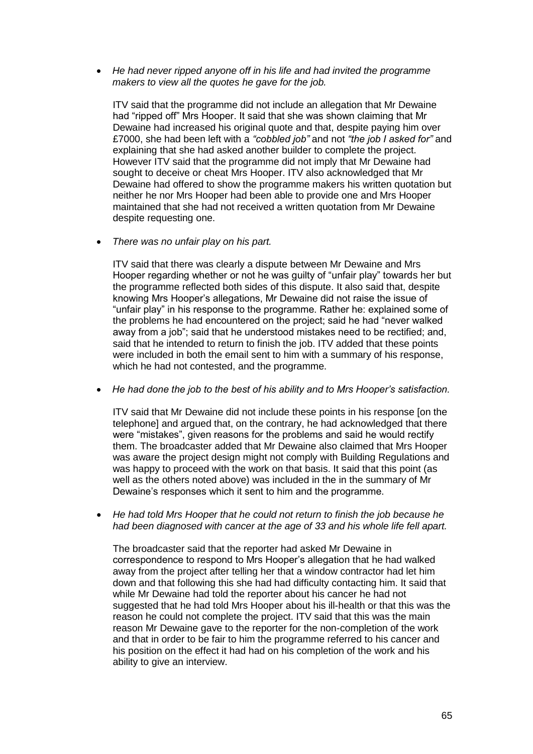- *He had never ripped anyone off in his life and had invited the programme makers to view all the quotes he gave for the job.*

  ITV said that the programme did not include an allegation that Mr Dewaine had "ripped off" Mrs Hooper. It said that she was shown claiming that Mr Dewaine had increased his original quote and that, despite paying him over £7000, she had been left with a *"cobbled job"* and not *"the job I asked for"* and explaining that she had asked another builder to complete the project. However ITV said that the programme did not imply that Mr Dewaine had sought to deceive or cheat Mrs Hooper. ITV also acknowledged that Mr Dewaine had offered to show the programme makers his written quotation but neither he nor Mrs Hooper had been able to provide one and Mrs Hooper maintained that she had not received a written quotation from Mr Dewaine despite requesting one.

- *There was no unfair play on his part.*

  ITV said that there was clearly a dispute between Mr Dewaine and Mrs Hooper regarding whether or not he was guilty of "unfair play" towards her but the programme reflected both sides of this dispute. It also said that, despite knowing Mrs Hooper's allegations, Mr Dewaine did not raise the issue of "unfair play" in his response to the programme. Rather he: explained some of the problems he had encountered on the project; said he had "never walked away from a job"; said that he understood mistakes need to be rectified; and, said that he intended to return to finish the job. ITV added that these points were included in both the email sent to him with a summary of his response, which he had not contested, and the programme.

- *He had done the job to the best of his ability and to Mrs Hooper's satisfaction.*

  ITV said that Mr Dewaine did not include these points in his response [on the telephone] and argued that, on the contrary, he had acknowledged that there were "mistakes", given reasons for the problems and said he would rectify them. The broadcaster added that Mr Dewaine also claimed that Mrs Hooper was aware the project design might not comply with Building Regulations and was happy to proceed with the work on that basis. It said that this point (as well as the others noted above) was included in the in the summary of Mr Dewaine's responses which it sent to him and the programme.

- *He had told Mrs Hooper that he could not return to finish the job because he had been diagnosed with cancer at the age of 33 and his whole life fell apart.*

  The broadcaster said that the reporter had asked Mr Dewaine in correspondence to respond to Mrs Hooper's allegation that he had walked away from the project after telling her that a window contractor had let him down and that following this she had had difficulty contacting him. It said that while Mr Dewaine had told the reporter about his cancer he had not suggested that he had told Mrs Hooper about his ill-health or that this was the reason he could not complete the project. ITV said that this was the main reason Mr Dewaine gave to the reporter for the non-completion of the work and that in order to be fair to him the programme referred to his cancer and his position on the effect it had had on his completion of the work and his ability to give an interview.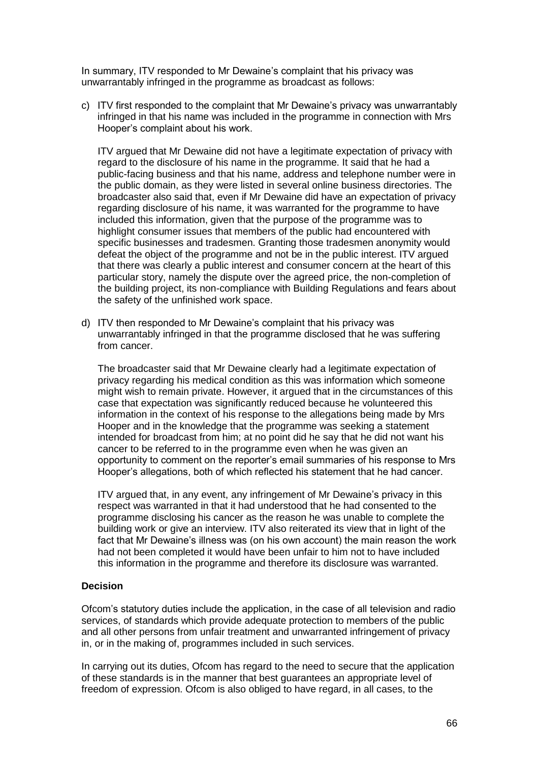In summary, ITV responded to Mr Dewaine's complaint that his privacy was unwarrantably infringed in the programme as broadcast as follows:

c) ITV first responded to the complaint that Mr Dewaine's privacy was unwarrantably infringed in that his name was included in the programme in connection with Mrs Hooper's complaint about his work.

   ITV argued that Mr Dewaine did not have a legitimate expectation of privacy with regard to the disclosure of his name in the programme. It said that he had a public-facing business and that his name, address and telephone number were in the public domain, as they were listed in several online business directories. The broadcaster also said that, even if Mr Dewaine did have an expectation of privacy regarding disclosure of his name, it was warranted for the programme to have included this information, given that the purpose of the programme was to highlight consumer issues that members of the public had encountered with specific businesses and tradesmen. Granting those tradesmen anonymity would defeat the object of the programme and not be in the public interest. ITV argued that there was clearly a public interest and consumer concern at the heart of this particular story, namely the dispute over the agreed price, the non-completion of the building project, its non-compliance with Building Regulations and fears about the safety of the unfinished work space.

d) ITV then responded to Mr Dewaine's complaint that his privacy was unwarrantably infringed in that the programme disclosed that he was suffering from cancer.

   The broadcaster said that Mr Dewaine clearly had a legitimate expectation of privacy regarding his medical condition as this was information which someone might wish to remain private. However, it argued that in the circumstances of this case that expectation was significantly reduced because he volunteered this information in the context of his response to the allegations being made by Mrs Hooper and in the knowledge that the programme was seeking a statement intended for broadcast from him; at no point did he say that he did not want his cancer to be referred to in the programme even when he was given an opportunity to comment on the reporter's email summaries of his response to Mrs Hooper's allegations, both of which reflected his statement that he had cancer.

   ITV argued that, in any event, any infringement of Mr Dewaine's privacy in this respect was warranted in that it had understood that he had consented to the programme disclosing his cancer as the reason he was unable to complete the building work or give an interview. ITV also reiterated its view that in light of the fact that Mr Dewaine's illness was (on his own account) the main reason the work had not been completed it would have been unfair to him not to have included this information in the programme and therefore its disclosure was warranted.

**Decision**

Ofcom's statutory duties include the application, in the case of all television and radio services, of standards which provide adequate protection to members of the public and all other persons from unfair treatment and unwarranted infringement of privacy in, or in the making of, programmes included in such services.

In carrying out its duties, Ofcom has regard to the need to secure that the application of these standards is in the manner that best guarantees an appropriate level of freedom of expression. Ofcom is also obliged to have regard, in all cases, to the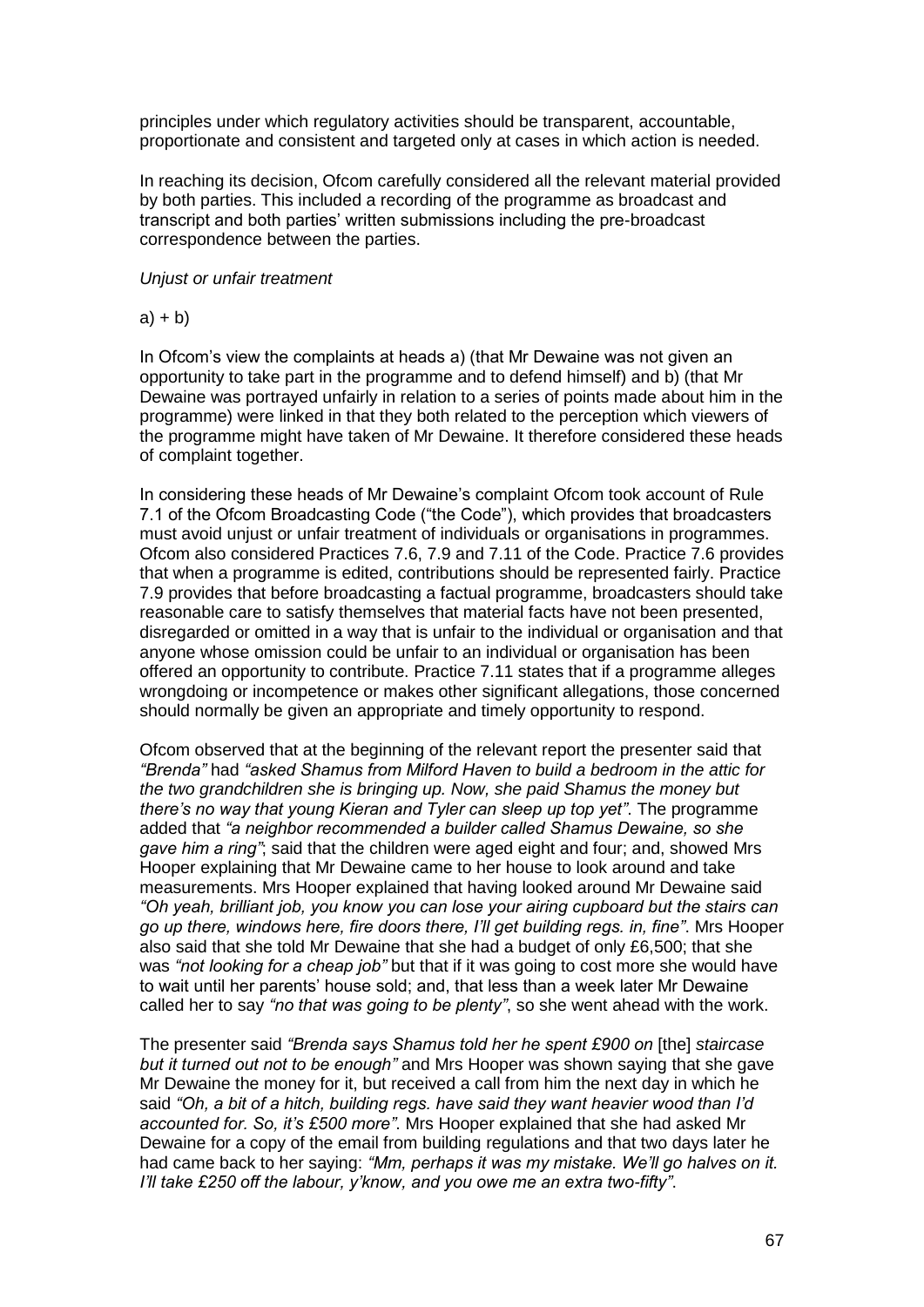principles under which regulatory activities should be transparent, accountable, proportionate and consistent and targeted only at cases in which action is needed.

In reaching its decision, Ofcom carefully considered all the relevant material provided by both parties. This included a recording of the programme as broadcast and transcript and both parties' written submissions including the pre-broadcast correspondence between the parties.

*Unjust or unfair treatment*

a) + b)

In Ofcom's view the complaints at heads a) (that Mr Dewaine was not given an opportunity to take part in the programme and to defend himself) and b) (that Mr Dewaine was portrayed unfairly in relation to a series of points made about him in the programme) were linked in that they both related to the perception which viewers of the programme might have taken of Mr Dewaine. It therefore considered these heads of complaint together.

In considering these heads of Mr Dewaine's complaint Ofcom took account of Rule 7.1 of the Ofcom Broadcasting Code ("the Code"), which provides that broadcasters must avoid unjust or unfair treatment of individuals or organisations in programmes. Ofcom also considered Practices 7.6, 7.9 and 7.11 of the Code. Practice 7.6 provides that when a programme is edited, contributions should be represented fairly. Practice 7.9 provides that before broadcasting a factual programme, broadcasters should take reasonable care to satisfy themselves that material facts have not been presented, disregarded or omitted in a way that is unfair to the individual or organisation and that anyone whose omission could be unfair to an individual or organisation has been offered an opportunity to contribute. Practice 7.11 states that if a programme alleges wrongdoing or incompetence or makes other significant allegations, those concerned should normally be given an appropriate and timely opportunity to respond.

Ofcom observed that at the beginning of the relevant report the presenter said that *"Brenda"* had *"asked Shamus from Milford Haven to build a bedroom in the attic for the two grandchildren she is bringing up. Now, she paid Shamus the money but there's no way that young Kieran and Tyler can sleep up top yet"*. The programme added that *"a neighbor recommended a builder called Shamus Dewaine, so she gave him a ring"*; said that the children were aged eight and four; and, showed Mrs Hooper explaining that Mr Dewaine came to her house to look around and take measurements. Mrs Hooper explained that having looked around Mr Dewaine said *"Oh yeah, brilliant job, you know you can lose your airing cupboard but the stairs can go up there, windows here, fire doors there, I'll get building regs. in, fine"*. Mrs Hooper also said that she told Mr Dewaine that she had a budget of only £6,500; that she was *"not looking for a cheap job"* but that if it was going to cost more she would have to wait until her parents' house sold; and, that less than a week later Mr Dewaine called her to say *"no that was going to be plenty"*, so she went ahead with the work.

The presenter said *"Brenda says Shamus told her he spent £900 on* [the] *staircase but it turned out not to be enough"* and Mrs Hooper was shown saying that she gave Mr Dewaine the money for it, but received a call from him the next day in which he said *"Oh, a bit of a hitch, building regs. have said they want heavier wood than I'd accounted for. So, it's £500 more"*. Mrs Hooper explained that she had asked Mr Dewaine for a copy of the email from building regulations and that two days later he had came back to her saying: *"Mm, perhaps it was my mistake. We'll go halves on it. I'll take £250 off the labour, y'know, and you owe me an extra two-fifty"*.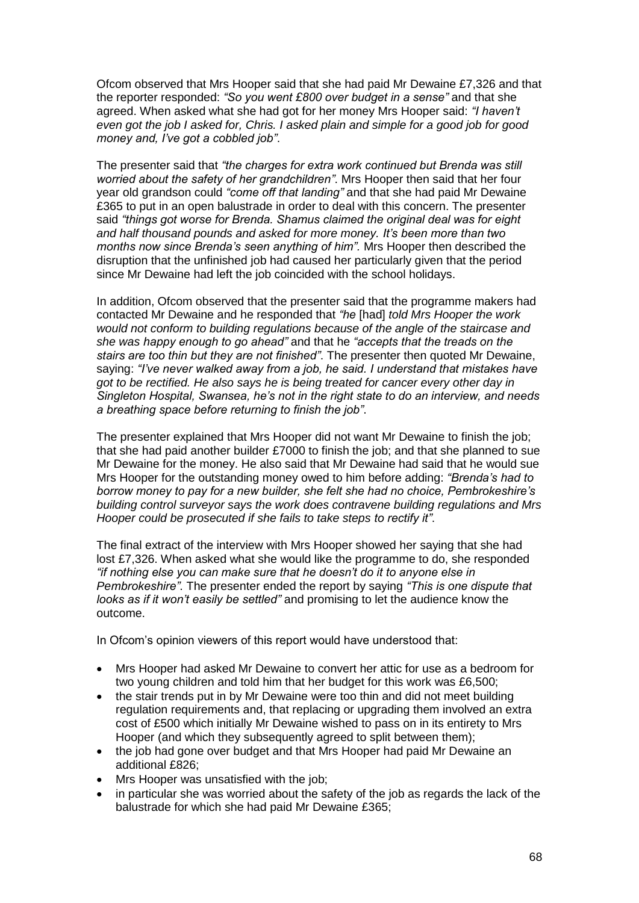Ofcom observed that Mrs Hooper said that she had paid Mr Dewaine £7,326 and that the reporter responded: *"So you went £800 over budget in a sense"* and that she agreed. When asked what she had got for her money Mrs Hooper said: *"I haven't even got the job I asked for, Chris. I asked plain and simple for a good job for good money and, I've got a cobbled job"*.

The presenter said that *"the charges for extra work continued but Brenda was still worried about the safety of her grandchildren"*. Mrs Hooper then said that her four year old grandson could *"come off that landing"* and that she had paid Mr Dewaine £365 to put in an open balustrade in order to deal with this concern. The presenter said *"things got worse for Brenda. Shamus claimed the original deal was for eight and half thousand pounds and asked for more money. It's been more than two months now since Brenda's seen anything of him"*. Mrs Hooper then described the disruption that the unfinished job had caused her particularly given that the period since Mr Dewaine had left the job coincided with the school holidays.

In addition, Ofcom observed that the presenter said that the programme makers had contacted Mr Dewaine and he responded that *"he* [had] *told Mrs Hooper the work would not conform to building regulations because of the angle of the staircase and she was happy enough to go ahead"* and that he *"accepts that the treads on the stairs are too thin but they are not finished"*. The presenter then quoted Mr Dewaine, saying: *"I've never walked away from a job, he said. I understand that mistakes have got to be rectified. He also says he is being treated for cancer every other day in Singleton Hospital, Swansea, he's not in the right state to do an interview, and needs a breathing space before returning to finish the job"*.

The presenter explained that Mrs Hooper did not want Mr Dewaine to finish the job; that she had paid another builder £7000 to finish the job; and that she planned to sue Mr Dewaine for the money. He also said that Mr Dewaine had said that he would sue Mrs Hooper for the outstanding money owed to him before adding: *"Brenda's had to borrow money to pay for a new builder, she felt she had no choice, Pembrokeshire's building control surveyor says the work does contravene building regulations and Mrs Hooper could be prosecuted if she fails to take steps to rectify it"*.

The final extract of the interview with Mrs Hooper showed her saying that she had lost £7,326. When asked what she would like the programme to do, she responded *"if nothing else you can make sure that he doesn't do it to anyone else in Pembrokeshire"*. The presenter ended the report by saying *"This is one dispute that looks as if it won't easily be settled"* and promising to let the audience know the outcome.

In Ofcom's opinion viewers of this report would have understood that:

- Mrs Hooper had asked Mr Dewaine to convert her attic for use as a bedroom for two young children and told him that her budget for this work was £6,500;
- the stair trends put in by Mr Dewaine were too thin and did not meet building regulation requirements and, that replacing or upgrading them involved an extra cost of £500 which initially Mr Dewaine wished to pass on in its entirety to Mrs Hooper (and which they subsequently agreed to split between them);
- the job had gone over budget and that Mrs Hooper had paid Mr Dewaine an additional £826;
- Mrs Hooper was unsatisfied with the job;
- in particular she was worried about the safety of the job as regards the lack of the balustrade for which she had paid Mr Dewaine £365;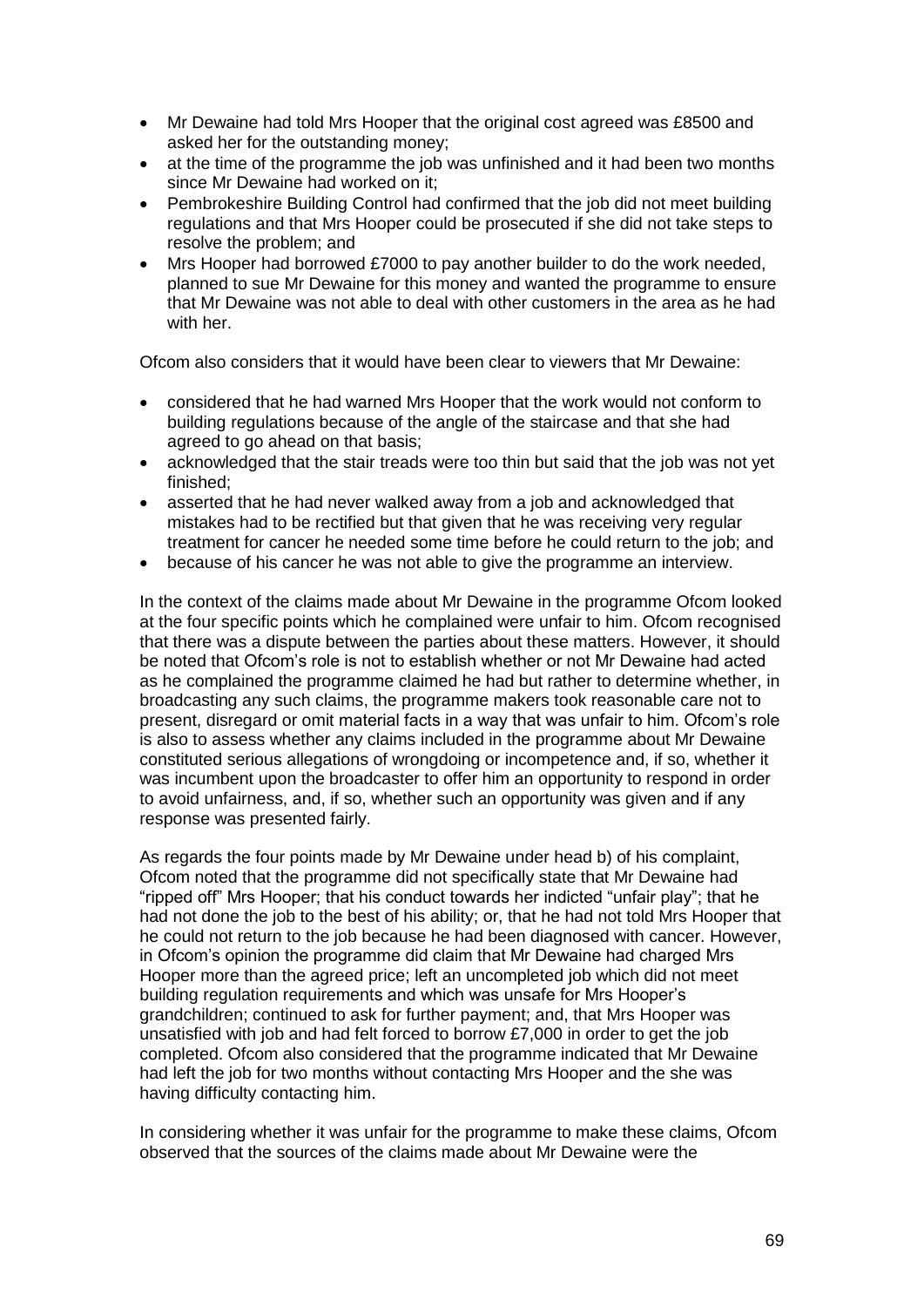- Mr Dewaine had told Mrs Hooper that the original cost agreed was £8500 and asked her for the outstanding money;
- at the time of the programme the job was unfinished and it had been two months since Mr Dewaine had worked on it;
- Pembrokeshire Building Control had confirmed that the job did not meet building regulations and that Mrs Hooper could be prosecuted if she did not take steps to resolve the problem; and
- Mrs Hooper had borrowed £7000 to pay another builder to do the work needed, planned to sue Mr Dewaine for this money and wanted the programme to ensure that Mr Dewaine was not able to deal with other customers in the area as he had with her.

Ofcom also considers that it would have been clear to viewers that Mr Dewaine:

- considered that he had warned Mrs Hooper that the work would not conform to building regulations because of the angle of the staircase and that she had agreed to go ahead on that basis;
- acknowledged that the stair treads were too thin but said that the job was not yet finished;
- asserted that he had never walked away from a job and acknowledged that mistakes had to be rectified but that given that he was receiving very regular treatment for cancer he needed some time before he could return to the job; and
- because of his cancer he was not able to give the programme an interview.

In the context of the claims made about Mr Dewaine in the programme Ofcom looked at the four specific points which he complained were unfair to him. Ofcom recognised that there was a dispute between the parties about these matters. However, it should be noted that Ofcom's role is not to establish whether or not Mr Dewaine had acted as he complained the programme claimed he had but rather to determine whether, in broadcasting any such claims, the programme makers took reasonable care not to present, disregard or omit material facts in a way that was unfair to him. Ofcom's role is also to assess whether any claims included in the programme about Mr Dewaine constituted serious allegations of wrongdoing or incompetence and, if so, whether it was incumbent upon the broadcaster to offer him an opportunity to respond in order to avoid unfairness, and, if so, whether such an opportunity was given and if any response was presented fairly.

As regards the four points made by Mr Dewaine under head b) of his complaint, Ofcom noted that the programme did not specifically state that Mr Dewaine had "ripped off" Mrs Hooper; that his conduct towards her indicted "unfair play"; that he had not done the job to the best of his ability; or, that he had not told Mrs Hooper that he could not return to the job because he had been diagnosed with cancer. However, in Ofcom's opinion the programme did claim that Mr Dewaine had charged Mrs Hooper more than the agreed price; left an uncompleted job which did not meet building regulation requirements and which was unsafe for Mrs Hooper's grandchildren; continued to ask for further payment; and, that Mrs Hooper was unsatisfied with job and had felt forced to borrow £7,000 in order to get the job completed. Ofcom also considered that the programme indicated that Mr Dewaine had left the job for two months without contacting Mrs Hooper and the she was having difficulty contacting him.

In considering whether it was unfair for the programme to make these claims, Ofcom observed that the sources of the claims made about Mr Dewaine were the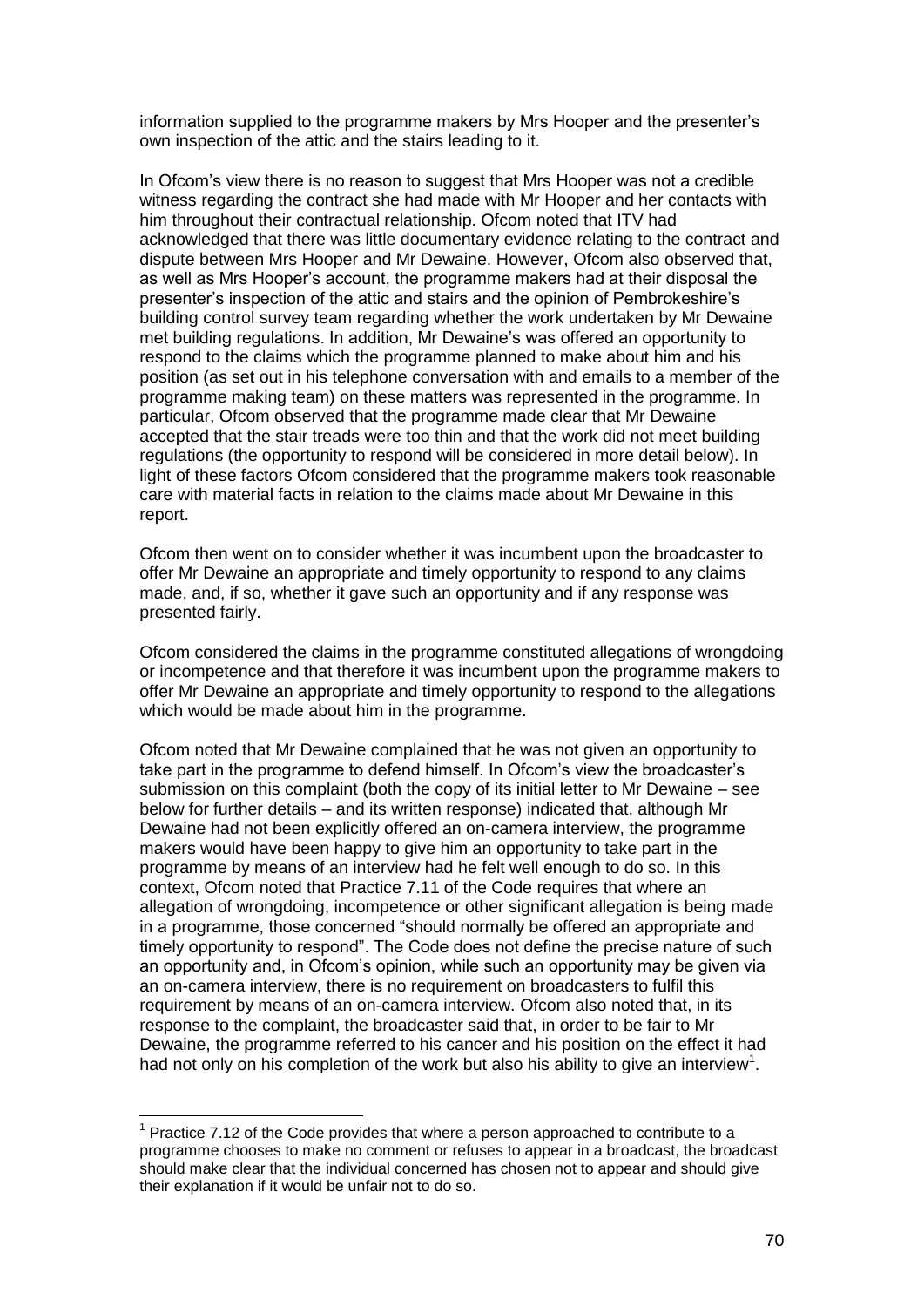information supplied to the programme makers by Mrs Hooper and the presenter's own inspection of the attic and the stairs leading to it.

In Ofcom's view there is no reason to suggest that Mrs Hooper was not a credible witness regarding the contract she had made with Mr Hooper and her contacts with him throughout their contractual relationship. Ofcom noted that ITV had acknowledged that there was little documentary evidence relating to the contract and dispute between Mrs Hooper and Mr Dewaine. However, Ofcom also observed that, as well as Mrs Hooper's account, the programme makers had at their disposal the presenter's inspection of the attic and stairs and the opinion of Pembrokeshire's building control survey team regarding whether the work undertaken by Mr Dewaine met building regulations. In addition, Mr Dewaine's was offered an opportunity to respond to the claims which the programme planned to make about him and his position (as set out in his telephone conversation with and emails to a member of the programme making team) on these matters was represented in the programme. In particular, Ofcom observed that the programme made clear that Mr Dewaine accepted that the stair treads were too thin and that the work did not meet building regulations (the opportunity to respond will be considered in more detail below). In light of these factors Ofcom considered that the programme makers took reasonable care with material facts in relation to the claims made about Mr Dewaine in this report.

Ofcom then went on to consider whether it was incumbent upon the broadcaster to offer Mr Dewaine an appropriate and timely opportunity to respond to any claims made, and, if so, whether it gave such an opportunity and if any response was presented fairly.

Ofcom considered the claims in the programme constituted allegations of wrongdoing or incompetence and that therefore it was incumbent upon the programme makers to offer Mr Dewaine an appropriate and timely opportunity to respond to the allegations which would be made about him in the programme.

Ofcom noted that Mr Dewaine complained that he was not given an opportunity to take part in the programme to defend himself. In Ofcom's view the broadcaster's submission on this complaint (both the copy of its initial letter to Mr Dewaine – see below for further details – and its written response) indicated that, although Mr Dewaine had not been explicitly offered an on-camera interview, the programme makers would have been happy to give him an opportunity to take part in the programme by means of an interview had he felt well enough to do so. In this context, Ofcom noted that Practice 7.11 of the Code requires that where an allegation of wrongdoing, incompetence or other significant allegation is being made in a programme, those concerned "should normally be offered an appropriate and timely opportunity to respond". The Code does not define the precise nature of such an opportunity and, in Ofcom's opinion, while such an opportunity may be given via an on-camera interview, there is no requirement on broadcasters to fulfil this requirement by means of an on-camera interview. Ofcom also noted that, in its response to the complaint, the broadcaster said that, in order to be fair to Mr Dewaine, the programme referred to his cancer and his position on the effect it had had not only on his completion of the work but also his ability to give an interview[1].

---

[1] Practice 7.12 of the Code provides that where a person approached to contribute to a programme chooses to make no comment or refuses to appear in a broadcast, the broadcast should make clear that the individual concerned has chosen not to appear and should give their explanation if it would be unfair not to do so.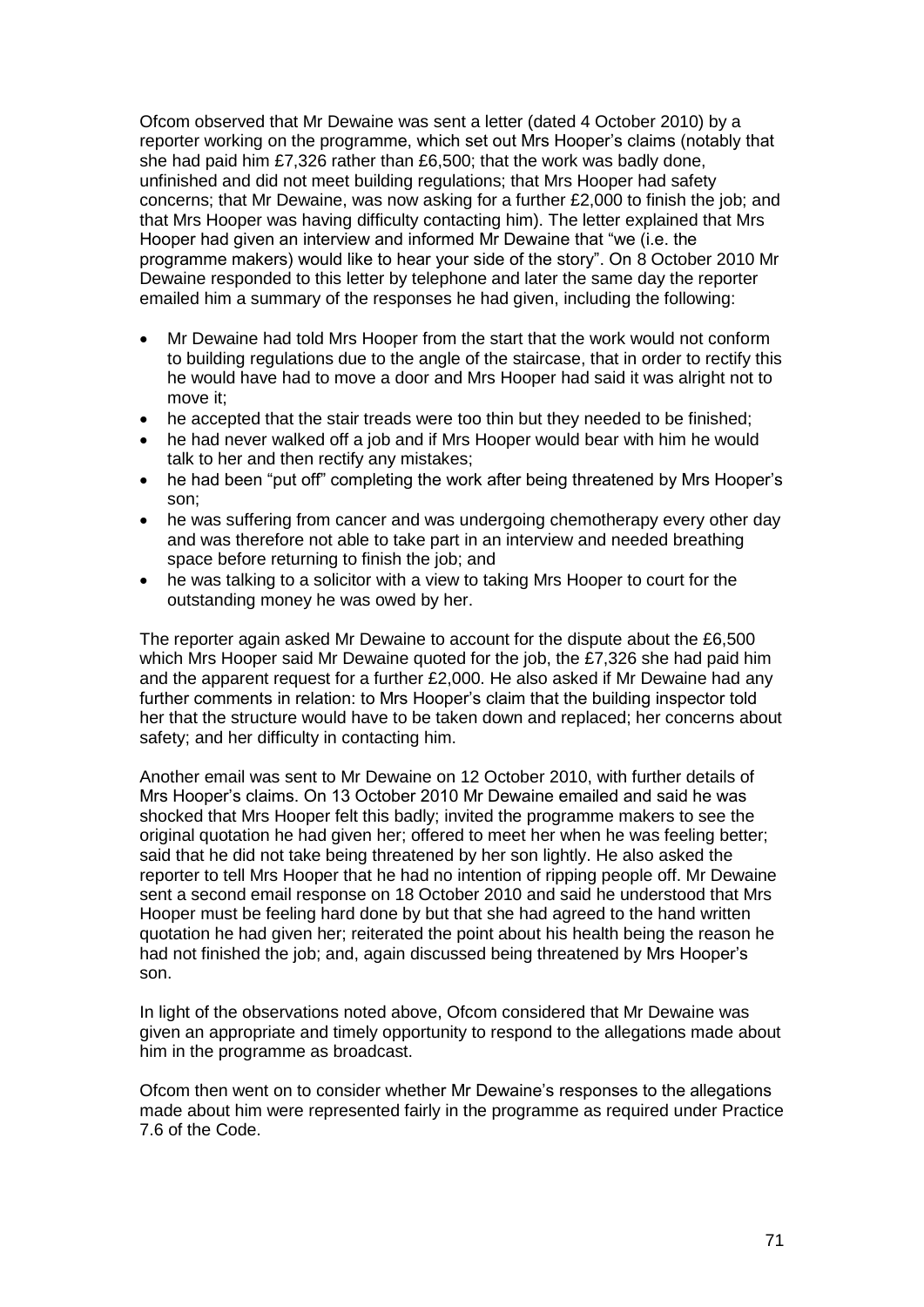Ofcom observed that Mr Dewaine was sent a letter (dated 4 October 2010) by a reporter working on the programme, which set out Mrs Hooper's claims (notably that she had paid him £7,326 rather than £6,500; that the work was badly done, unfinished and did not meet building regulations; that Mrs Hooper had safety concerns; that Mr Dewaine, was now asking for a further £2,000 to finish the job; and that Mrs Hooper was having difficulty contacting him). The letter explained that Mrs Hooper had given an interview and informed Mr Dewaine that "we (i.e. the programme makers) would like to hear your side of the story". On 8 October 2010 Mr Dewaine responded to this letter by telephone and later the same day the reporter emailed him a summary of the responses he had given, including the following:

- Mr Dewaine had told Mrs Hooper from the start that the work would not conform to building regulations due to the angle of the staircase, that in order to rectify this he would have had to move a door and Mrs Hooper had said it was alright not to move it;
- he accepted that the stair treads were too thin but they needed to be finished;
- he had never walked off a job and if Mrs Hooper would bear with him he would talk to her and then rectify any mistakes;
- he had been "put off" completing the work after being threatened by Mrs Hooper's son;
- he was suffering from cancer and was undergoing chemotherapy every other day and was therefore not able to take part in an interview and needed breathing space before returning to finish the job; and
- he was talking to a solicitor with a view to taking Mrs Hooper to court for the outstanding money he was owed by her.

The reporter again asked Mr Dewaine to account for the dispute about the £6,500 which Mrs Hooper said Mr Dewaine quoted for the job, the £7,326 she had paid him and the apparent request for a further £2,000. He also asked if Mr Dewaine had any further comments in relation: to Mrs Hooper's claim that the building inspector told her that the structure would have to be taken down and replaced; her concerns about safety; and her difficulty in contacting him.

Another email was sent to Mr Dewaine on 12 October 2010, with further details of Mrs Hooper's claims. On 13 October 2010 Mr Dewaine emailed and said he was shocked that Mrs Hooper felt this badly; invited the programme makers to see the original quotation he had given her; offered to meet her when he was feeling better; said that he did not take being threatened by her son lightly. He also asked the reporter to tell Mrs Hooper that he had no intention of ripping people off. Mr Dewaine sent a second email response on 18 October 2010 and said he understood that Mrs Hooper must be feeling hard done by but that she had agreed to the hand written quotation he had given her; reiterated the point about his health being the reason he had not finished the job; and, again discussed being threatened by Mrs Hooper's son.

In light of the observations noted above, Ofcom considered that Mr Dewaine was given an appropriate and timely opportunity to respond to the allegations made about him in the programme as broadcast.

Ofcom then went on to consider whether Mr Dewaine's responses to the allegations made about him were represented fairly in the programme as required under Practice 7.6 of the Code.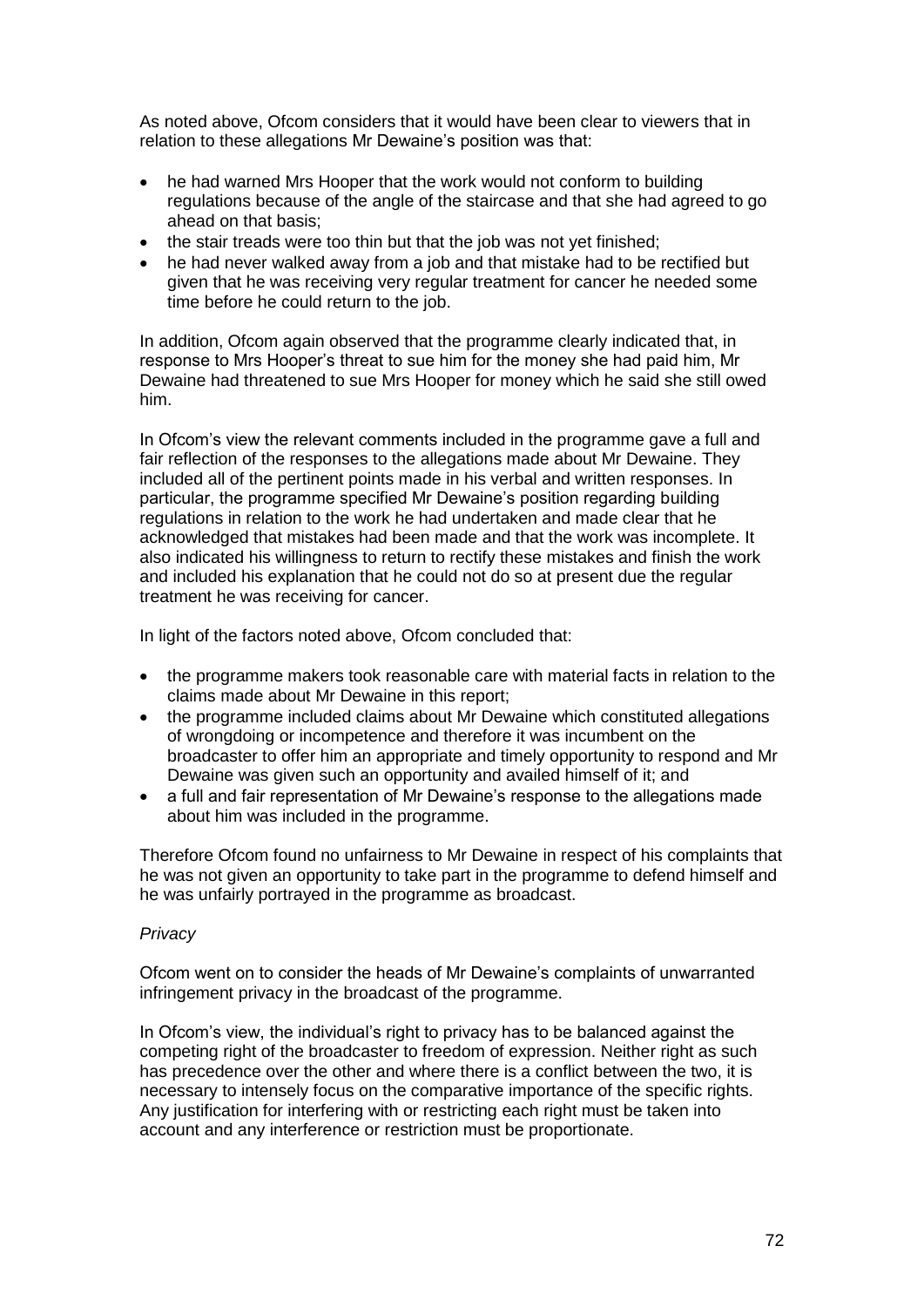As noted above, Ofcom considers that it would have been clear to viewers that in relation to these allegations Mr Dewaine's position was that:

- he had warned Mrs Hooper that the work would not conform to building regulations because of the angle of the staircase and that she had agreed to go ahead on that basis;
- the stair treads were too thin but that the job was not yet finished;
- he had never walked away from a job and that mistake had to be rectified but given that he was receiving very regular treatment for cancer he needed some time before he could return to the job.

In addition, Ofcom again observed that the programme clearly indicated that, in response to Mrs Hooper's threat to sue him for the money she had paid him, Mr Dewaine had threatened to sue Mrs Hooper for money which he said she still owed him.

In Ofcom's view the relevant comments included in the programme gave a full and fair reflection of the responses to the allegations made about Mr Dewaine. They included all of the pertinent points made in his verbal and written responses. In particular, the programme specified Mr Dewaine's position regarding building regulations in relation to the work he had undertaken and made clear that he acknowledged that mistakes had been made and that the work was incomplete. It also indicated his willingness to return to rectify these mistakes and finish the work and included his explanation that he could not do so at present due the regular treatment he was receiving for cancer.

In light of the factors noted above, Ofcom concluded that:

- the programme makers took reasonable care with material facts in relation to the claims made about Mr Dewaine in this report;
- the programme included claims about Mr Dewaine which constituted allegations of wrongdoing or incompetence and therefore it was incumbent on the broadcaster to offer him an appropriate and timely opportunity to respond and Mr Dewaine was given such an opportunity and availed himself of it; and
- a full and fair representation of Mr Dewaine's response to the allegations made about him was included in the programme.

Therefore Ofcom found no unfairness to Mr Dewaine in respect of his complaints that he was not given an opportunity to take part in the programme to defend himself and he was unfairly portrayed in the programme as broadcast.

*Privacy*

Ofcom went on to consider the heads of Mr Dewaine's complaints of unwarranted infringement privacy in the broadcast of the programme.

In Ofcom's view, the individual's right to privacy has to be balanced against the competing right of the broadcaster to freedom of expression. Neither right as such has precedence over the other and where there is a conflict between the two, it is necessary to intensely focus on the comparative importance of the specific rights. Any justification for interfering with or restricting each right must be taken into account and any interference or restriction must be proportionate.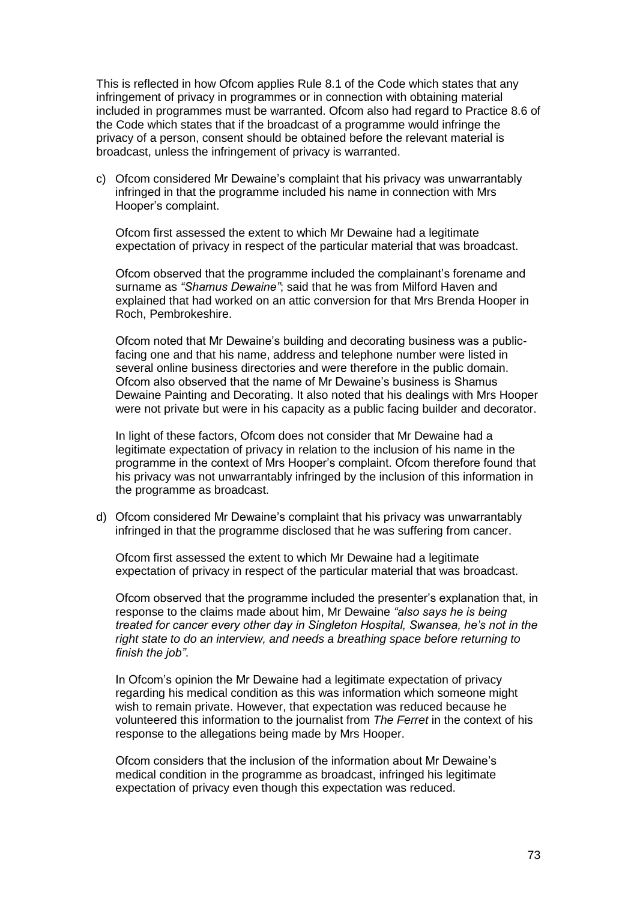This is reflected in how Ofcom applies Rule 8.1 of the Code which states that any infringement of privacy in programmes or in connection with obtaining material included in programmes must be warranted. Ofcom also had regard to Practice 8.6 of the Code which states that if the broadcast of a programme would infringe the privacy of a person, consent should be obtained before the relevant material is broadcast, unless the infringement of privacy is warranted.

c) Ofcom considered Mr Dewaine's complaint that his privacy was unwarrantably infringed in that the programme included his name in connection with Mrs Hooper's complaint.

   Ofcom first assessed the extent to which Mr Dewaine had a legitimate expectation of privacy in respect of the particular material that was broadcast.

   Ofcom observed that the programme included the complainant's forename and surname as *"Shamus Dewaine"*; said that he was from Milford Haven and explained that had worked on an attic conversion for that Mrs Brenda Hooper in Roch, Pembrokeshire.

   Ofcom noted that Mr Dewaine's building and decorating business was a public-facing one and that his name, address and telephone number were listed in several online business directories and were therefore in the public domain. Ofcom also observed that the name of Mr Dewaine's business is Shamus Dewaine Painting and Decorating. It also noted that his dealings with Mrs Hooper were not private but were in his capacity as a public facing builder and decorator.

   In light of these factors, Ofcom does not consider that Mr Dewaine had a legitimate expectation of privacy in relation to the inclusion of his name in the programme in the context of Mrs Hooper's complaint. Ofcom therefore found that his privacy was not unwarrantably infringed by the inclusion of this information in the programme as broadcast.

d) Ofcom considered Mr Dewaine's complaint that his privacy was unwarrantably infringed in that the programme disclosed that he was suffering from cancer.

   Ofcom first assessed the extent to which Mr Dewaine had a legitimate expectation of privacy in respect of the particular material that was broadcast.

   Ofcom observed that the programme included the presenter's explanation that, in response to the claims made about him, Mr Dewaine *"also says he is being treated for cancer every other day in Singleton Hospital, Swansea, he's not in the right state to do an interview, and needs a breathing space before returning to finish the job"*.

   In Ofcom's opinion the Mr Dewaine had a legitimate expectation of privacy regarding his medical condition as this was information which someone might wish to remain private. However, that expectation was reduced because he volunteered this information to the journalist from *The Ferret* in the context of his response to the allegations being made by Mrs Hooper.

   Ofcom considers that the inclusion of the information about Mr Dewaine's medical condition in the programme as broadcast, infringed his legitimate expectation of privacy even though this expectation was reduced.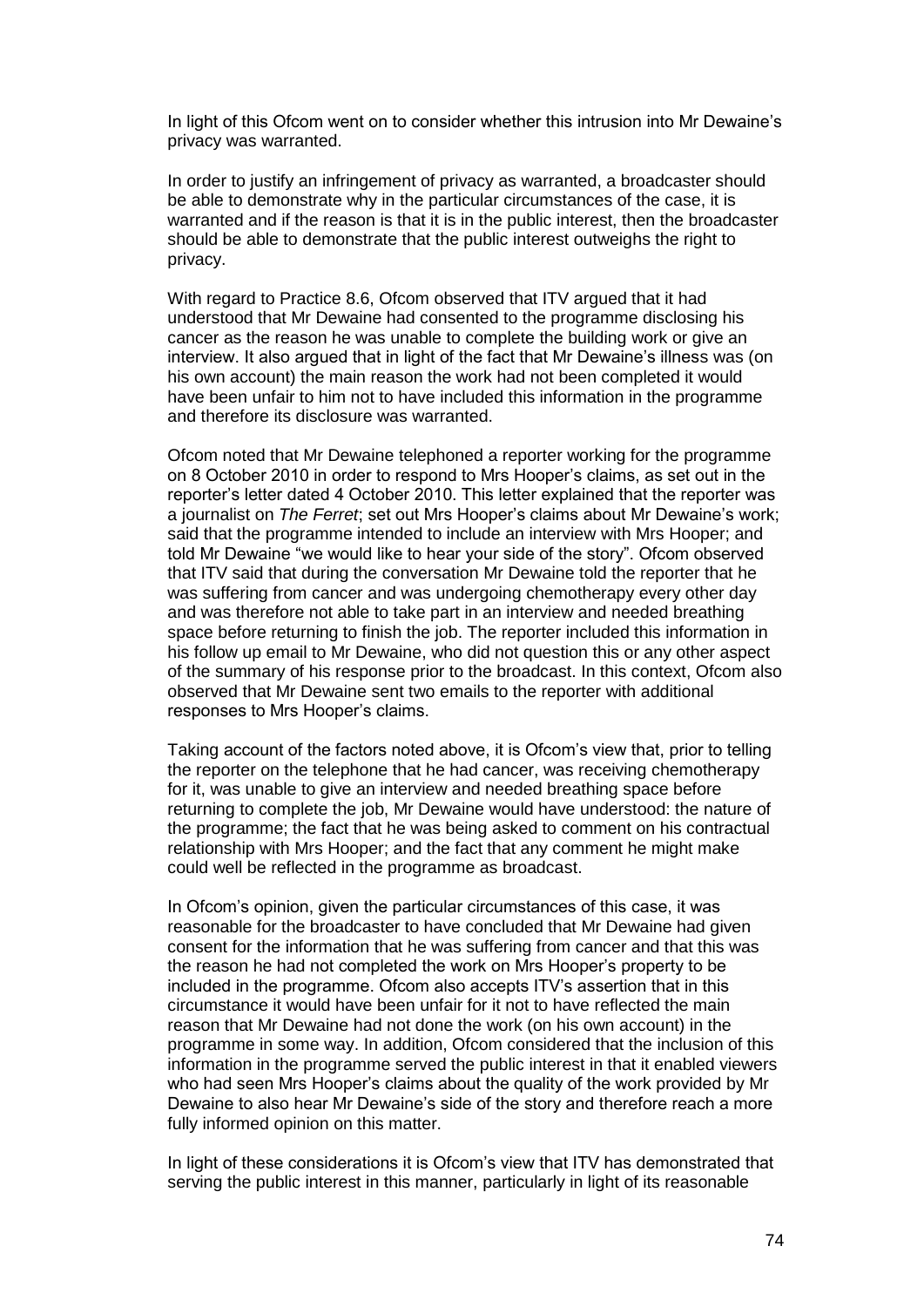In light of this Ofcom went on to consider whether this intrusion into Mr Dewaine's privacy was warranted.

In order to justify an infringement of privacy as warranted, a broadcaster should be able to demonstrate why in the particular circumstances of the case, it is warranted and if the reason is that it is in the public interest, then the broadcaster should be able to demonstrate that the public interest outweighs the right to privacy.

With regard to Practice 8.6, Ofcom observed that ITV argued that it had understood that Mr Dewaine had consented to the programme disclosing his cancer as the reason he was unable to complete the building work or give an interview. It also argued that in light of the fact that Mr Dewaine's illness was (on his own account) the main reason the work had not been completed it would have been unfair to him not to have included this information in the programme and therefore its disclosure was warranted.

Ofcom noted that Mr Dewaine telephoned a reporter working for the programme on 8 October 2010 in order to respond to Mrs Hooper's claims, as set out in the reporter's letter dated 4 October 2010. This letter explained that the reporter was a journalist on *The Ferret*; set out Mrs Hooper's claims about Mr Dewaine's work; said that the programme intended to include an interview with Mrs Hooper; and told Mr Dewaine "we would like to hear your side of the story". Ofcom observed that ITV said that during the conversation Mr Dewaine told the reporter that he was suffering from cancer and was undergoing chemotherapy every other day and was therefore not able to take part in an interview and needed breathing space before returning to finish the job. The reporter included this information in his follow up email to Mr Dewaine, who did not question this or any other aspect of the summary of his response prior to the broadcast. In this context, Ofcom also observed that Mr Dewaine sent two emails to the reporter with additional responses to Mrs Hooper's claims.

Taking account of the factors noted above, it is Ofcom's view that, prior to telling the reporter on the telephone that he had cancer, was receiving chemotherapy for it, was unable to give an interview and needed breathing space before returning to complete the job, Mr Dewaine would have understood: the nature of the programme; the fact that he was being asked to comment on his contractual relationship with Mrs Hooper; and the fact that any comment he might make could well be reflected in the programme as broadcast.

In Ofcom's opinion, given the particular circumstances of this case, it was reasonable for the broadcaster to have concluded that Mr Dewaine had given consent for the information that he was suffering from cancer and that this was the reason he had not completed the work on Mrs Hooper's property to be included in the programme. Ofcom also accepts ITV's assertion that in this circumstance it would have been unfair for it not to have reflected the main reason that Mr Dewaine had not done the work (on his own account) in the programme in some way. In addition, Ofcom considered that the inclusion of this information in the programme served the public interest in that it enabled viewers who had seen Mrs Hooper's claims about the quality of the work provided by Mr Dewaine to also hear Mr Dewaine's side of the story and therefore reach a more fully informed opinion on this matter.

In light of these considerations it is Ofcom's view that ITV has demonstrated that serving the public interest in this manner, particularly in light of its reasonable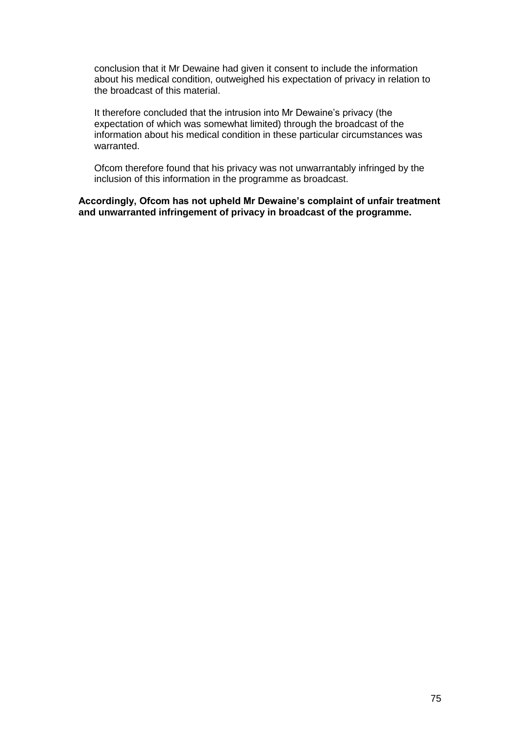conclusion that it Mr Dewaine had given it consent to include the information about his medical condition, outweighed his expectation of privacy in relation to the broadcast of this material.

It therefore concluded that the intrusion into Mr Dewaine's privacy (the expectation of which was somewhat limited) through the broadcast of the information about his medical condition in these particular circumstances was warranted.

Ofcom therefore found that his privacy was not unwarrantably infringed by the inclusion of this information in the programme as broadcast.

**Accordingly, Ofcom has not upheld Mr Dewaine's complaint of unfair treatment and unwarranted infringement of privacy in broadcast of the programme.**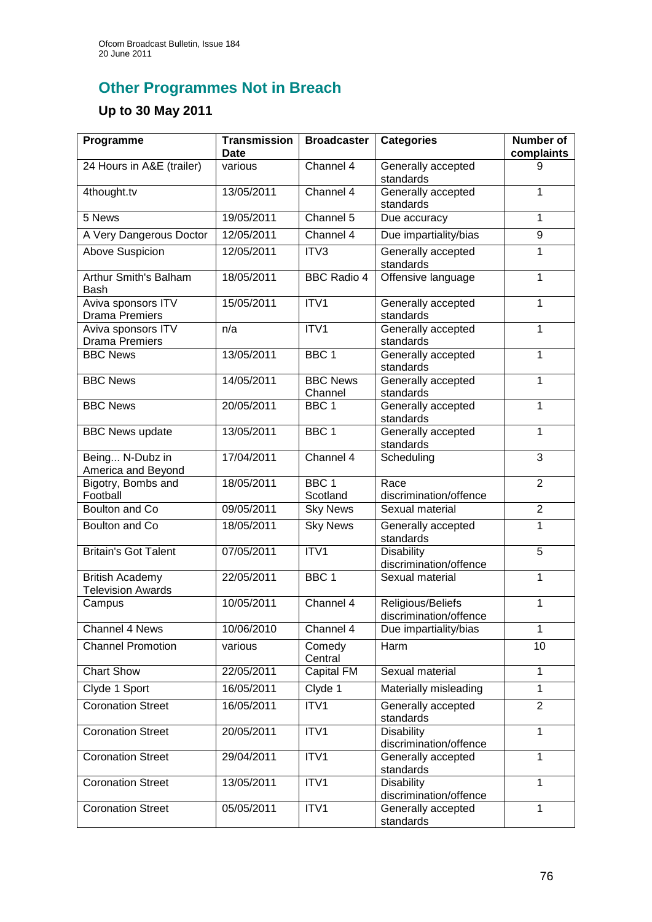## Other Programmes Not in Breach

### Up to 30 May 2011

| Programme | Transmission Date | Broadcaster | Categories | Number of complaints |
|---|---|---|---|---|
| 24 Hours in A&E (trailer) | various | Channel 4 | Generally accepted standards | 9 |
| 4thought.tv | 13/05/2011 | Channel 4 | Generally accepted standards | 1 |
| 5 News | 19/05/2011 | Channel 5 | Due accuracy | 1 |
| A Very Dangerous Doctor | 12/05/2011 | Channel 4 | Due impartiality/bias | 9 |
| Above Suspicion | 12/05/2011 | ITV3 | Generally accepted standards | 1 |
| Arthur Smith's Balham Bash | 18/05/2011 | BBC Radio 4 | Offensive language | 1 |
| Aviva sponsors ITV Drama Premiers | 15/05/2011 | ITV1 | Generally accepted standards | 1 |
| Aviva sponsors ITV Drama Premiers | n/a | ITV1 | Generally accepted standards | 1 |
| BBC News | 13/05/2011 | BBC 1 | Generally accepted standards | 1 |
| BBC News | 14/05/2011 | BBC News Channel | Generally accepted standards | 1 |
| BBC News | 20/05/2011 | BBC 1 | Generally accepted standards | 1 |
| BBC News update | 13/05/2011 | BBC 1 | Generally accepted standards | 1 |
| Being... N-Dubz in America and Beyond | 17/04/2011 | Channel 4 | Scheduling | 3 |
| Bigotry, Bombs and Football | 18/05/2011 | BBC 1 Scotland | Race discrimination/offence | 2 |
| Boulton and Co | 09/05/2011 | Sky News | Sexual material | 2 |
| Boulton and Co | 18/05/2011 | Sky News | Generally accepted standards | 1 |
| Britain's Got Talent | 07/05/2011 | ITV1 | Disability discrimination/offence | 5 |
| British Academy Television Awards | 22/05/2011 | BBC 1 | Sexual material | 1 |
| Campus | 10/05/2011 | Channel 4 | Religious/Beliefs discrimination/offence | 1 |
| Channel 4 News | 10/06/2010 | Channel 4 | Due impartiality/bias | 1 |
| Channel Promotion | various | Comedy Central | Harm | 10 |
| Chart Show | 22/05/2011 | Capital FM | Sexual material | 1 |
| Clyde 1 Sport | 16/05/2011 | Clyde 1 | Materially misleading | 1 |
| Coronation Street | 16/05/2011 | ITV1 | Generally accepted standards | 2 |
| Coronation Street | 20/05/2011 | ITV1 | Disability discrimination/offence | 1 |
| Coronation Street | 29/04/2011 | ITV1 | Generally accepted standards | 1 |
| Coronation Street | 13/05/2011 | ITV1 | Disability discrimination/offence | 1 |
| Coronation Street | 05/05/2011 | ITV1 | Generally accepted standards | 1 |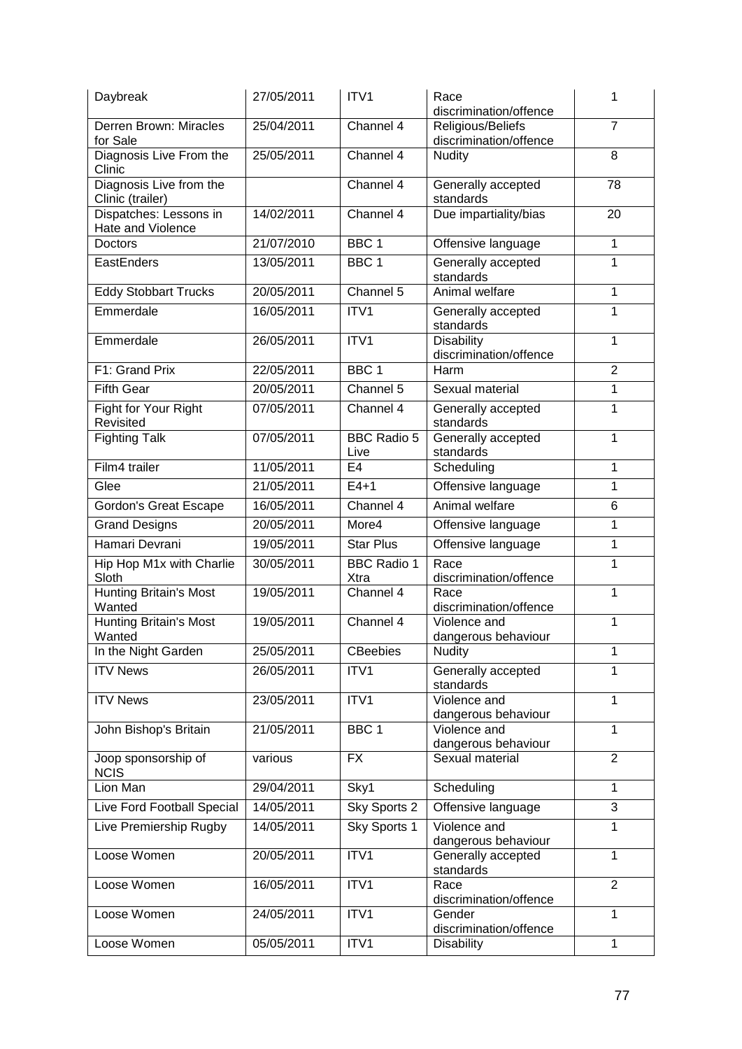| Daybreak | 27/05/2011 | ITV1 | Race discrimination/offence | 1 |
|---|---|---|---|---|
| Derren Brown: Miracles for Sale | 25/04/2011 | Channel 4 | Religious/Beliefs discrimination/offence | 7 |
| Diagnosis Live From the Clinic | 25/05/2011 | Channel 4 | Nudity | 8 |
| Diagnosis Live from the Clinic (trailer) | | Channel 4 | Generally accepted standards | 78 |
| Dispatches: Lessons in Hate and Violence | 14/02/2011 | Channel 4 | Due impartiality/bias | 20 |
| Doctors | 21/07/2010 | BBC 1 | Offensive language | 1 |
| EastEnders | 13/05/2011 | BBC 1 | Generally accepted standards | 1 |
| Eddy Stobbart Trucks | 20/05/2011 | Channel 5 | Animal welfare | 1 |
| Emmerdale | 16/05/2011 | ITV1 | Generally accepted standards | 1 |
| Emmerdale | 26/05/2011 | ITV1 | Disability discrimination/offence | 1 |
| F1: Grand Prix | 22/05/2011 | BBC 1 | Harm | 2 |
| Fifth Gear | 20/05/2011 | Channel 5 | Sexual material | 1 |
| Fight for Your Right Revisited | 07/05/2011 | Channel 4 | Generally accepted standards | 1 |
| Fighting Talk | 07/05/2011 | BBC Radio 5 Live | Generally accepted standards | 1 |
| Film4 trailer | 11/05/2011 | E4 | Scheduling | 1 |
| Glee | 21/05/2011 | E4+1 | Offensive language | 1 |
| Gordon's Great Escape | 16/05/2011 | Channel 4 | Animal welfare | 6 |
| Grand Designs | 20/05/2011 | More4 | Offensive language | 1 |
| Hamari Devrani | 19/05/2011 | Star Plus | Offensive language | 1 |
| Hip Hop M1x with Charlie Sloth | 30/05/2011 | BBC Radio 1 Xtra | Race discrimination/offence | 1 |
| Hunting Britain's Most Wanted | 19/05/2011 | Channel 4 | Race discrimination/offence | 1 |
| Hunting Britain's Most Wanted | 19/05/2011 | Channel 4 | Violence and dangerous behaviour | 1 |
| In the Night Garden | 25/05/2011 | CBeebies | Nudity | 1 |
| ITV News | 26/05/2011 | ITV1 | Generally accepted standards | 1 |
| ITV News | 23/05/2011 | ITV1 | Violence and dangerous behaviour | 1 |
| John Bishop's Britain | 21/05/2011 | BBC 1 | Violence and dangerous behaviour | 1 |
| Joop sponsorship of NCIS | various | FX | Sexual material | 2 |
| Lion Man | 29/04/2011 | Sky1 | Scheduling | 1 |
| Live Ford Football Special | 14/05/2011 | Sky Sports 2 | Offensive language | 3 |
| Live Premiership Rugby | 14/05/2011 | Sky Sports 1 | Violence and dangerous behaviour | 1 |
| Loose Women | 20/05/2011 | ITV1 | Generally accepted standards | 1 |
| Loose Women | 16/05/2011 | ITV1 | Race discrimination/offence | 2 |
| Loose Women | 24/05/2011 | ITV1 | Gender discrimination/offence | 1 |
| Loose Women | 05/05/2011 | ITV1 | Disability | 1 |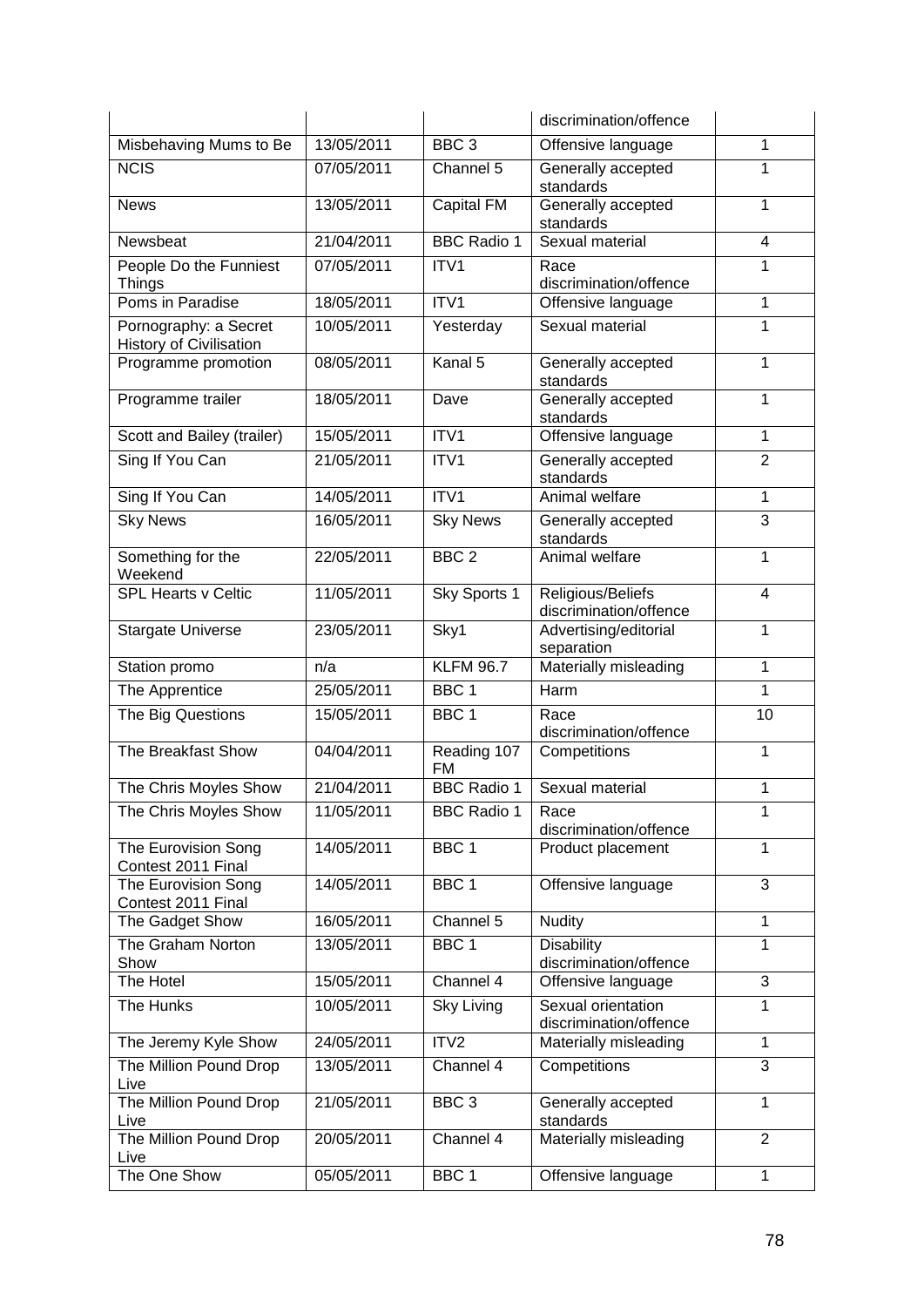| | | | discrimination/offence | |
|---|---|---|---|---|
| Misbehaving Mums to Be | 13/05/2011 | BBC 3 | Offensive language | 1 |
| NCIS | 07/05/2011 | Channel 5 | Generally accepted standards | 1 |
| News | 13/05/2011 | Capital FM | Generally accepted standards | 1 |
| Newsbeat | 21/04/2011 | BBC Radio 1 | Sexual material | 4 |
| People Do the Funniest Things | 07/05/2011 | ITV1 | Race discrimination/offence | 1 |
| Poms in Paradise | 18/05/2011 | ITV1 | Offensive language | 1 |
| Pornography: a Secret History of Civilisation | 10/05/2011 | Yesterday | Sexual material | 1 |
| Programme promotion | 08/05/2011 | Kanal 5 | Generally accepted standards | 1 |
| Programme trailer | 18/05/2011 | Dave | Generally accepted standards | 1 |
| Scott and Bailey (trailer) | 15/05/2011 | ITV1 | Offensive language | 1 |
| Sing If You Can | 21/05/2011 | ITV1 | Generally accepted standards | 2 |
| Sing If You Can | 14/05/2011 | ITV1 | Animal welfare | 1 |
| Sky News | 16/05/2011 | Sky News | Generally accepted standards | 3 |
| Something for the Weekend | 22/05/2011 | BBC 2 | Animal welfare | 1 |
| SPL Hearts v Celtic | 11/05/2011 | Sky Sports 1 | Religious/Beliefs discrimination/offence | 4 |
| Stargate Universe | 23/05/2011 | Sky1 | Advertising/editorial separation | 1 |
| Station promo | n/a | KLFM 96.7 | Materially misleading | 1 |
| The Apprentice | 25/05/2011 | BBC 1 | Harm | 1 |
| The Big Questions | 15/05/2011 | BBC 1 | Race discrimination/offence | 10 |
| The Breakfast Show | 04/04/2011 | Reading 107 FM | Competitions | 1 |
| The Chris Moyles Show | 21/04/2011 | BBC Radio 1 | Sexual material | 1 |
| The Chris Moyles Show | 11/05/2011 | BBC Radio 1 | Race discrimination/offence | 1 |
| The Eurovision Song Contest 2011 Final | 14/05/2011 | BBC 1 | Product placement | 1 |
| The Eurovision Song Contest 2011 Final | 14/05/2011 | BBC 1 | Offensive language | 3 |
| The Gadget Show | 16/05/2011 | Channel 5 | Nudity | 1 |
| The Graham Norton Show | 13/05/2011 | BBC 1 | Disability discrimination/offence | 1 |
| The Hotel | 15/05/2011 | Channel 4 | Offensive language | 3 |
| The Hunks | 10/05/2011 | Sky Living | Sexual orientation discrimination/offence | 1 |
| The Jeremy Kyle Show | 24/05/2011 | ITV2 | Materially misleading | 1 |
| The Million Pound Drop Live | 13/05/2011 | Channel 4 | Competitions | 3 |
| The Million Pound Drop Live | 21/05/2011 | BBC 3 | Generally accepted standards | 1 |
| The Million Pound Drop Live | 20/05/2011 | Channel 4 | Materially misleading | 2 |
| The One Show | 05/05/2011 | BBC 1 | Offensive language | 1 |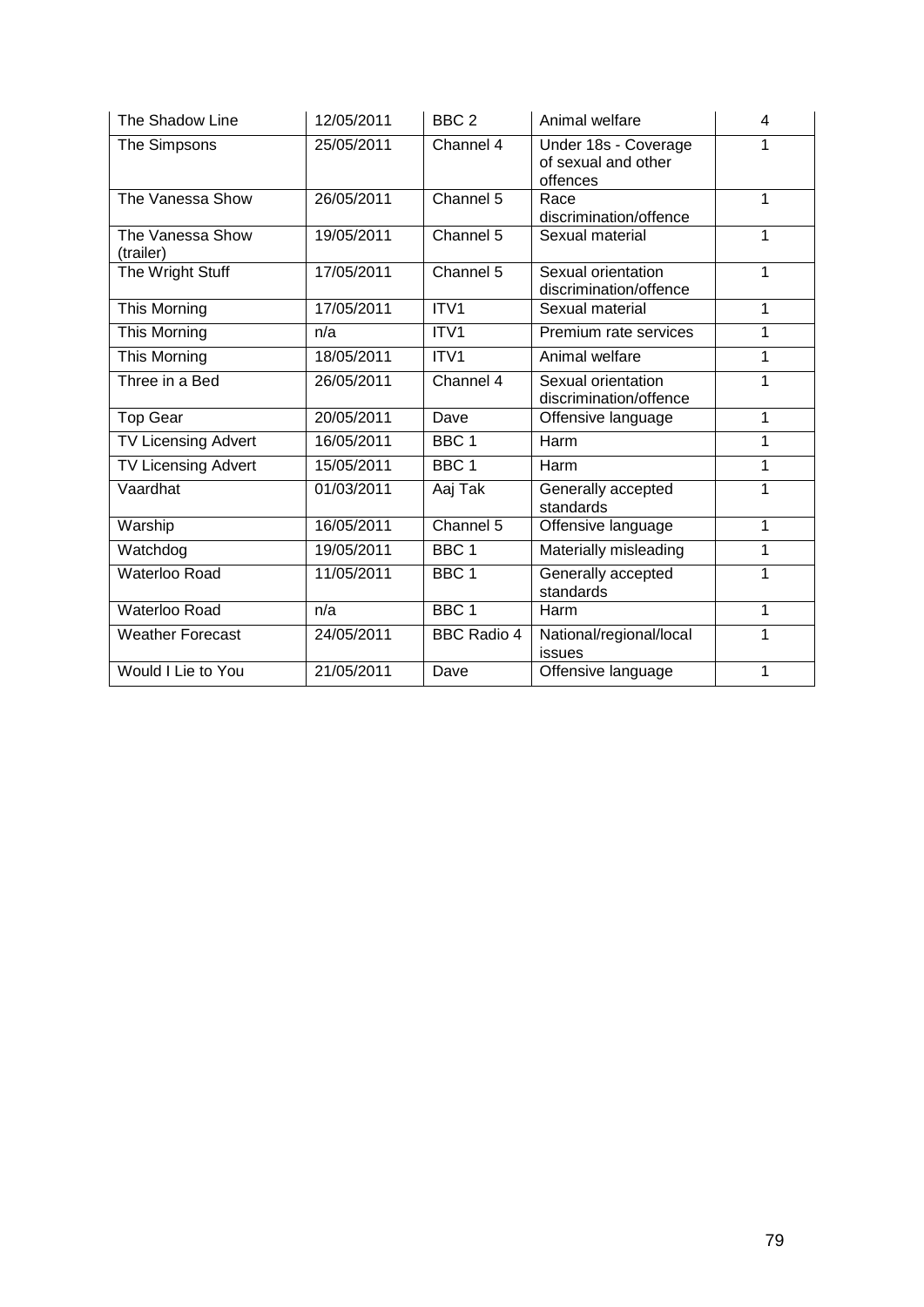| | | | | |
|---|---|---|---|---|
| The Shadow Line | 12/05/2011 | BBC 2 | Animal welfare | 4 |
| The Simpsons | 25/05/2011 | Channel 4 | Under 18s - Coverage of sexual and other offences | 1 |
| The Vanessa Show | 26/05/2011 | Channel 5 | Race discrimination/offence | 1 |
| The Vanessa Show (trailer) | 19/05/2011 | Channel 5 | Sexual material | 1 |
| The Wright Stuff | 17/05/2011 | Channel 5 | Sexual orientation discrimination/offence | 1 |
| This Morning | 17/05/2011 | ITV1 | Sexual material | 1 |
| This Morning | n/a | ITV1 | Premium rate services | 1 |
| This Morning | 18/05/2011 | ITV1 | Animal welfare | 1 |
| Three in a Bed | 26/05/2011 | Channel 4 | Sexual orientation discrimination/offence | 1 |
| Top Gear | 20/05/2011 | Dave | Offensive language | 1 |
| TV Licensing Advert | 16/05/2011 | BBC 1 | Harm | 1 |
| TV Licensing Advert | 15/05/2011 | BBC 1 | Harm | 1 |
| Vaardhat | 01/03/2011 | Aaj Tak | Generally accepted standards | 1 |
| Warship | 16/05/2011 | Channel 5 | Offensive language | 1 |
| Watchdog | 19/05/2011 | BBC 1 | Materially misleading | 1 |
| Waterloo Road | 11/05/2011 | BBC 1 | Generally accepted standards | 1 |
| Waterloo Road | n/a | BBC 1 | Harm | 1 |
| Weather Forecast | 24/05/2011 | BBC Radio 4 | National/regional/local issues | 1 |
| Would I Lie to You | 21/05/2011 | Dave | Offensive language | 1 |